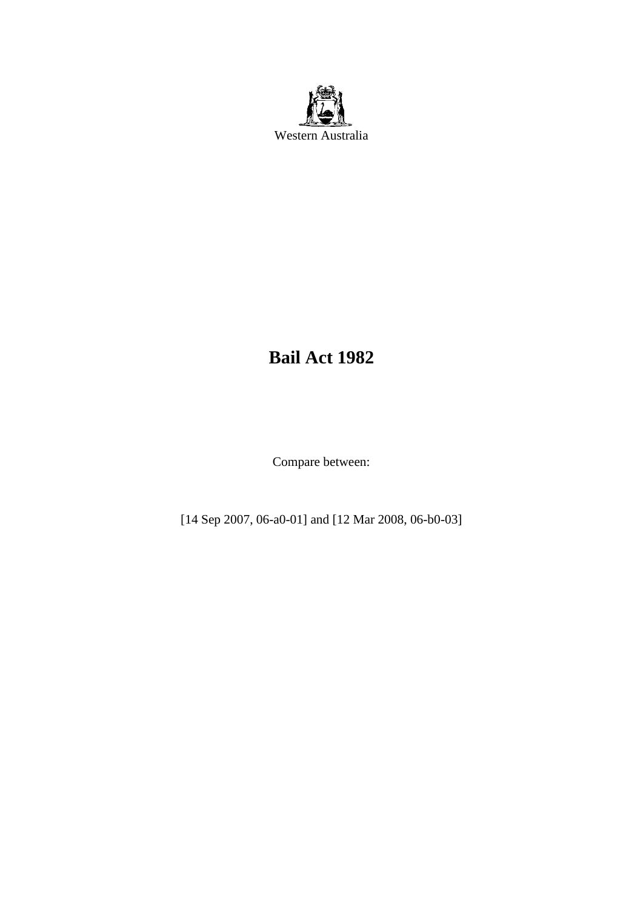Western Australia

# Bail Act 1982

Compare between:

[14 Sep 2007, 06-a0-01] and [12 Mar 2008, 06-b0-03]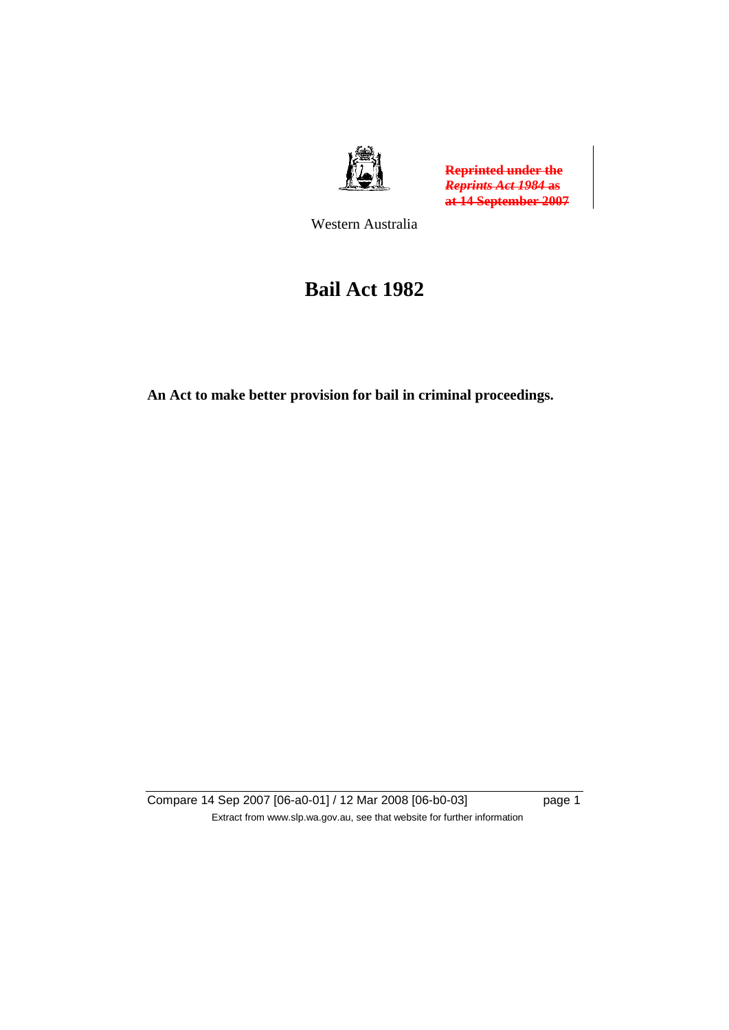~~**Reprinted under the *Reprints Act 1984* as at 14 September 2007**~~

Western Australia

# Bail Act 1982

**An Act to make better provision for bail in criminal proceedings.**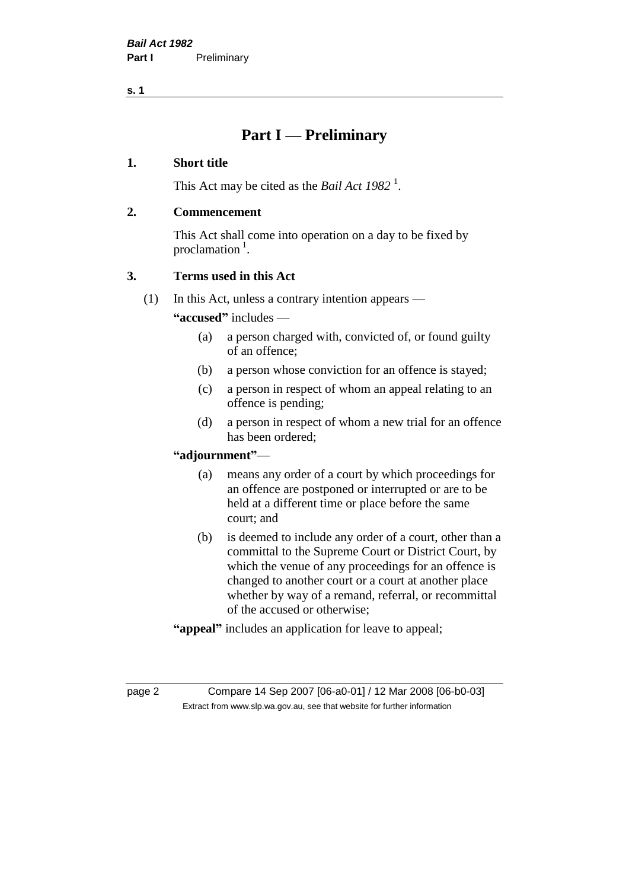# Part I — Preliminary

## 1. Short title

This Act may be cited as the *Bail Act 1982* [1].

## 2. Commencement

This Act shall come into operation on a day to be fixed by proclamation [1].

## 3. Terms used in this Act

(1) In this Act, unless a contrary intention appears —

**"accused"** includes —

- (a) a person charged with, convicted of, or found guilty of an offence;
- (b) a person whose conviction for an offence is stayed;
- (c) a person in respect of whom an appeal relating to an offence is pending;
- (d) a person in respect of whom a new trial for an offence has been ordered;

**"adjournment"**—

- (a) means any order of a court by which proceedings for an offence are postponed or interrupted or are to be held at a different time or place before the same court; and
- (b) is deemed to include any order of a court, other than a committal to the Supreme Court or District Court, by which the venue of any proceedings for an offence is changed to another court or a court at another place whether by way of a remand, referral, or recommittal of the accused or otherwise;

**"appeal"** includes an application for leave to appeal;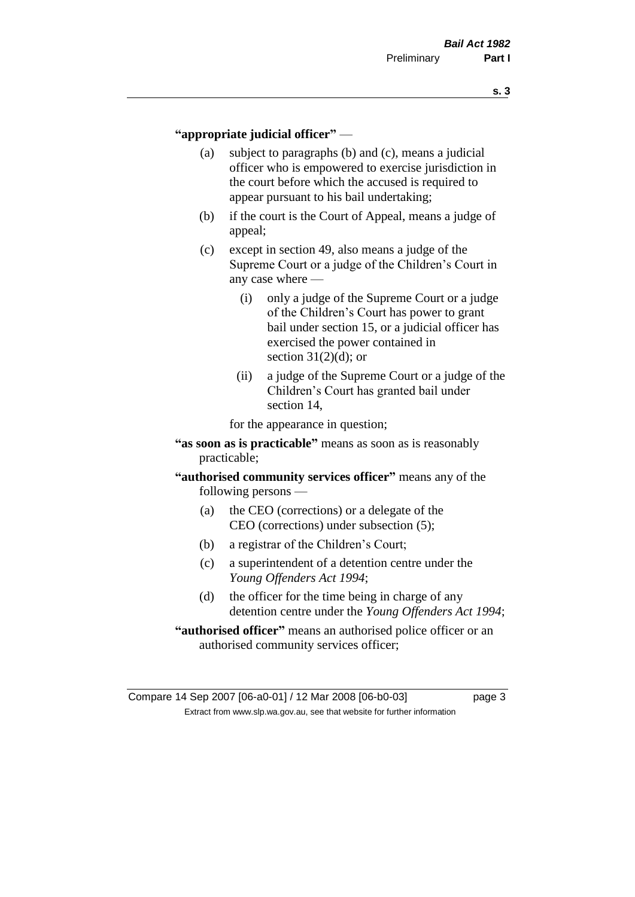**"appropriate judicial officer"** —

(a) subject to paragraphs (b) and (c), means a judicial officer who is empowered to exercise jurisdiction in the court before which the accused is required to appear pursuant to his bail undertaking;

(b) if the court is the Court of Appeal, means a judge of appeal;

(c) except in section 49, also means a judge of the Supreme Court or a judge of the Children's Court in any case where —

(i) only a judge of the Supreme Court or a judge of the Children's Court has power to grant bail under section 15, or a judicial officer has exercised the power contained in section 31(2)(d); or

(ii) a judge of the Supreme Court or a judge of the Children's Court has granted bail under section 14,

for the appearance in question;

**"as soon as is practicable"** means as soon as is reasonably practicable;

**"authorised community services officer"** means any of the following persons —

(a) the CEO (corrections) or a delegate of the CEO (corrections) under subsection (5);

(b) a registrar of the Children's Court;

(c) a superintendent of a detention centre under the *Young Offenders Act 1994*;

(d) the officer for the time being in charge of any detention centre under the *Young Offenders Act 1994*;

**"authorised officer"** means an authorised police officer or an authorised community services officer;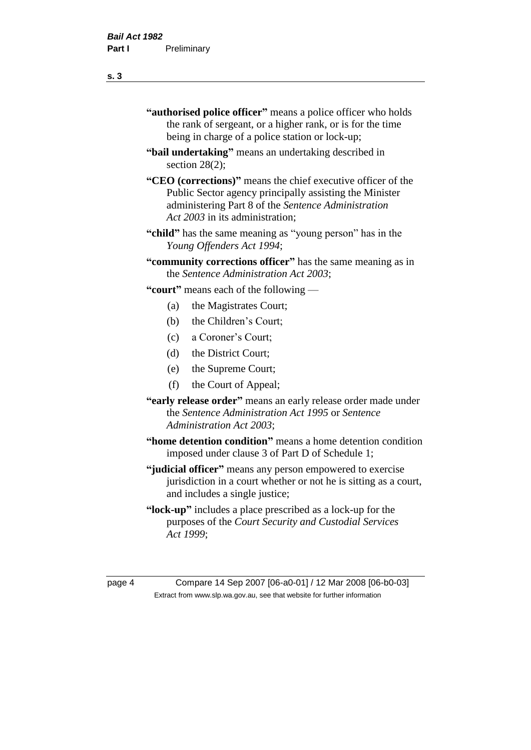**"authorised police officer"** means a police officer who holds the rank of sergeant, or a higher rank, or is for the time being in charge of a police station or lock-up;

**"bail undertaking"** means an undertaking described in section 28(2);

**"CEO (corrections)"** means the chief executive officer of the Public Sector agency principally assisting the Minister administering Part 8 of the *Sentence Administration Act 2003* in its administration;

**"child"** has the same meaning as "young person" has in the *Young Offenders Act 1994*;

**"community corrections officer"** has the same meaning as in the *Sentence Administration Act 2003*;

**"court"** means each of the following —

(a) the Magistrates Court;

(b) the Children's Court;

(c) a Coroner's Court;

(d) the District Court;

(e) the Supreme Court;

(f) the Court of Appeal;

**"early release order"** means an early release order made under the *Sentence Administration Act 1995* or *Sentence Administration Act 2003*;

**"home detention condition"** means a home detention condition imposed under clause 3 of Part D of Schedule 1;

**"judicial officer"** means any person empowered to exercise jurisdiction in a court whether or not he is sitting as a court, and includes a single justice;

**"lock-up"** includes a place prescribed as a lock-up for the purposes of the *Court Security and Custodial Services Act 1999*;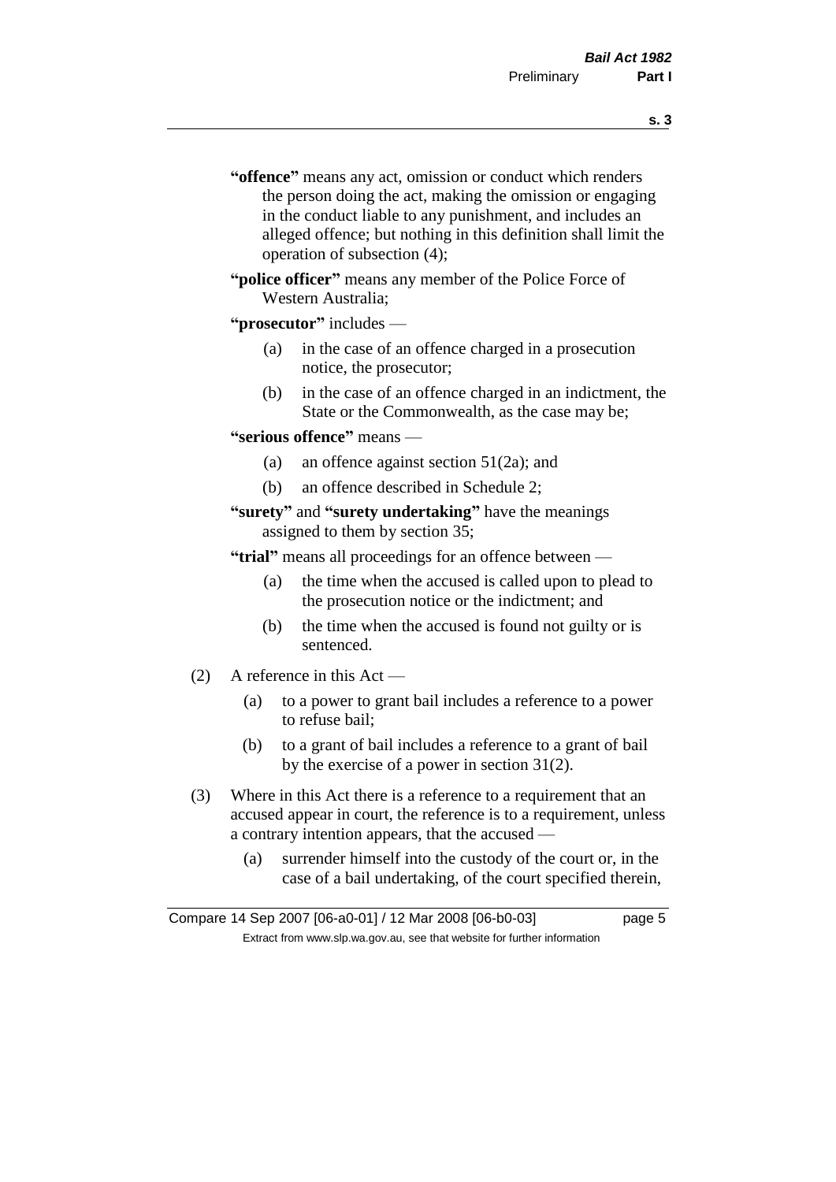"**offence**" means any act, omission or conduct which renders the person doing the act, making the omission or engaging in the conduct liable to any punishment, and includes an alleged offence; but nothing in this definition shall limit the operation of subsection (4);

"**police officer**" means any member of the Police Force of Western Australia;

"**prosecutor**" includes —

- (a) in the case of an offence charged in a prosecution notice, the prosecutor;
- (b) in the case of an offence charged in an indictment, the State or the Commonwealth, as the case may be;

"**serious offence**" means —

- (a) an offence against section 51(2a); and
- (b) an offence described in Schedule 2;

"**surety**" and "**surety undertaking**" have the meanings assigned to them by section 35;

"**trial**" means all proceedings for an offence between —

- (a) the time when the accused is called upon to plead to the prosecution notice or the indictment; and
- (b) the time when the accused is found not guilty or is sentenced.

(2) A reference in this Act —

- (a) to a power to grant bail includes a reference to a power to refuse bail;
- (b) to a grant of bail includes a reference to a grant of bail by the exercise of a power in section 31(2).

(3) Where in this Act there is a reference to a requirement that an accused appear in court, the reference is to a requirement, unless a contrary intention appears, that the accused —

- (a) surrender himself into the custody of the court or, in the case of a bail undertaking, of the court specified therein,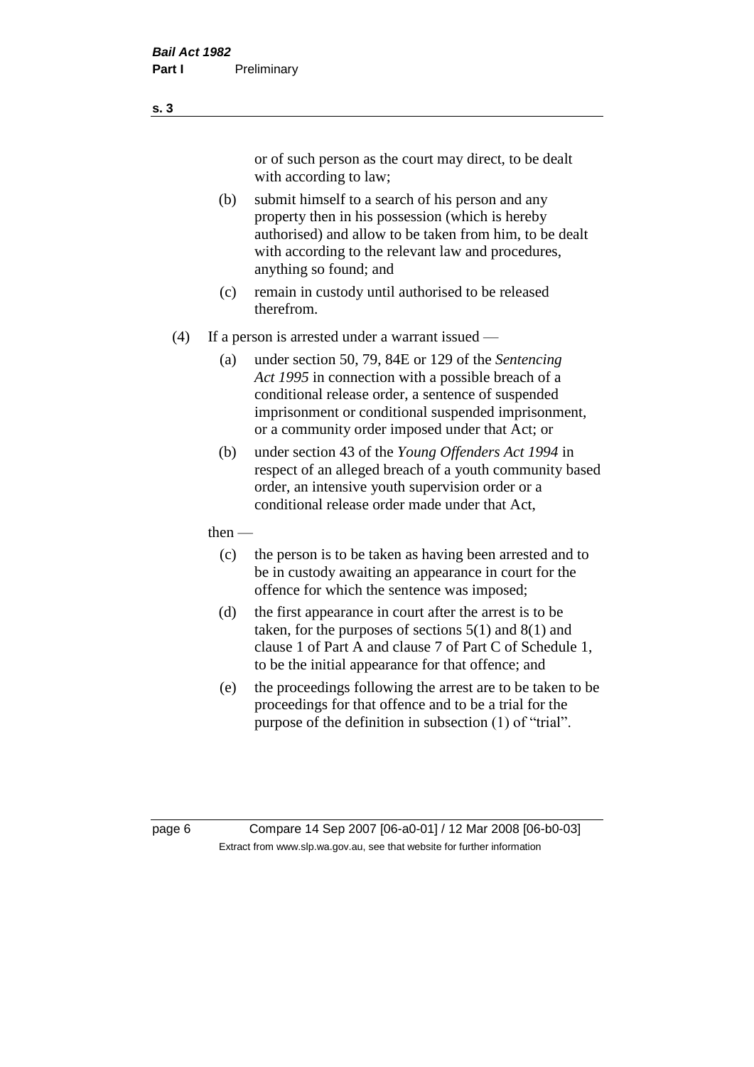or of such person as the court may direct, to be dealt with according to law;

(b) submit himself to a search of his person and any property then in his possession (which is hereby authorised) and allow to be taken from him, to be dealt with according to the relevant law and procedures, anything so found; and

(c) remain in custody until authorised to be released therefrom.

(4) If a person is arrested under a warrant issued —

(a) under section 50, 79, 84E or 129 of the *Sentencing Act 1995* in connection with a possible breach of a conditional release order, a sentence of suspended imprisonment or conditional suspended imprisonment, or a community order imposed under that Act; or

(b) under section 43 of the *Young Offenders Act 1994* in respect of an alleged breach of a youth community based order, an intensive youth supervision order or a conditional release order made under that Act,

then —

(c) the person is to be taken as having been arrested and to be in custody awaiting an appearance in court for the offence for which the sentence was imposed;

(d) the first appearance in court after the arrest is to be taken, for the purposes of sections 5(1) and 8(1) and clause 1 of Part A and clause 7 of Part C of Schedule 1, to be the initial appearance for that offence; and

(e) the proceedings following the arrest are to be taken to be proceedings for that offence and to be a trial for the purpose of the definition in subsection (1) of "trial".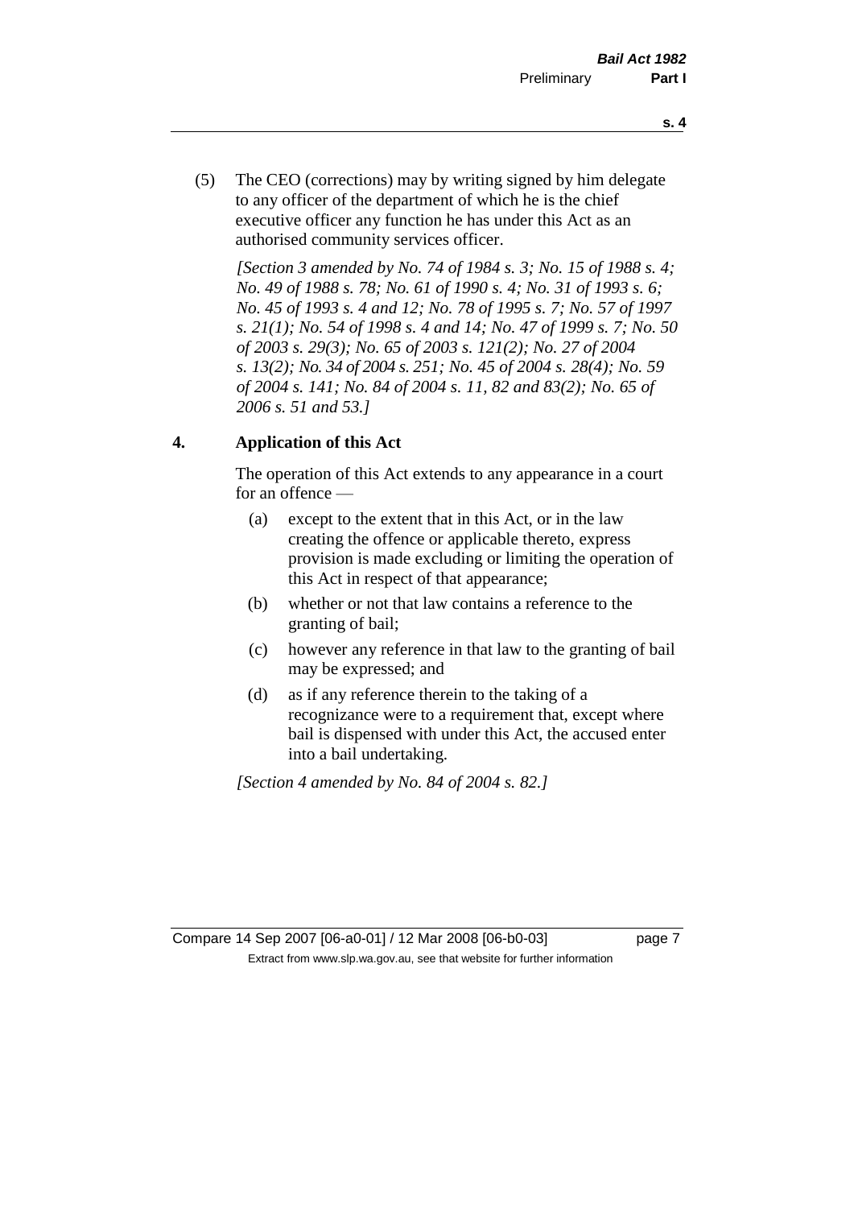(5) The CEO (corrections) may by writing signed by him delegate to any officer of the department of which he is the chief executive officer any function he has under this Act as an authorised community services officer.

*[Section 3 amended by No. 74 of 1984 s. 3; No. 15 of 1988 s. 4; No. 49 of 1988 s. 78; No. 61 of 1990 s. 4; No. 31 of 1993 s. 6; No. 45 of 1993 s. 4 and 12; No. 78 of 1995 s. 7; No. 57 of 1997 s. 21(1); No. 54 of 1998 s. 4 and 14; No. 47 of 1999 s. 7; No. 50 of 2003 s. 29(3); No. 65 of 2003 s. 121(2); No. 27 of 2004 s. 13(2); No. 34 of 2004 s. 251; No. 45 of 2004 s. 28(4); No. 59 of 2004 s. 141; No. 84 of 2004 s. 11, 82 and 83(2); No. 65 of 2006 s. 51 and 53.]*

## 4. Application of this Act

The operation of this Act extends to any appearance in a court for an offence —

(a) except to the extent that in this Act, or in the law creating the offence or applicable thereto, express provision is made excluding or limiting the operation of this Act in respect of that appearance;

(b) whether or not that law contains a reference to the granting of bail;

(c) however any reference in that law to the granting of bail may be expressed; and

(d) as if any reference therein to the taking of a recognizance were to a requirement that, except where bail is dispensed with under this Act, the accused enter into a bail undertaking.

*[Section 4 amended by No. 84 of 2004 s. 82.]*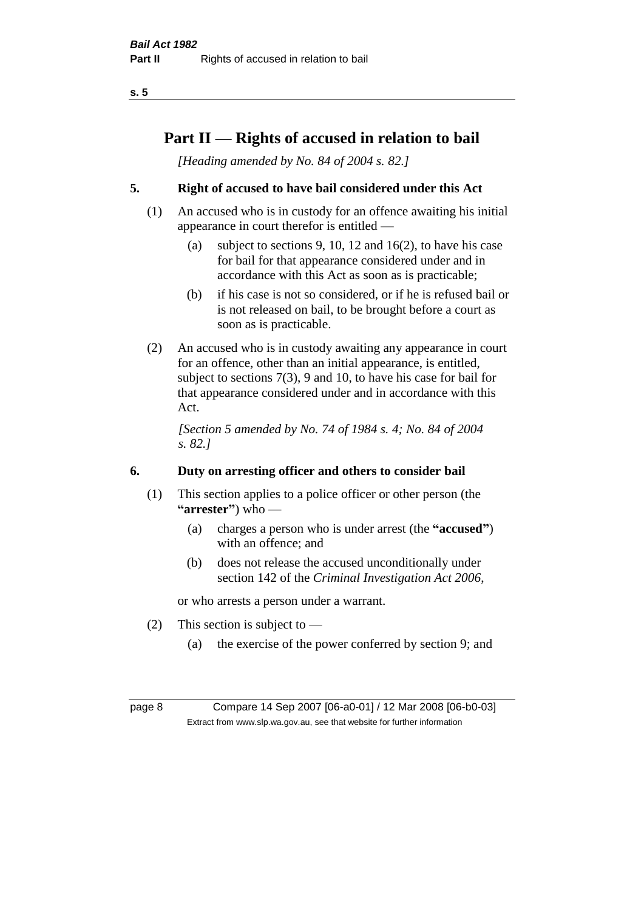# Part II — Rights of accused in relation to bail

*[Heading amended by No. 84 of 2004 s. 82.]*

## 5. Right of accused to have bail considered under this Act

(1) An accused who is in custody for an offence awaiting his initial appearance in court therefor is entitled —

(a) subject to sections 9, 10, 12 and 16(2), to have his case for bail for that appearance considered under and in accordance with this Act as soon as is practicable;

(b) if his case is not so considered, or if he is refused bail or is not released on bail, to be brought before a court as soon as is practicable.

(2) An accused who is in custody awaiting any appearance in court for an offence, other than an initial appearance, is entitled, subject to sections 7(3), 9 and 10, to have his case for bail for that appearance considered under and in accordance with this Act.

*[Section 5 amended by No. 74 of 1984 s. 4; No. 84 of 2004 s. 82.]*

## 6. Duty on arresting officer and others to consider bail

(1) This section applies to a police officer or other person (the **"arrester"**) who —

(a) charges a person who is under arrest (the **"accused"**) with an offence; and

(b) does not release the accused unconditionally under section 142 of the *Criminal Investigation Act 2006*,

or who arrests a person under a warrant.

(2) This section is subject to —

(a) the exercise of the power conferred by section 9; and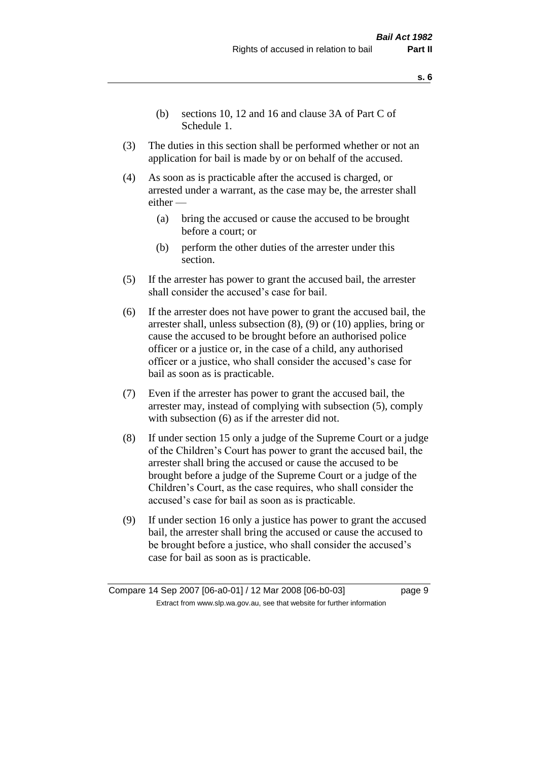(b) sections 10, 12 and 16 and clause 3A of Part C of Schedule 1.

(3) The duties in this section shall be performed whether or not an application for bail is made by or on behalf of the accused.

(4) As soon as is practicable after the accused is charged, or arrested under a warrant, as the case may be, the arrester shall either —

(a) bring the accused or cause the accused to be brought before a court; or

(b) perform the other duties of the arrester under this section.

(5) If the arrester has power to grant the accused bail, the arrester shall consider the accused's case for bail.

(6) If the arrester does not have power to grant the accused bail, the arrester shall, unless subsection (8), (9) or (10) applies, bring or cause the accused to be brought before an authorised police officer or a justice or, in the case of a child, any authorised officer or a justice, who shall consider the accused's case for bail as soon as is practicable.

(7) Even if the arrester has power to grant the accused bail, the arrester may, instead of complying with subsection (5), comply with subsection (6) as if the arrester did not.

(8) If under section 15 only a judge of the Supreme Court or a judge of the Children's Court has power to grant the accused bail, the arrester shall bring the accused or cause the accused to be brought before a judge of the Supreme Court or a judge of the Children's Court, as the case requires, who shall consider the accused's case for bail as soon as is practicable.

(9) If under section 16 only a justice has power to grant the accused bail, the arrester shall bring the accused or cause the accused to be brought before a justice, who shall consider the accused's case for bail as soon as is practicable.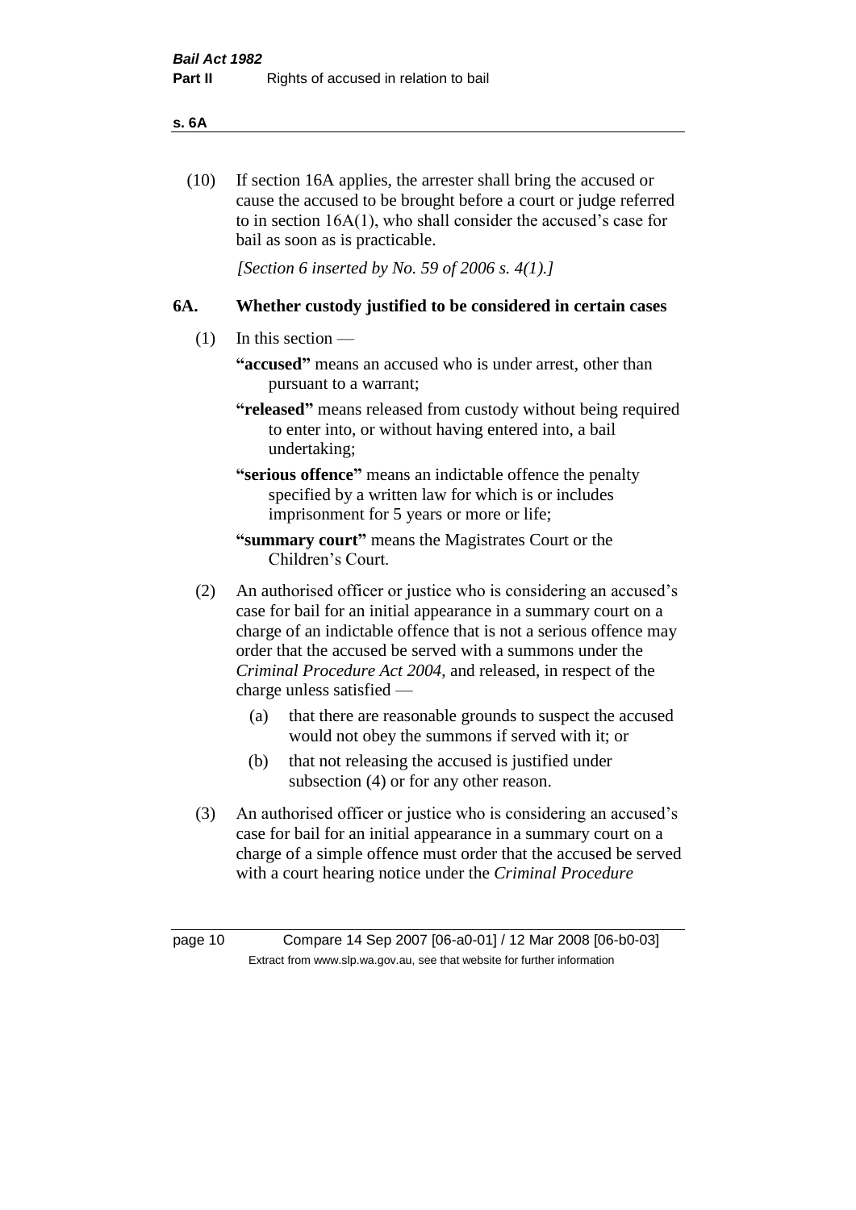(10) If section 16A applies, the arrester shall bring the accused or cause the accused to be brought before a court or judge referred to in section 16A(1), who shall consider the accused's case for bail as soon as is practicable.

*[Section 6 inserted by No. 59 of 2006 s. 4(1).]*

## 6A. Whether custody justified to be considered in certain cases

(1) In this section —

**"accused"** means an accused who is under arrest, other than pursuant to a warrant;

**"released"** means released from custody without being required to enter into, or without having entered into, a bail undertaking;

**"serious offence"** means an indictable offence the penalty specified by a written law for which is or includes imprisonment for 5 years or more or life;

**"summary court"** means the Magistrates Court or the Children's Court.

(2) An authorised officer or justice who is considering an accused's case for bail for an initial appearance in a summary court on a charge of an indictable offence that is not a serious offence may order that the accused be served with a summons under the *Criminal Procedure Act 2004*, and released, in respect of the charge unless satisfied —

(a) that there are reasonable grounds to suspect the accused would not obey the summons if served with it; or

(b) that not releasing the accused is justified under subsection (4) or for any other reason.

(3) An authorised officer or justice who is considering an accused's case for bail for an initial appearance in a summary court on a charge of a simple offence must order that the accused be served with a court hearing notice under the *Criminal Procedure*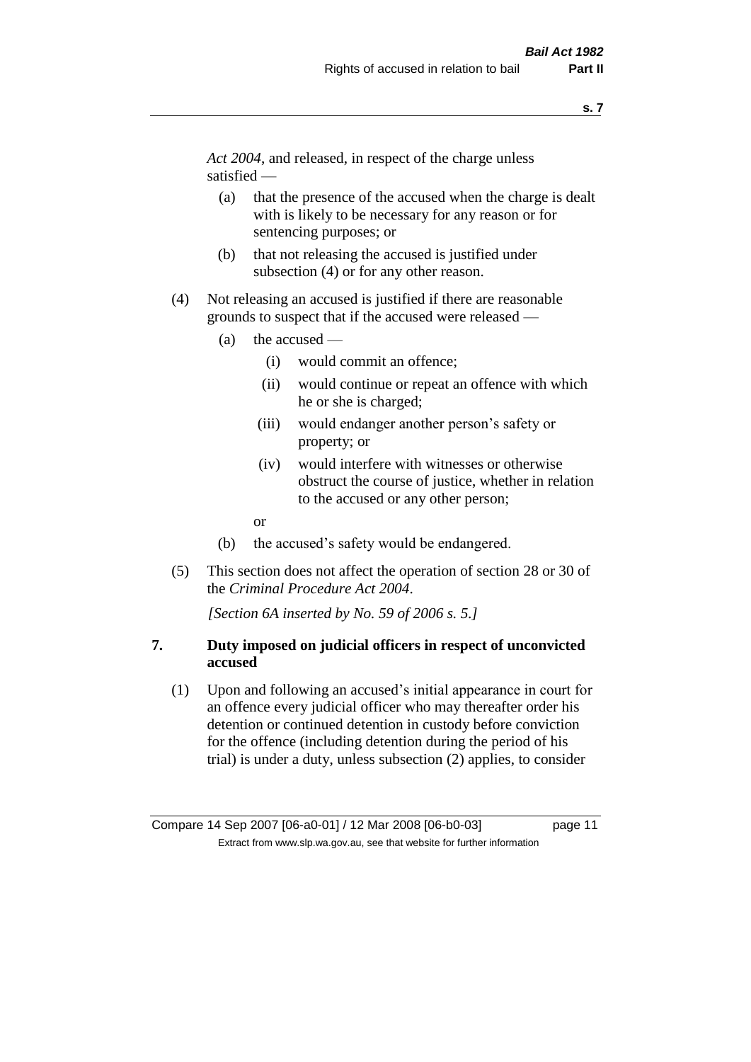*Act 2004*, and released, in respect of the charge unless satisfied —

(a) that the presence of the accused when the charge is dealt with is likely to be necessary for any reason or for sentencing purposes; or

(b) that not releasing the accused is justified under subsection (4) or for any other reason.

(4) Not releasing an accused is justified if there are reasonable grounds to suspect that if the accused were released —

(a) the accused —

(i) would commit an offence;

(ii) would continue or repeat an offence with which he or she is charged;

(iii) would endanger another person's safety or property; or

(iv) would interfere with witnesses or otherwise obstruct the course of justice, whether in relation to the accused or any other person;

or

(b) the accused's safety would be endangered.

(5) This section does not affect the operation of section 28 or 30 of the *Criminal Procedure Act 2004*.

*[Section 6A inserted by No. 59 of 2006 s. 5.]*

## 7. Duty imposed on judicial officers in respect of unconvicted accused

(1) Upon and following an accused's initial appearance in court for an offence every judicial officer who may thereafter order his detention or continued detention in custody before conviction for the offence (including detention during the period of his trial) is under a duty, unless subsection (2) applies, to consider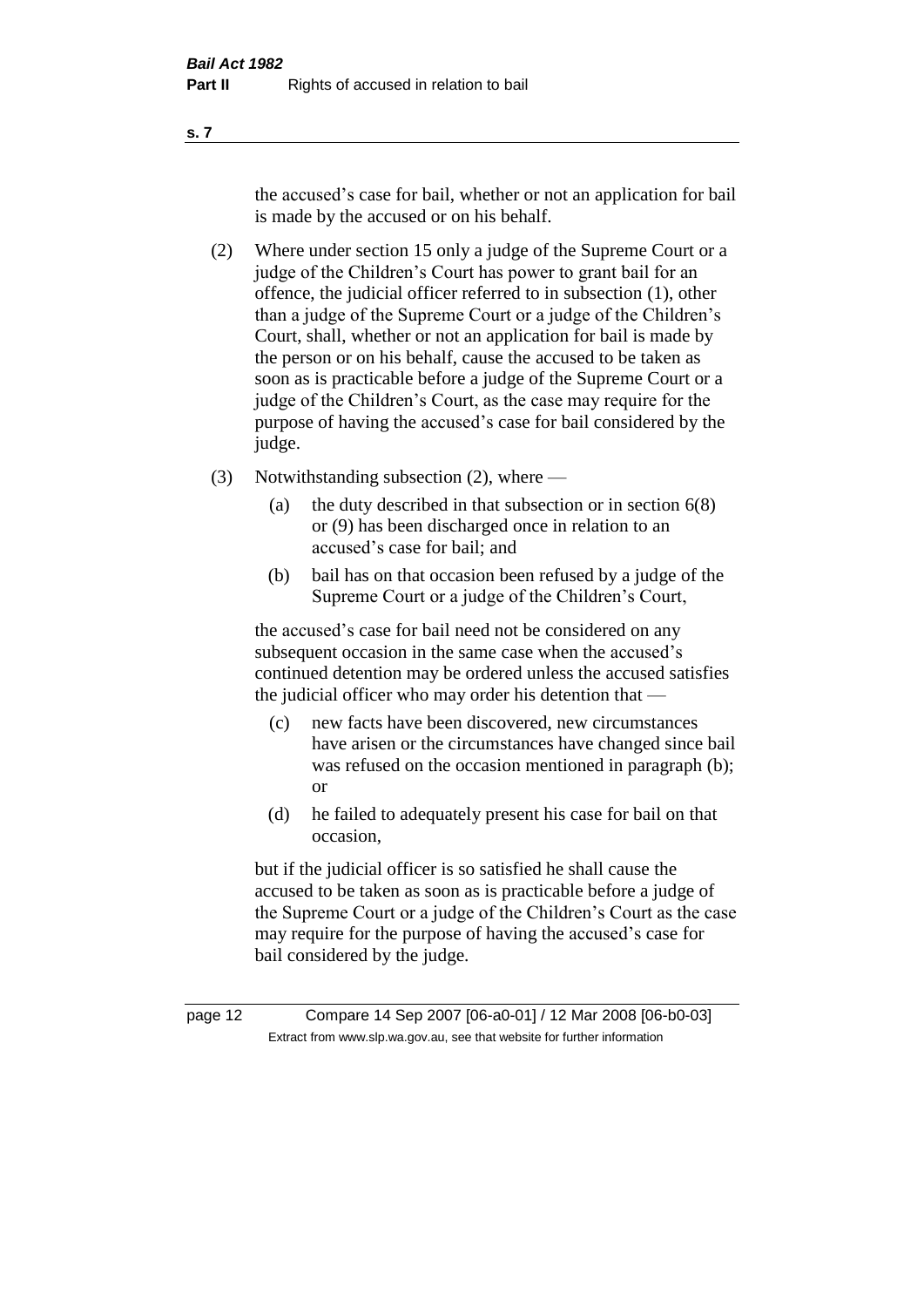the accused's case for bail, whether or not an application for bail is made by the accused or on his behalf.

(2) Where under section 15 only a judge of the Supreme Court or a judge of the Children's Court has power to grant bail for an offence, the judicial officer referred to in subsection (1), other than a judge of the Supreme Court or a judge of the Children's Court, shall, whether or not an application for bail is made by the person or on his behalf, cause the accused to be taken as soon as is practicable before a judge of the Supreme Court or a judge of the Children's Court, as the case may require for the purpose of having the accused's case for bail considered by the judge.

(3) Notwithstanding subsection (2), where —

(a) the duty described in that subsection or in section 6(8) or (9) has been discharged once in relation to an accused's case for bail; and

(b) bail has on that occasion been refused by a judge of the Supreme Court or a judge of the Children's Court,

the accused's case for bail need not be considered on any subsequent occasion in the same case when the accused's continued detention may be ordered unless the accused satisfies the judicial officer who may order his detention that —

(c) new facts have been discovered, new circumstances have arisen or the circumstances have changed since bail was refused on the occasion mentioned in paragraph (b); or

(d) he failed to adequately present his case for bail on that occasion,

but if the judicial officer is so satisfied he shall cause the accused to be taken as soon as is practicable before a judge of the Supreme Court or a judge of the Children's Court as the case may require for the purpose of having the accused's case for bail considered by the judge.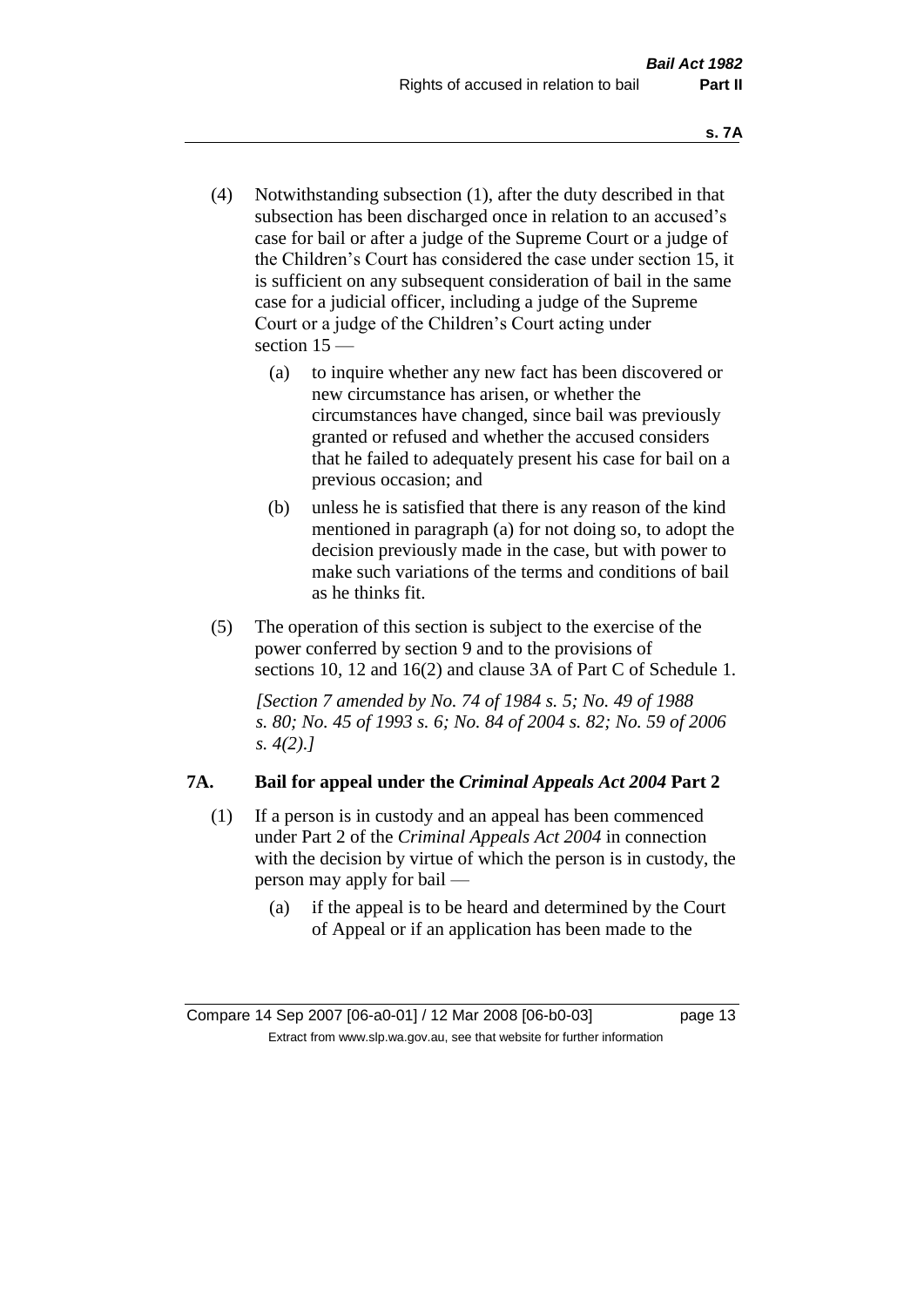(4) Notwithstanding subsection (1), after the duty described in that subsection has been discharged once in relation to an accused's case for bail or after a judge of the Supreme Court or a judge of the Children's Court has considered the case under section 15, it is sufficient on any subsequent consideration of bail in the same case for a judicial officer, including a judge of the Supreme Court or a judge of the Children's Court acting under section 15 —

   (a) to inquire whether any new fact has been discovered or new circumstance has arisen, or whether the circumstances have changed, since bail was previously granted or refused and whether the accused considers that he failed to adequately present his case for bail on a previous occasion; and

   (b) unless he is satisfied that there is any reason of the kind mentioned in paragraph (a) for not doing so, to adopt the decision previously made in the case, but with power to make such variations of the terms and conditions of bail as he thinks fit.

(5) The operation of this section is subject to the exercise of the power conferred by section 9 and to the provisions of sections 10, 12 and 16(2) and clause 3A of Part C of Schedule 1.

*[Section 7 amended by No. 74 of 1984 s. 5; No. 49 of 1988 s. 80; No. 45 of 1993 s. 6; No. 84 of 2004 s. 82; No. 59 of 2006 s. 4(2).]*

### 7A. Bail for appeal under the *Criminal Appeals Act 2004* Part 2

(1) If a person is in custody and an appeal has been commenced under Part 2 of the *Criminal Appeals Act 2004* in connection with the decision by virtue of which the person is in custody, the person may apply for bail —

   (a) if the appeal is to be heard and determined by the Court of Appeal or if an application has been made to the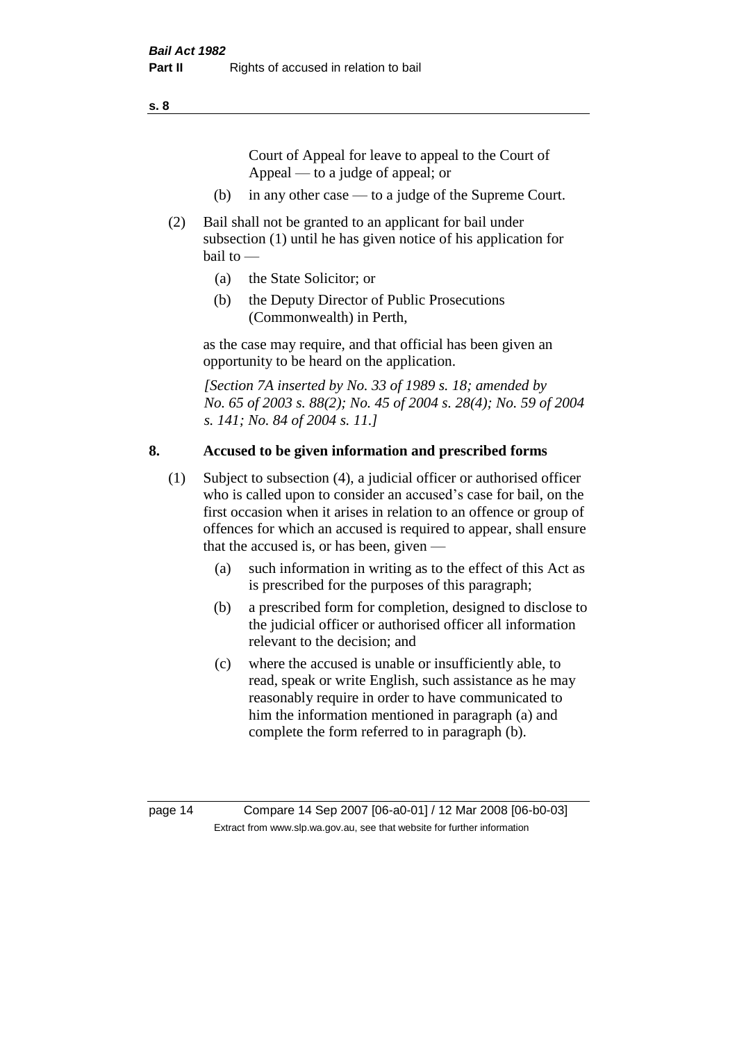Court of Appeal for leave to appeal to the Court of Appeal — to a judge of appeal; or

(b) in any other case — to a judge of the Supreme Court.

(2) Bail shall not be granted to an applicant for bail under subsection (1) until he has given notice of his application for bail to —

(a) the State Solicitor; or

(b) the Deputy Director of Public Prosecutions (Commonwealth) in Perth,

as the case may require, and that official has been given an opportunity to be heard on the application.

*[Section 7A inserted by No. 33 of 1989 s. 18; amended by No. 65 of 2003 s. 88(2); No. 45 of 2004 s. 28(4); No. 59 of 2004 s. 141; No. 84 of 2004 s. 11.]*

## 8. Accused to be given information and prescribed forms

(1) Subject to subsection (4), a judicial officer or authorised officer who is called upon to consider an accused's case for bail, on the first occasion when it arises in relation to an offence or group of offences for which an accused is required to appear, shall ensure that the accused is, or has been, given —

(a) such information in writing as to the effect of this Act as is prescribed for the purposes of this paragraph;

(b) a prescribed form for completion, designed to disclose to the judicial officer or authorised officer all information relevant to the decision; and

(c) where the accused is unable or insufficiently able, to read, speak or write English, such assistance as he may reasonably require in order to have communicated to him the information mentioned in paragraph (a) and complete the form referred to in paragraph (b).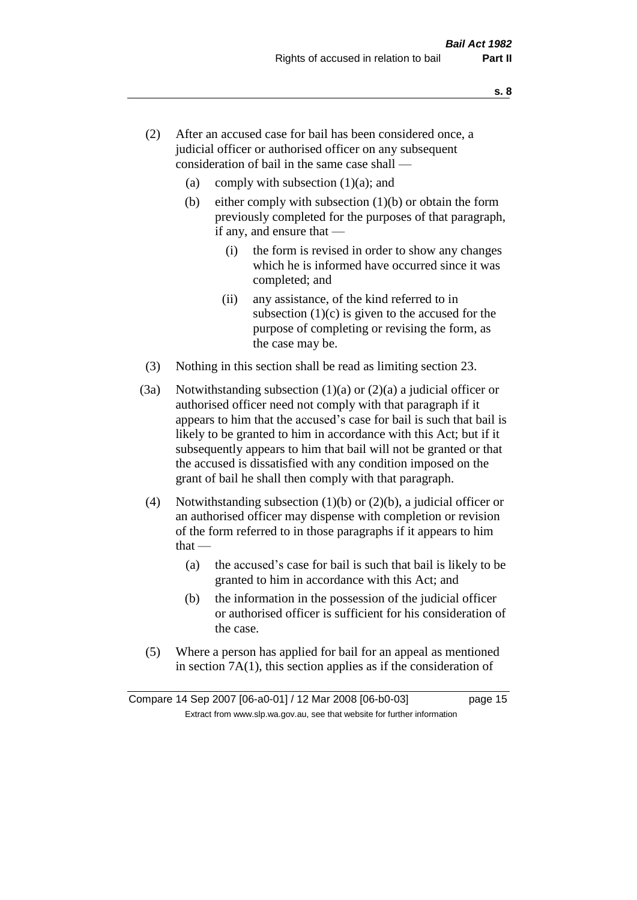(2) After an accused case for bail has been considered once, a judicial officer or authorised officer on any subsequent consideration of bail in the same case shall —

(a) comply with subsection (1)(a); and

(b) either comply with subsection (1)(b) or obtain the form previously completed for the purposes of that paragraph, if any, and ensure that —

(i) the form is revised in order to show any changes which he is informed have occurred since it was completed; and

(ii) any assistance, of the kind referred to in subsection (1)(c) is given to the accused for the purpose of completing or revising the form, as the case may be.

(3) Nothing in this section shall be read as limiting section 23.

(3a) Notwithstanding subsection (1)(a) or (2)(a) a judicial officer or authorised officer need not comply with that paragraph if it appears to him that the accused's case for bail is such that bail is likely to be granted to him in accordance with this Act; but if it subsequently appears to him that bail will not be granted or that the accused is dissatisfied with any condition imposed on the grant of bail he shall then comply with that paragraph.

(4) Notwithstanding subsection (1)(b) or (2)(b), a judicial officer or an authorised officer may dispense with completion or revision of the form referred to in those paragraphs if it appears to him that —

(a) the accused's case for bail is such that bail is likely to be granted to him in accordance with this Act; and

(b) the information in the possession of the judicial officer or authorised officer is sufficient for his consideration of the case.

(5) Where a person has applied for bail for an appeal as mentioned in section 7A(1), this section applies as if the consideration of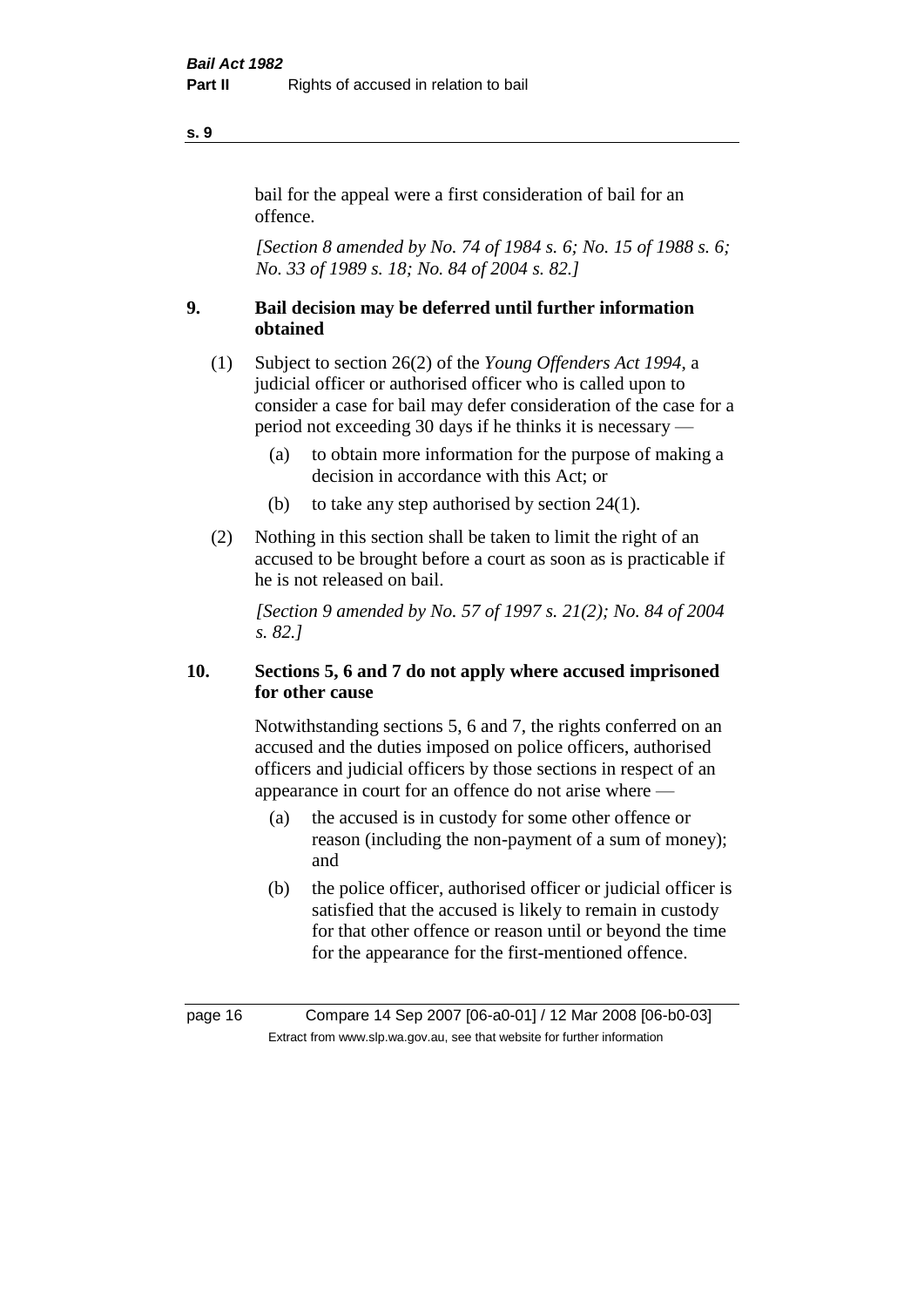bail for the appeal were a first consideration of bail for an offence.

*[Section 8 amended by No. 74 of 1984 s. 6; No. 15 of 1988 s. 6; No. 33 of 1989 s. 18; No. 84 of 2004 s. 82.]*

## 9. Bail decision may be deferred until further information obtained

(1) Subject to section 26(2) of the *Young Offenders Act 1994*, a judicial officer or authorised officer who is called upon to consider a case for bail may defer consideration of the case for a period not exceeding 30 days if he thinks it is necessary —

  (a) to obtain more information for the purpose of making a decision in accordance with this Act; or

  (b) to take any step authorised by section 24(1).

(2) Nothing in this section shall be taken to limit the right of an accused to be brought before a court as soon as is practicable if he is not released on bail.

*[Section 9 amended by No. 57 of 1997 s. 21(2); No. 84 of 2004 s. 82.]*

## 10. Sections 5, 6 and 7 do not apply where accused imprisoned for other cause

Notwithstanding sections 5, 6 and 7, the rights conferred on an accused and the duties imposed on police officers, authorised officers and judicial officers by those sections in respect of an appearance in court for an offence do not arise where —

  (a) the accused is in custody for some other offence or reason (including the non-payment of a sum of money); and

  (b) the police officer, authorised officer or judicial officer is satisfied that the accused is likely to remain in custody for that other offence or reason until or beyond the time for the appearance for the first-mentioned offence.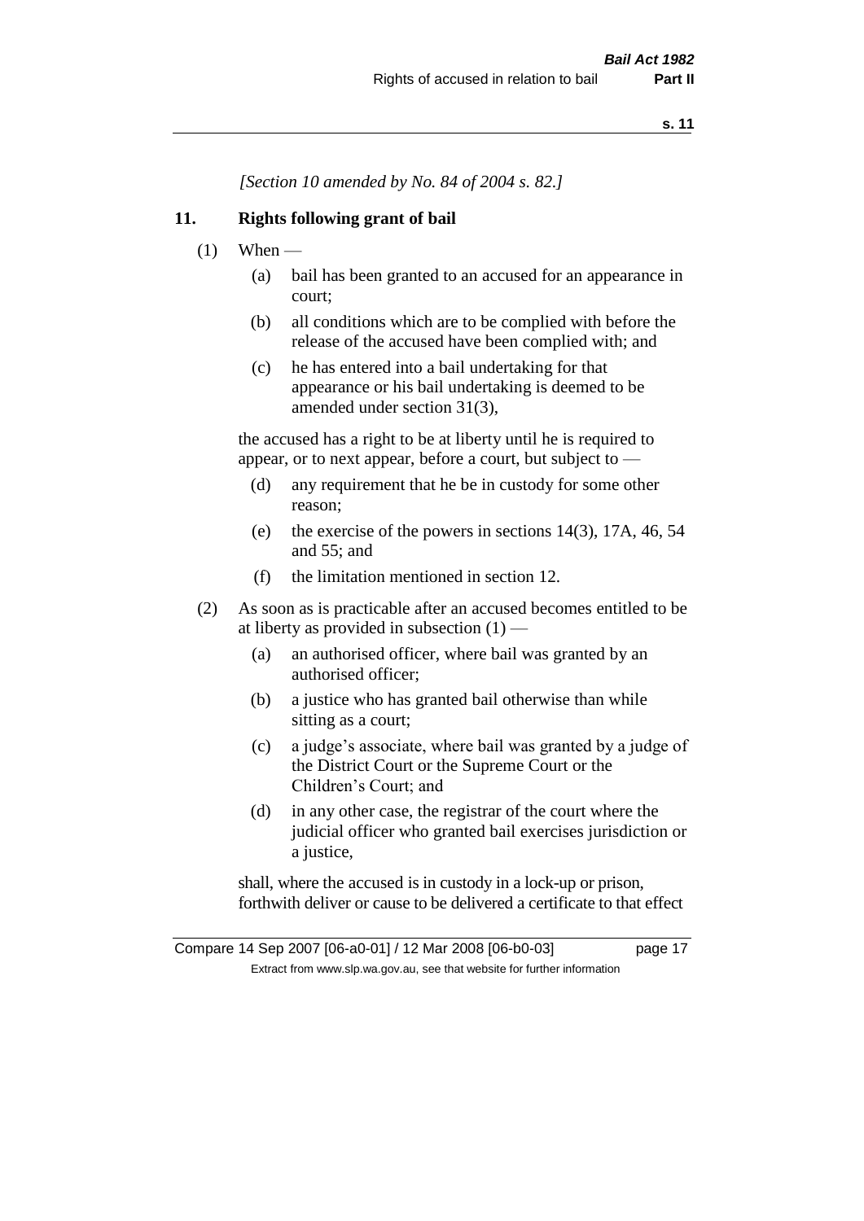*[Section 10 amended by No. 84 of 2004 s. 82.]*

## 11. Rights following grant of bail

(1) When —

(a) bail has been granted to an accused for an appearance in court;

(b) all conditions which are to be complied with before the release of the accused have been complied with; and

(c) he has entered into a bail undertaking for that appearance or his bail undertaking is deemed to be amended under section 31(3),

the accused has a right to be at liberty until he is required to appear, or to next appear, before a court, but subject to —

(d) any requirement that he be in custody for some other reason;

(e) the exercise of the powers in sections 14(3), 17A, 46, 54 and 55; and

(f) the limitation mentioned in section 12.

(2) As soon as is practicable after an accused becomes entitled to be at liberty as provided in subsection (1) —

(a) an authorised officer, where bail was granted by an authorised officer;

(b) a justice who has granted bail otherwise than while sitting as a court;

(c) a judge's associate, where bail was granted by a judge of the District Court or the Supreme Court or the Children's Court; and

(d) in any other case, the registrar of the court where the judicial officer who granted bail exercises jurisdiction or a justice,

shall, where the accused is in custody in a lock-up or prison, forthwith deliver or cause to be delivered a certificate to that effect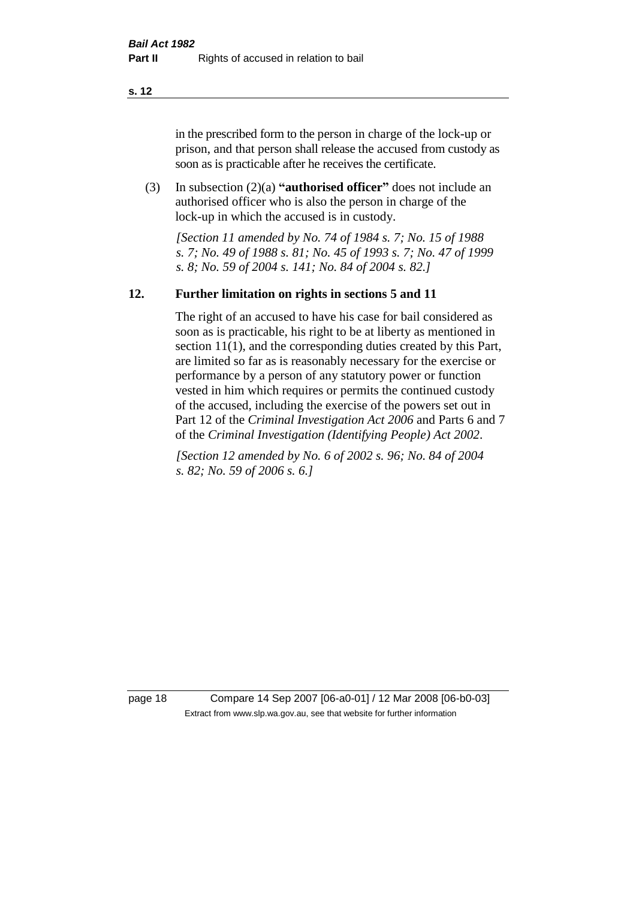in the prescribed form to the person in charge of the lock-up or prison, and that person shall release the accused from custody as soon as is practicable after he receives the certificate.

(3) In subsection (2)(a) **"authorised officer"** does not include an authorised officer who is also the person in charge of the lock-up in which the accused is in custody.

*[Section 11 amended by No. 74 of 1984 s. 7; No. 15 of 1988 s. 7; No. 49 of 1988 s. 81; No. 45 of 1993 s. 7; No. 47 of 1999 s. 8; No. 59 of 2004 s. 141; No. 84 of 2004 s. 82.]*

## 12. Further limitation on rights in sections 5 and 11

The right of an accused to have his case for bail considered as soon as is practicable, his right to be at liberty as mentioned in section 11(1), and the corresponding duties created by this Part, are limited so far as is reasonably necessary for the exercise or performance by a person of any statutory power or function vested in him which requires or permits the continued custody of the accused, including the exercise of the powers set out in Part 12 of the *Criminal Investigation Act 2006* and Parts 6 and 7 of the *Criminal Investigation (Identifying People) Act 2002*.

*[Section 12 amended by No. 6 of 2002 s. 96; No. 84 of 2004 s. 82; No. 59 of 2006 s. 6.]*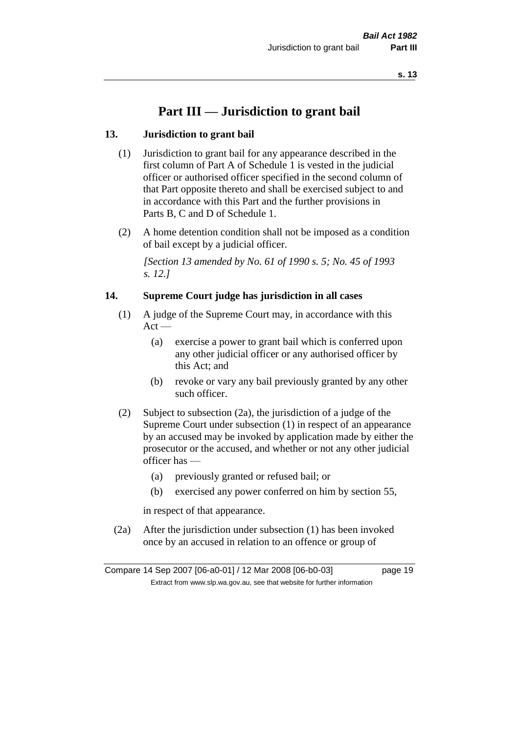# Part III — Jurisdiction to grant bail

## 13. Jurisdiction to grant bail

(1) Jurisdiction to grant bail for any appearance described in the first column of Part A of Schedule 1 is vested in the judicial officer or authorised officer specified in the second column of that Part opposite thereto and shall be exercised subject to and in accordance with this Part and the further provisions in Parts B, C and D of Schedule 1.

(2) A home detention condition shall not be imposed as a condition of bail except by a judicial officer.

*[Section 13 amended by No. 61 of 1990 s. 5; No. 45 of 1993 s. 12.]*

## 14. Supreme Court judge has jurisdiction in all cases

(1) A judge of the Supreme Court may, in accordance with this Act —

  (a) exercise a power to grant bail which is conferred upon any other judicial officer or any authorised officer by this Act; and

  (b) revoke or vary any bail previously granted by any other such officer.

(2) Subject to subsection (2a), the jurisdiction of a judge of the Supreme Court under subsection (1) in respect of an appearance by an accused may be invoked by application made by either the prosecutor or the accused, and whether or not any other judicial officer has —

  (a) previously granted or refused bail; or

  (b) exercised any power conferred on him by section 55,

in respect of that appearance.

(2a) After the jurisdiction under subsection (1) has been invoked once by an accused in relation to an offence or group of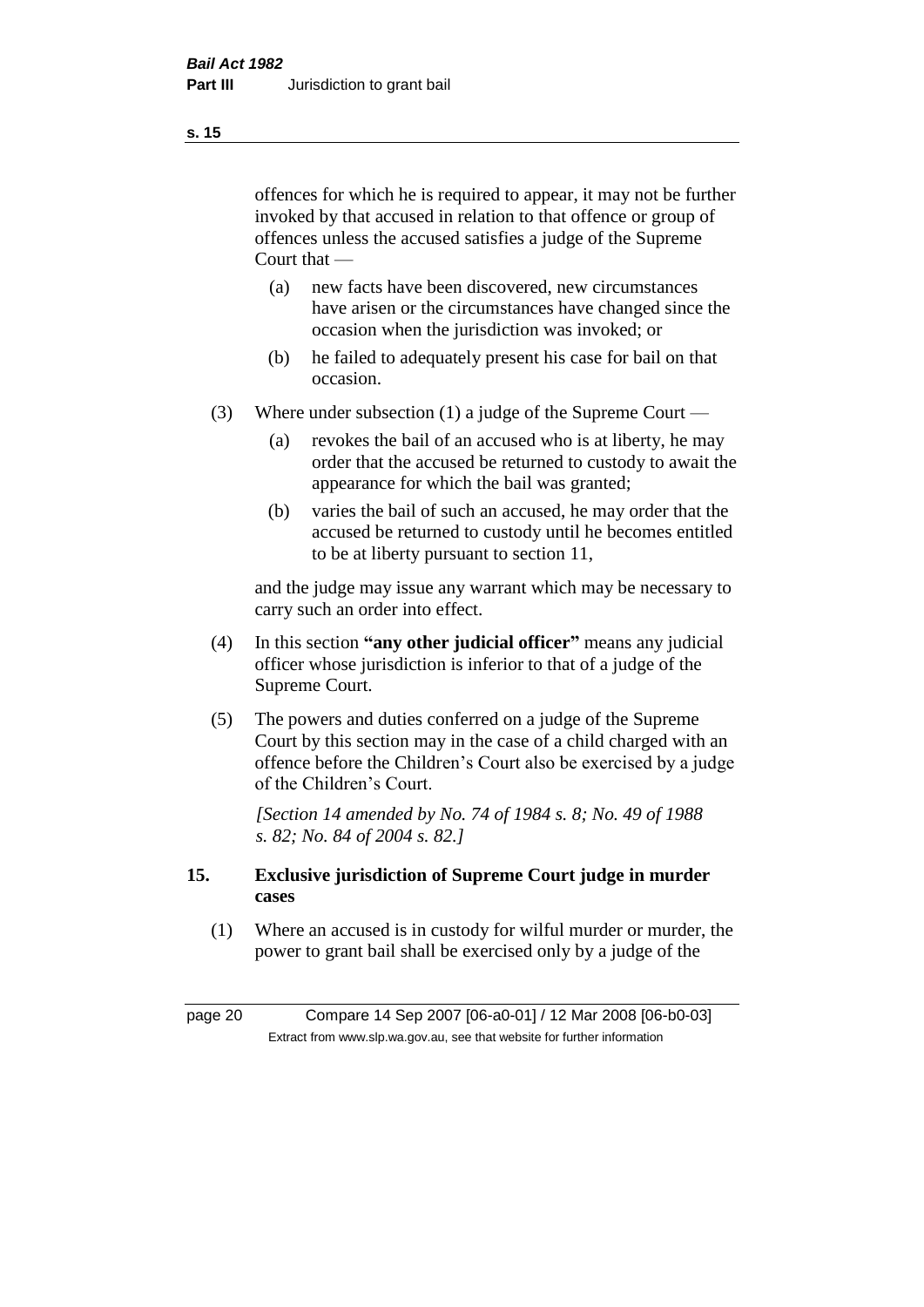offences for which he is required to appear, it may not be further invoked by that accused in relation to that offence or group of offences unless the accused satisfies a judge of the Supreme Court that —

(a) new facts have been discovered, new circumstances have arisen or the circumstances have changed since the occasion when the jurisdiction was invoked; or

(b) he failed to adequately present his case for bail on that occasion.

(3) Where under subsection (1) a judge of the Supreme Court —

(a) revokes the bail of an accused who is at liberty, he may order that the accused be returned to custody to await the appearance for which the bail was granted;

(b) varies the bail of such an accused, he may order that the accused be returned to custody until he becomes entitled to be at liberty pursuant to section 11,

and the judge may issue any warrant which may be necessary to carry such an order into effect.

(4) In this section **"any other judicial officer"** means any judicial officer whose jurisdiction is inferior to that of a judge of the Supreme Court.

(5) The powers and duties conferred on a judge of the Supreme Court by this section may in the case of a child charged with an offence before the Children's Court also be exercised by a judge of the Children's Court.

*[Section 14 amended by No. 74 of 1984 s. 8; No. 49 of 1988 s. 82; No. 84 of 2004 s. 82.]*

## 15. Exclusive jurisdiction of Supreme Court judge in murder cases

(1) Where an accused is in custody for wilful murder or murder, the power to grant bail shall be exercised only by a judge of the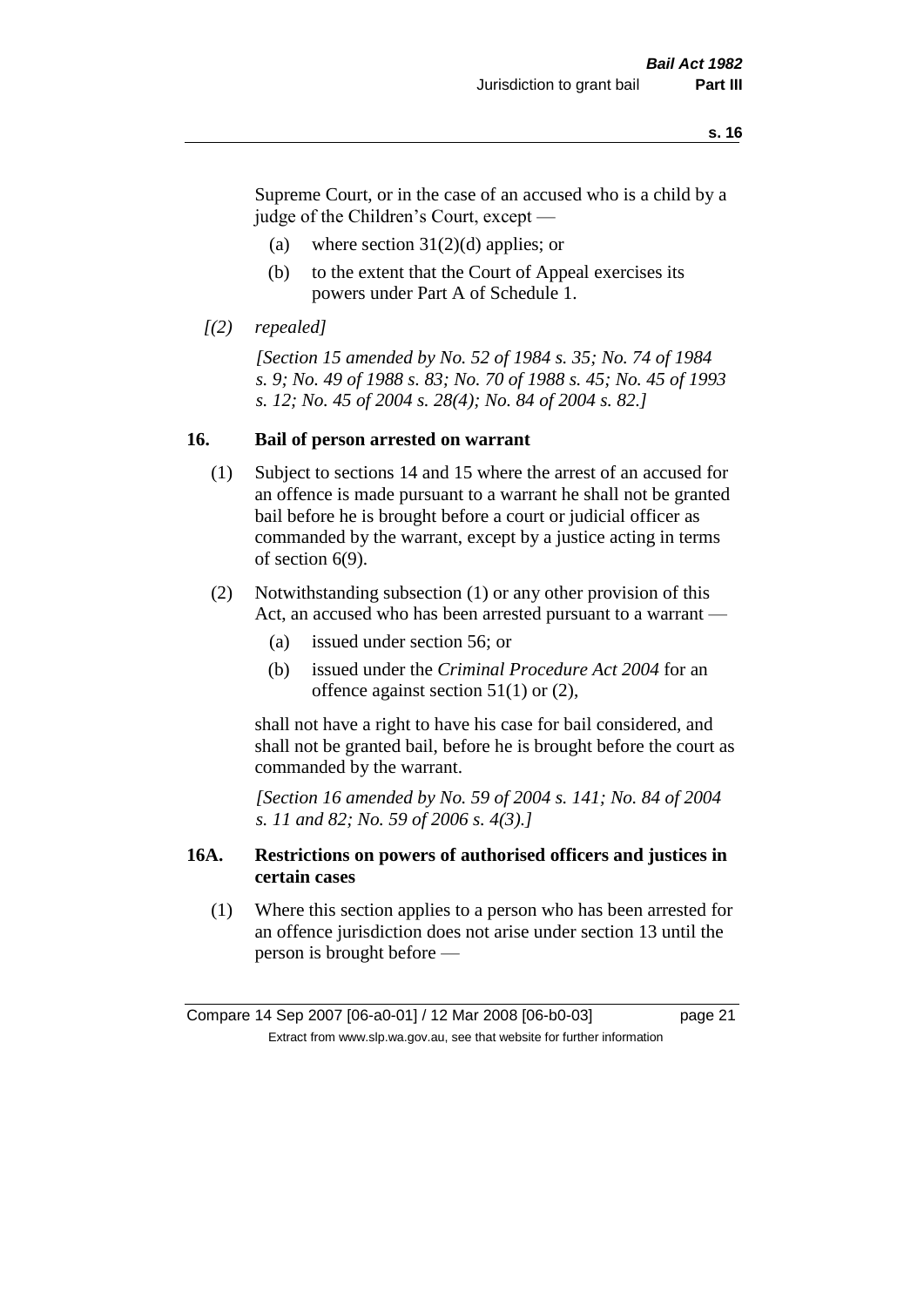Supreme Court, or in the case of an accused who is a child by a judge of the Children's Court, except —

(a) where section 31(2)(d) applies; or

(b) to the extent that the Court of Appeal exercises its powers under Part A of Schedule 1.

*[(2) repealed]*

*[Section 15 amended by No. 52 of 1984 s. 35; No. 74 of 1984 s. 9; No. 49 of 1988 s. 83; No. 70 of 1988 s. 45; No. 45 of 1993 s. 12; No. 45 of 2004 s. 28(4); No. 84 of 2004 s. 82.]*

## 16. Bail of person arrested on warrant

(1) Subject to sections 14 and 15 where the arrest of an accused for an offence is made pursuant to a warrant he shall not be granted bail before he is brought before a court or judicial officer as commanded by the warrant, except by a justice acting in terms of section 6(9).

(2) Notwithstanding subsection (1) or any other provision of this Act, an accused who has been arrested pursuant to a warrant —

(a) issued under section 56; or

(b) issued under the *Criminal Procedure Act 2004* for an offence against section 51(1) or (2),

shall not have a right to have his case for bail considered, and shall not be granted bail, before he is brought before the court as commanded by the warrant.

*[Section 16 amended by No. 59 of 2004 s. 141; No. 84 of 2004 s. 11 and 82; No. 59 of 2006 s. 4(3).]*

## 16A. Restrictions on powers of authorised officers and justices in certain cases

(1) Where this section applies to a person who has been arrested for an offence jurisdiction does not arise under section 13 until the person is brought before —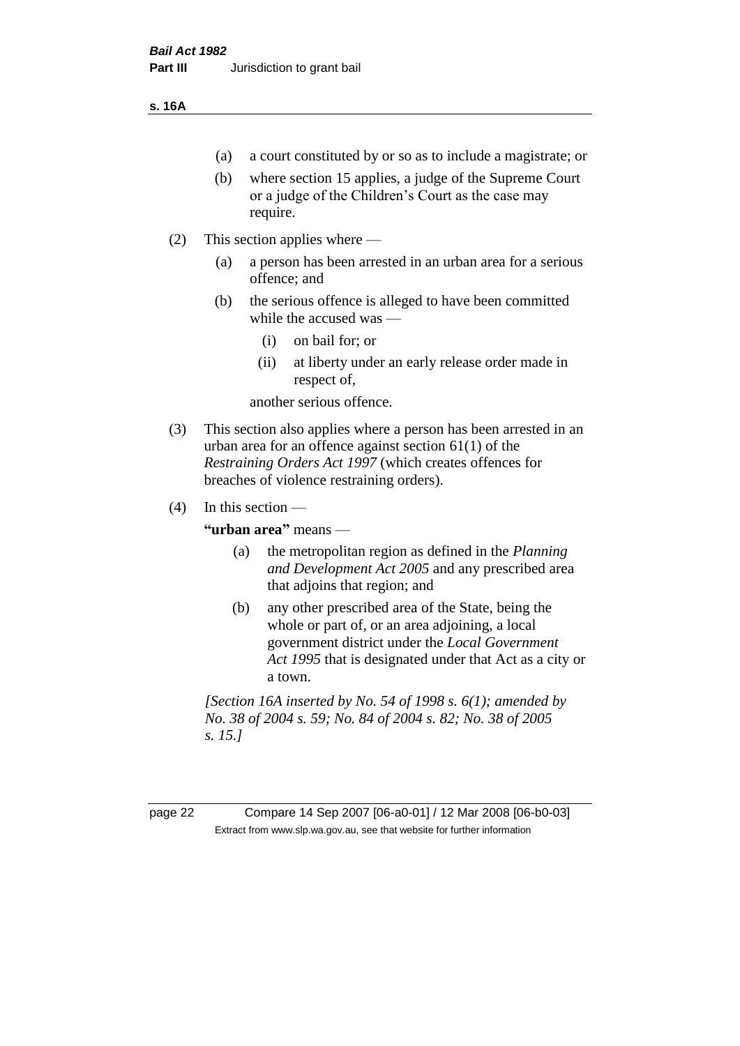(a) a court constituted by or so as to include a magistrate; or

(b) where section 15 applies, a judge of the Supreme Court or a judge of the Children's Court as the case may require.

(2) This section applies where —

(a) a person has been arrested in an urban area for a serious offence; and

(b) the serious offence is alleged to have been committed while the accused was —

(i) on bail for; or

(ii) at liberty under an early release order made in respect of,

another serious offence.

(3) This section also applies where a person has been arrested in an urban area for an offence against section 61(1) of the *Restraining Orders Act 1997* (which creates offences for breaches of violence restraining orders).

(4) In this section —

**"urban area"** means —

(a) the metropolitan region as defined in the *Planning and Development Act 2005* and any prescribed area that adjoins that region; and

(b) any other prescribed area of the State, being the whole or part of, or an area adjoining, a local government district under the *Local Government Act 1995* that is designated under that Act as a city or a town.

*[Section 16A inserted by No. 54 of 1998 s. 6(1); amended by No. 38 of 2004 s. 59; No. 84 of 2004 s. 82; No. 38 of 2005 s. 15.]*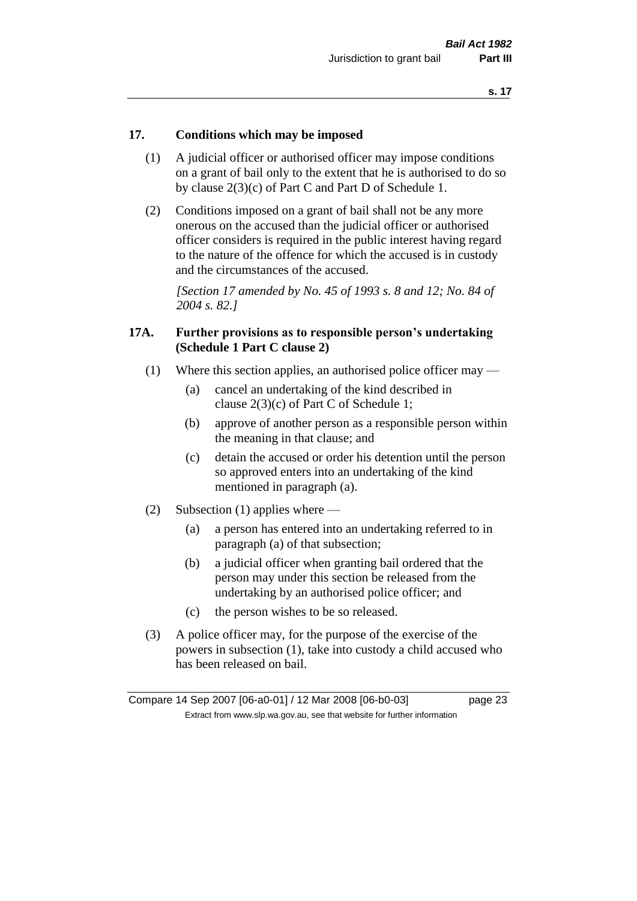## 17. Conditions which may be imposed

(1) A judicial officer or authorised officer may impose conditions on a grant of bail only to the extent that he is authorised to do so by clause 2(3)(c) of Part C and Part D of Schedule 1.

(2) Conditions imposed on a grant of bail shall not be any more onerous on the accused than the judicial officer or authorised officer considers is required in the public interest having regard to the nature of the offence for which the accused is in custody and the circumstances of the accused.

*[Section 17 amended by No. 45 of 1993 s. 8 and 12; No. 84 of 2004 s. 82.]*

## 17A. Further provisions as to responsible person's undertaking (Schedule 1 Part C clause 2)

(1) Where this section applies, an authorised police officer may —

(a) cancel an undertaking of the kind described in clause 2(3)(c) of Part C of Schedule 1;

(b) approve of another person as a responsible person within the meaning in that clause; and

(c) detain the accused or order his detention until the person so approved enters into an undertaking of the kind mentioned in paragraph (a).

(2) Subsection (1) applies where —

(a) a person has entered into an undertaking referred to in paragraph (a) of that subsection;

(b) a judicial officer when granting bail ordered that the person may under this section be released from the undertaking by an authorised police officer; and

(c) the person wishes to be so released.

(3) A police officer may, for the purpose of the exercise of the powers in subsection (1), take into custody a child accused who has been released on bail.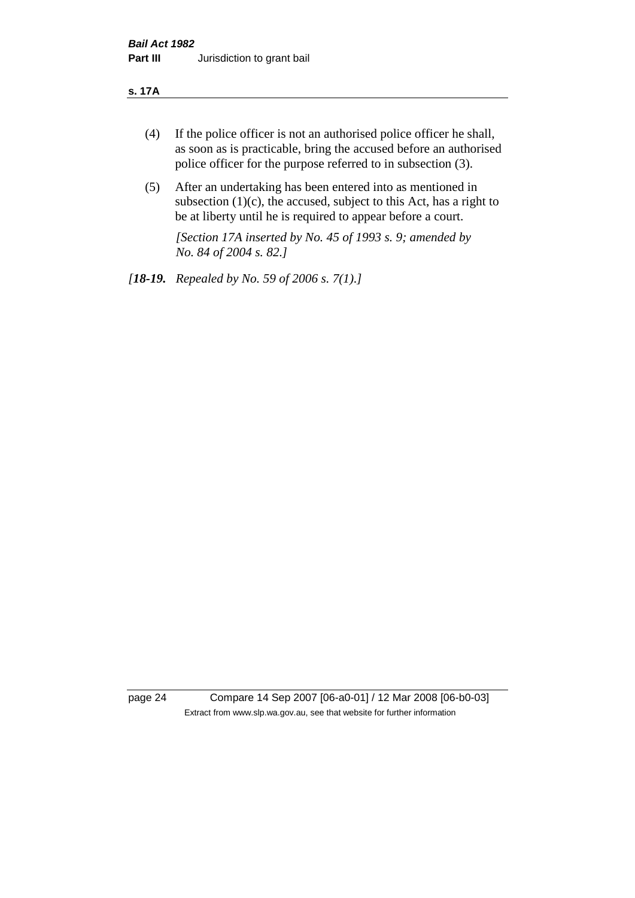(4) If the police officer is not an authorised police officer he shall, as soon as is practicable, bring the accused before an authorised police officer for the purpose referred to in subsection (3).

(5) After an undertaking has been entered into as mentioned in subsection (1)(c), the accused, subject to this Act, has a right to be at liberty until he is required to appear before a court.

*[Section 17A inserted by No. 45 of 1993 s. 9; amended by No. 84 of 2004 s. 82.]*

*[**18-19.** Repealed by No. 59 of 2006 s. 7(1).]*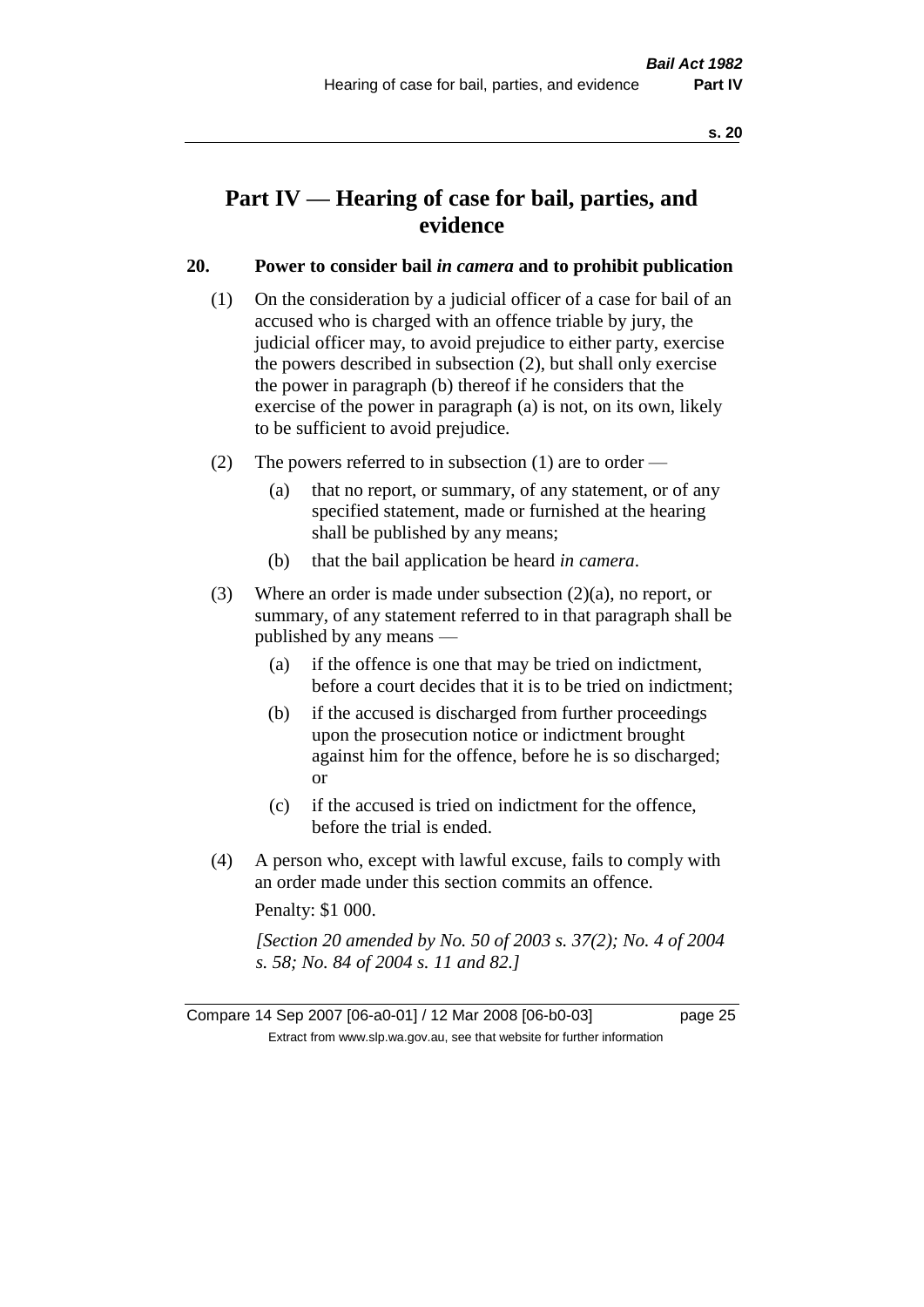# Part IV — Hearing of case for bail, parties, and evidence

## 20. Power to consider bail *in camera* and to prohibit publication

(1) On the consideration by a judicial officer of a case for bail of an accused who is charged with an offence triable by jury, the judicial officer may, to avoid prejudice to either party, exercise the powers described in subsection (2), but shall only exercise the power in paragraph (b) thereof if he considers that the exercise of the power in paragraph (a) is not, on its own, likely to be sufficient to avoid prejudice.

(2) The powers referred to in subsection (1) are to order —

- (a) that no report, or summary, of any statement, or of any specified statement, made or furnished at the hearing shall be published by any means;
- (b) that the bail application be heard *in camera*.

(3) Where an order is made under subsection (2)(a), no report, or summary, of any statement referred to in that paragraph shall be published by any means —

- (a) if the offence is one that may be tried on indictment, before a court decides that it is to be tried on indictment;
- (b) if the accused is discharged from further proceedings upon the prosecution notice or indictment brought against him for the offence, before he is so discharged; or
- (c) if the accused is tried on indictment for the offence, before the trial is ended.

(4) A person who, except with lawful excuse, fails to comply with an order made under this section commits an offence.

Penalty: $1 000.

*[Section 20 amended by No. 50 of 2003 s. 37(2); No. 4 of 2004 s. 58; No. 84 of 2004 s. 11 and 82.]*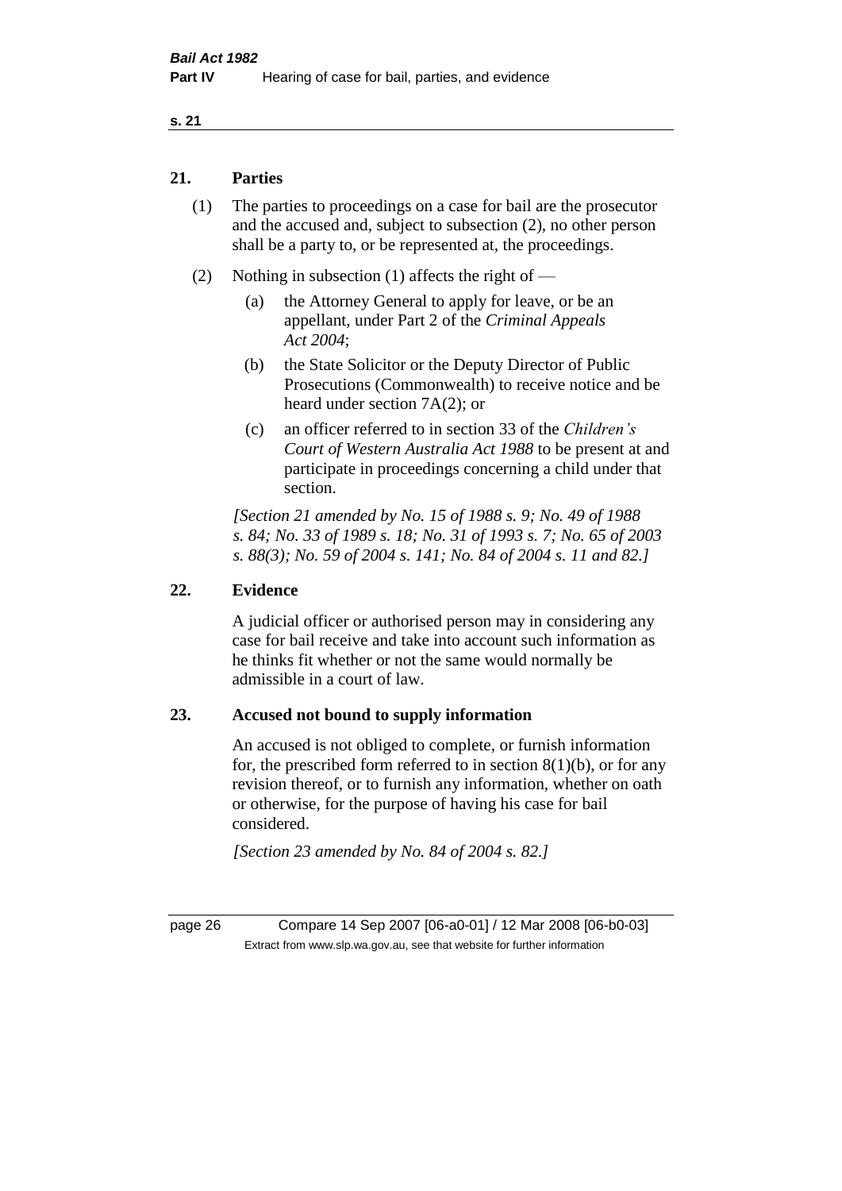## 21. Parties

(1) The parties to proceedings on a case for bail are the prosecutor and the accused and, subject to subsection (2), no other person shall be a party to, or be represented at, the proceedings.

(2) Nothing in subsection (1) affects the right of —

(a) the Attorney General to apply for leave, or be an appellant, under Part 2 of the *Criminal Appeals Act 2004*;

(b) the State Solicitor or the Deputy Director of Public Prosecutions (Commonwealth) to receive notice and be heard under section 7A(2); or

(c) an officer referred to in section 33 of the *Children's Court of Western Australia Act 1988* to be present at and participate in proceedings concerning a child under that section.

*[Section 21 amended by No. 15 of 1988 s. 9; No. 49 of 1988 s. 84; No. 33 of 1989 s. 18; No. 31 of 1993 s. 7; No. 65 of 2003 s. 88(3); No. 59 of 2004 s. 141; No. 84 of 2004 s. 11 and 82.]*

## 22. Evidence

A judicial officer or authorised person may in considering any case for bail receive and take into account such information as he thinks fit whether or not the same would normally be admissible in a court of law.

## 23. Accused not bound to supply information

An accused is not obliged to complete, or furnish information for, the prescribed form referred to in section 8(1)(b), or for any revision thereof, or to furnish any information, whether on oath or otherwise, for the purpose of having his case for bail considered.

*[Section 23 amended by No. 84 of 2004 s. 82.]*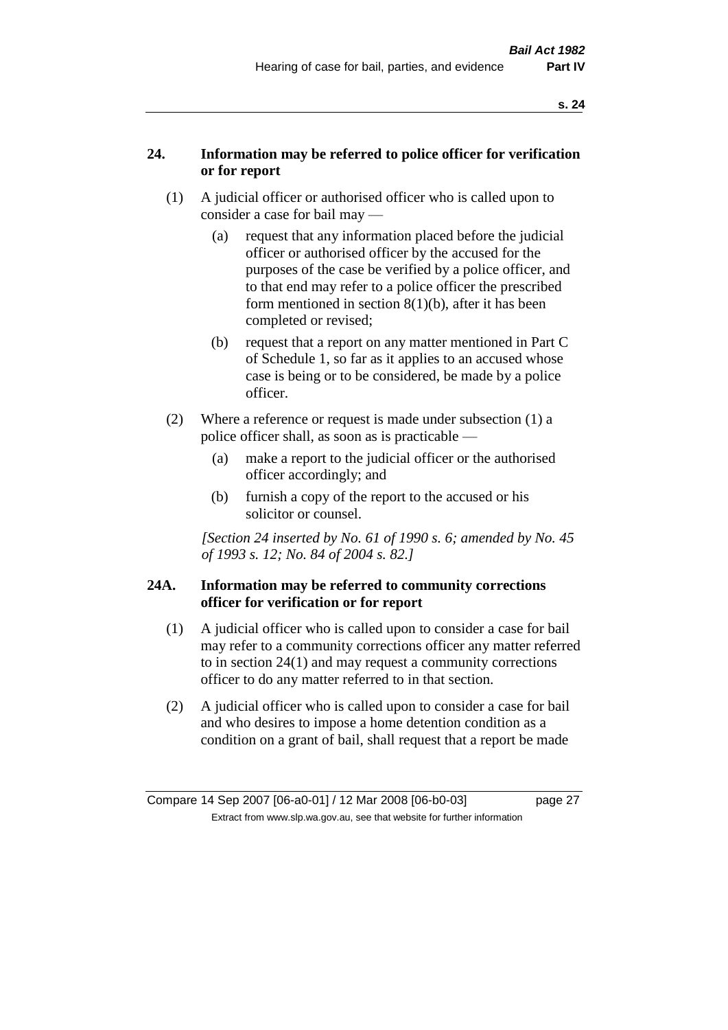### 24. Information may be referred to police officer for verification or for report

(1) A judicial officer or authorised officer who is called upon to consider a case for bail may —

(a) request that any information placed before the judicial officer or authorised officer by the accused for the purposes of the case be verified by a police officer, and to that end may refer to a police officer the prescribed form mentioned in section 8(1)(b), after it has been completed or revised;

(b) request that a report on any matter mentioned in Part C of Schedule 1, so far as it applies to an accused whose case is being or to be considered, be made by a police officer.

(2) Where a reference or request is made under subsection (1) a police officer shall, as soon as is practicable —

(a) make a report to the judicial officer or the authorised officer accordingly; and

(b) furnish a copy of the report to the accused or his solicitor or counsel.

*[Section 24 inserted by No. 61 of 1990 s. 6; amended by No. 45 of 1993 s. 12; No. 84 of 2004 s. 82.]*

### 24A. Information may be referred to community corrections officer for verification or for report

(1) A judicial officer who is called upon to consider a case for bail may refer to a community corrections officer any matter referred to in section 24(1) and may request a community corrections officer to do any matter referred to in that section.

(2) A judicial officer who is called upon to consider a case for bail and who desires to impose a home detention condition as a condition on a grant of bail, shall request that a report be made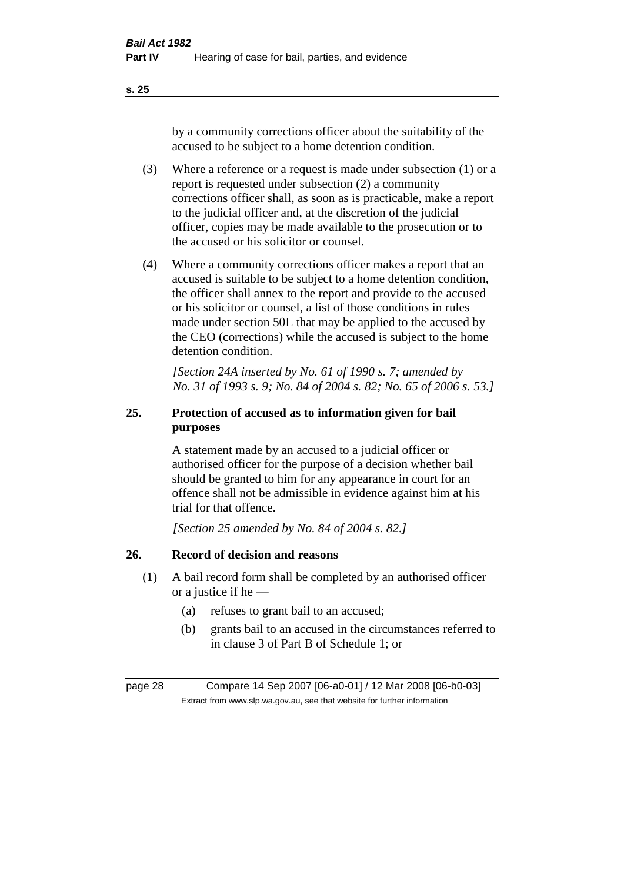by a community corrections officer about the suitability of the accused to be subject to a home detention condition.

(3) Where a reference or a request is made under subsection (1) or a report is requested under subsection (2) a community corrections officer shall, as soon as is practicable, make a report to the judicial officer and, at the discretion of the judicial officer, copies may be made available to the prosecution or to the accused or his solicitor or counsel.

(4) Where a community corrections officer makes a report that an accused is suitable to be subject to a home detention condition, the officer shall annex to the report and provide to the accused or his solicitor or counsel, a list of those conditions in rules made under section 50L that may be applied to the accused by the CEO (corrections) while the accused is subject to the home detention condition.

*[Section 24A inserted by No. 61 of 1990 s. 7; amended by No. 31 of 1993 s. 9; No. 84 of 2004 s. 82; No. 65 of 2006 s. 53.]*

## 25. Protection of accused as to information given for bail purposes

A statement made by an accused to a judicial officer or authorised officer for the purpose of a decision whether bail should be granted to him for any appearance in court for an offence shall not be admissible in evidence against him at his trial for that offence.

*[Section 25 amended by No. 84 of 2004 s. 82.]*

## 26. Record of decision and reasons

(1) A bail record form shall be completed by an authorised officer or a justice if he —

   (a) refuses to grant bail to an accused;

   (b) grants bail to an accused in the circumstances referred to in clause 3 of Part B of Schedule 1; or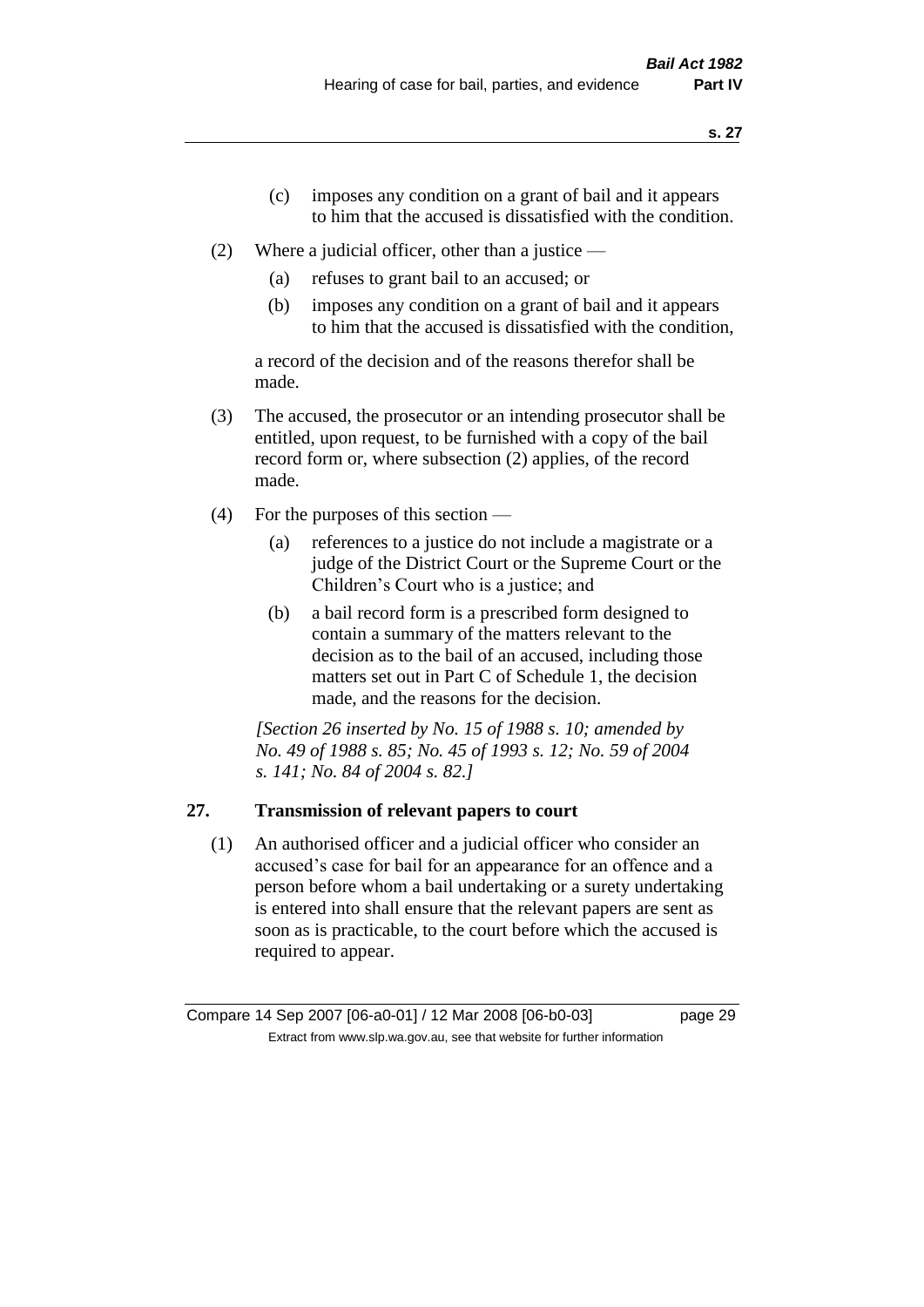(c) imposes any condition on a grant of bail and it appears to him that the accused is dissatisfied with the condition.

(2) Where a judicial officer, other than a justice —

  (a) refuses to grant bail to an accused; or

  (b) imposes any condition on a grant of bail and it appears to him that the accused is dissatisfied with the condition,

  a record of the decision and of the reasons therefor shall be made.

(3) The accused, the prosecutor or an intending prosecutor shall be entitled, upon request, to be furnished with a copy of the bail record form or, where subsection (2) applies, of the record made.

(4) For the purposes of this section —

  (a) references to a justice do not include a magistrate or a judge of the District Court or the Supreme Court or the Children's Court who is a justice; and

  (b) a bail record form is a prescribed form designed to contain a summary of the matters relevant to the decision as to the bail of an accused, including those matters set out in Part C of Schedule 1, the decision made, and the reasons for the decision.

*[Section 26 inserted by No. 15 of 1988 s. 10; amended by No. 49 of 1988 s. 85; No. 45 of 1993 s. 12; No. 59 of 2004 s. 141; No. 84 of 2004 s. 82.]*

## 27. Transmission of relevant papers to court

(1) An authorised officer and a judicial officer who consider an accused's case for bail for an appearance for an offence and a person before whom a bail undertaking or a surety undertaking is entered into shall ensure that the relevant papers are sent as soon as is practicable, to the court before which the accused is required to appear.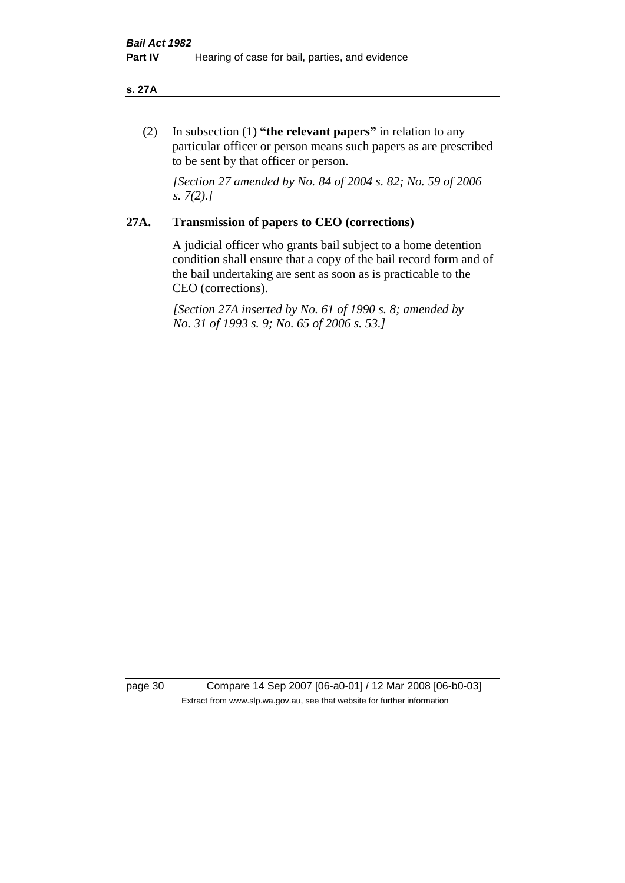(2) In subsection (1) **"the relevant papers"** in relation to any particular officer or person means such papers as are prescribed to be sent by that officer or person.

*[Section 27 amended by No. 84 of 2004 s. 82; No. 59 of 2006 s. 7(2).]*

## 27A. Transmission of papers to CEO (corrections)

A judicial officer who grants bail subject to a home detention condition shall ensure that a copy of the bail record form and of the bail undertaking are sent as soon as is practicable to the CEO (corrections).

*[Section 27A inserted by No. 61 of 1990 s. 8; amended by No. 31 of 1993 s. 9; No. 65 of 2006 s. 53.]*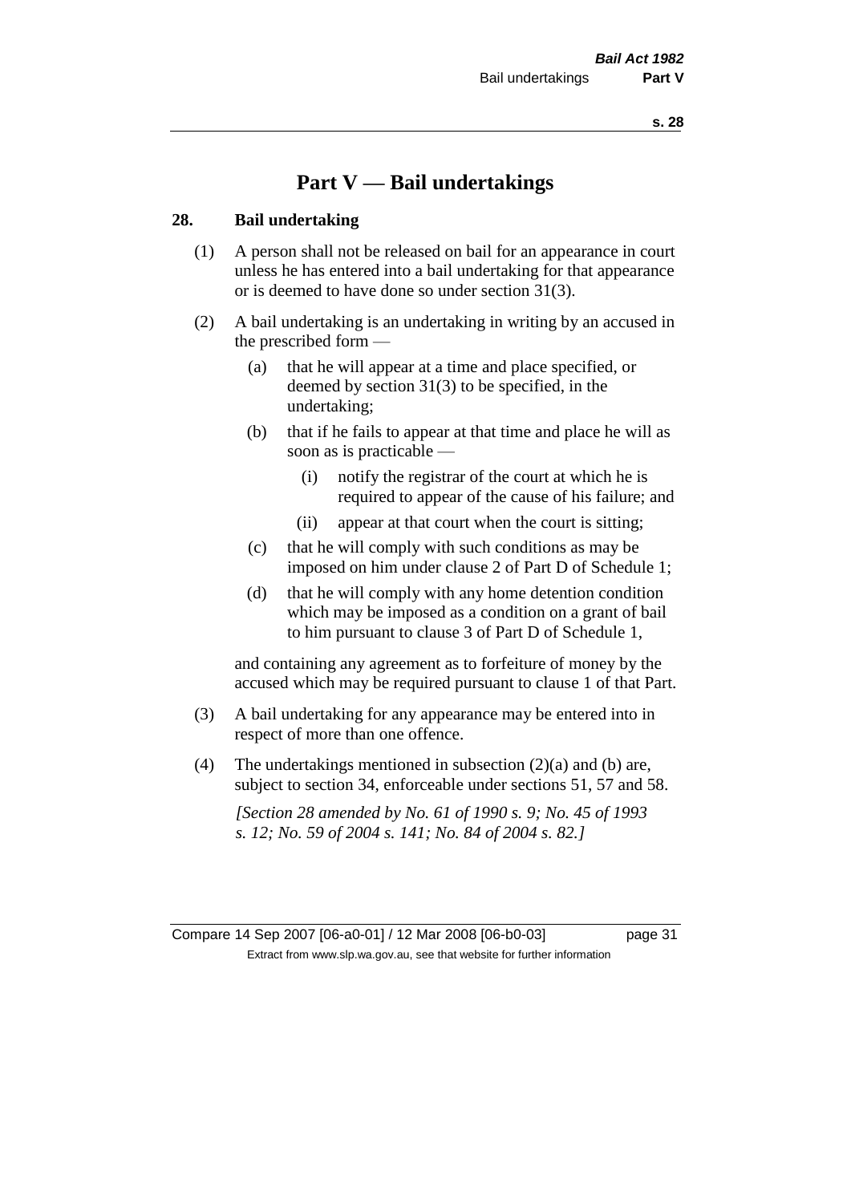# Part V — Bail undertakings

## 28. Bail undertaking

(1) A person shall not be released on bail for an appearance in court unless he has entered into a bail undertaking for that appearance or is deemed to have done so under section 31(3).

(2) A bail undertaking is an undertaking in writing by an accused in the prescribed form —

- (a) that he will appear at a time and place specified, or deemed by section 31(3) to be specified, in the undertaking;
- (b) that if he fails to appear at that time and place he will as soon as is practicable —
  - (i) notify the registrar of the court at which he is required to appear of the cause of his failure; and
  - (ii) appear at that court when the court is sitting;
- (c) that he will comply with such conditions as may be imposed on him under clause 2 of Part D of Schedule 1;
- (d) that he will comply with any home detention condition which may be imposed as a condition on a grant of bail to him pursuant to clause 3 of Part D of Schedule 1,

and containing any agreement as to forfeiture of money by the accused which may be required pursuant to clause 1 of that Part.

(3) A bail undertaking for any appearance may be entered into in respect of more than one offence.

(4) The undertakings mentioned in subsection (2)(a) and (b) are, subject to section 34, enforceable under sections 51, 57 and 58.

*[Section 28 amended by No. 61 of 1990 s. 9; No. 45 of 1993 s. 12; No. 59 of 2004 s. 141; No. 84 of 2004 s. 82.]*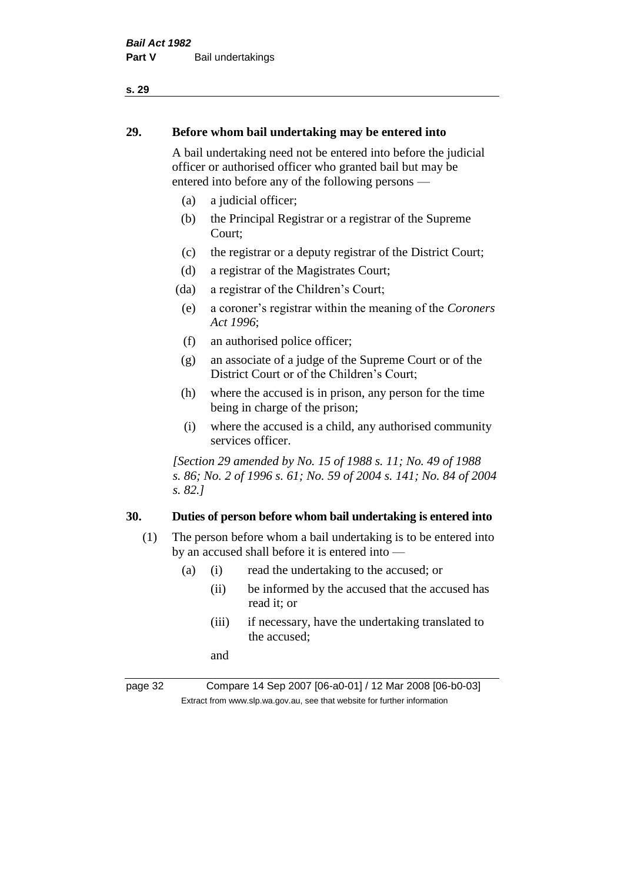## 29. Before whom bail undertaking may be entered into

A bail undertaking need not be entered into before the judicial officer or authorised officer who granted bail but may be entered into before any of the following persons —

(a) a judicial officer;

(b) the Principal Registrar or a registrar of the Supreme Court;

(c) the registrar or a deputy registrar of the District Court;

(d) a registrar of the Magistrates Court;

(da) a registrar of the Children's Court;

(e) a coroner's registrar within the meaning of the *Coroners Act 1996*;

(f) an authorised police officer;

(g) an associate of a judge of the Supreme Court or of the District Court or of the Children's Court;

(h) where the accused is in prison, any person for the time being in charge of the prison;

(i) where the accused is a child, any authorised community services officer.

*[Section 29 amended by No. 15 of 1988 s. 11; No. 49 of 1988 s. 86; No. 2 of 1996 s. 61; No. 59 of 2004 s. 141; No. 84 of 2004 s. 82.]*

## 30. Duties of person before whom bail undertaking is entered into

(1) The person before whom a bail undertaking is to be entered into by an accused shall before it is entered into —

(a) (i) read the undertaking to the accused; or

(ii) be informed by the accused that the accused has read it; or

(iii) if necessary, have the undertaking translated to the accused;

and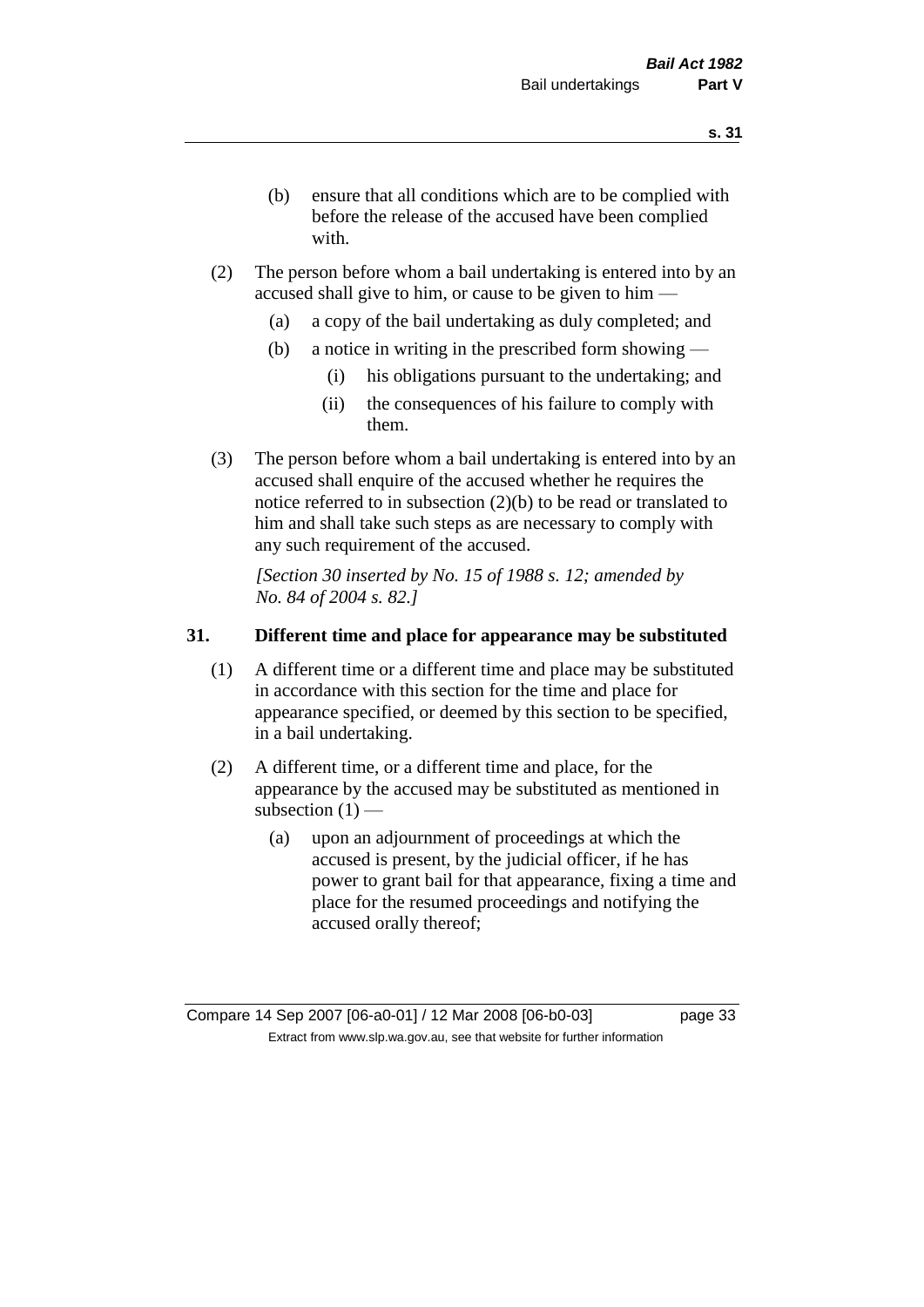(b) ensure that all conditions which are to be complied with before the release of the accused have been complied with.

(2) The person before whom a bail undertaking is entered into by an accused shall give to him, or cause to be given to him —

(a) a copy of the bail undertaking as duly completed; and

(b) a notice in writing in the prescribed form showing —

(i) his obligations pursuant to the undertaking; and

(ii) the consequences of his failure to comply with them.

(3) The person before whom a bail undertaking is entered into by an accused shall enquire of the accused whether he requires the notice referred to in subsection (2)(b) to be read or translated to him and shall take such steps as are necessary to comply with any such requirement of the accused.

*[Section 30 inserted by No. 15 of 1988 s. 12; amended by No. 84 of 2004 s. 82.]*

## 31. Different time and place for appearance may be substituted

(1) A different time or a different time and place may be substituted in accordance with this section for the time and place for appearance specified, or deemed by this section to be specified, in a bail undertaking.

(2) A different time, or a different time and place, for the appearance by the accused may be substituted as mentioned in subsection (1) —

(a) upon an adjournment of proceedings at which the accused is present, by the judicial officer, if he has power to grant bail for that appearance, fixing a time and place for the resumed proceedings and notifying the accused orally thereof;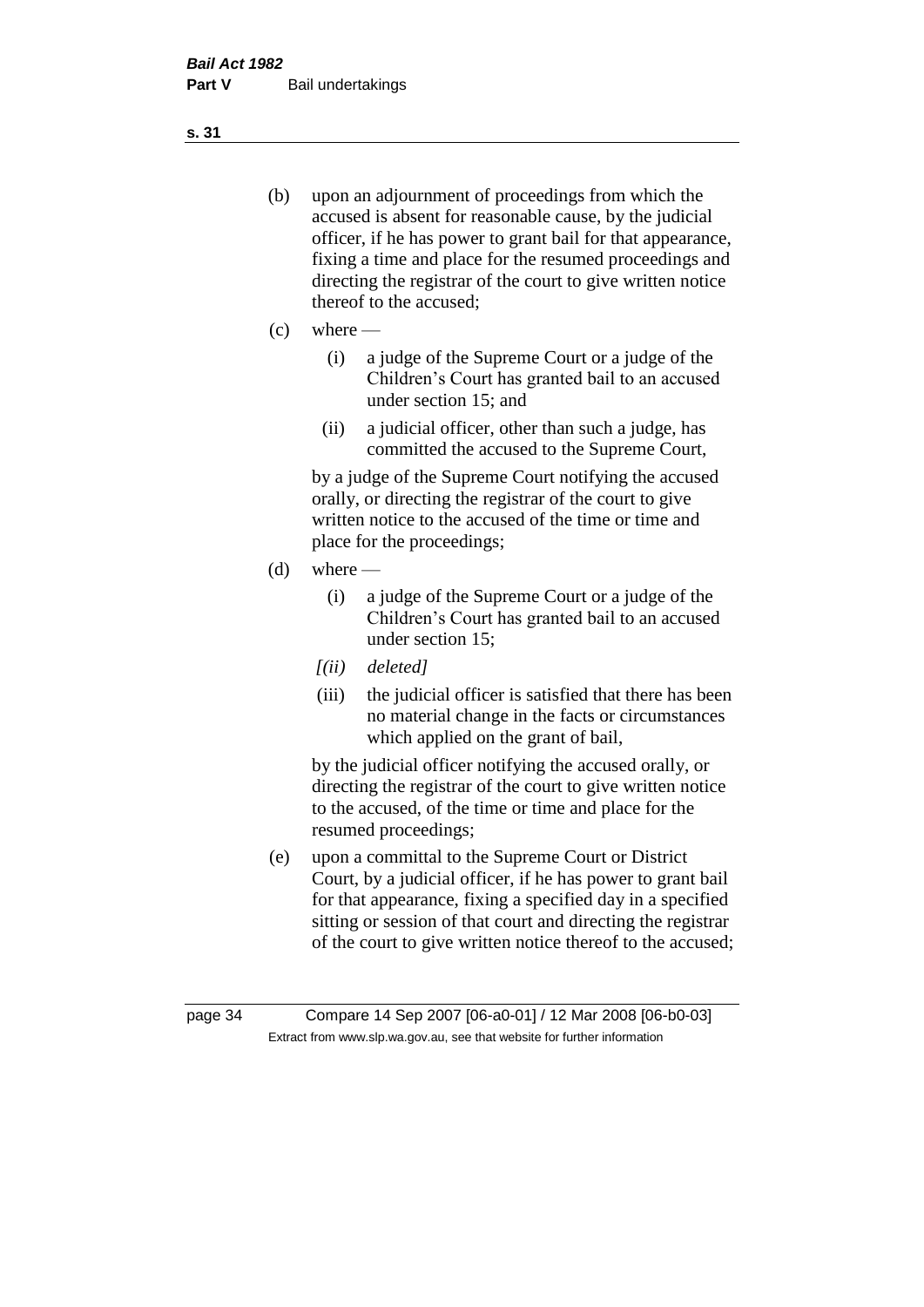(b) upon an adjournment of proceedings from which the accused is absent for reasonable cause, by the judicial officer, if he has power to grant bail for that appearance, fixing a time and place for the resumed proceedings and directing the registrar of the court to give written notice thereof to the accused;

(c) where —

   (i) a judge of the Supreme Court or a judge of the Children's Court has granted bail to an accused under section 15; and

   (ii) a judicial officer, other than such a judge, has committed the accused to the Supreme Court,

   by a judge of the Supreme Court notifying the accused orally, or directing the registrar of the court to give written notice to the accused of the time or time and place for the proceedings;

(d) where —

   (i) a judge of the Supreme Court or a judge of the Children's Court has granted bail to an accused under section 15;

   *[(ii) deleted]*

   (iii) the judicial officer is satisfied that there has been no material change in the facts or circumstances which applied on the grant of bail,

   by the judicial officer notifying the accused orally, or directing the registrar of the court to give written notice to the accused, of the time or time and place for the resumed proceedings;

(e) upon a committal to the Supreme Court or District Court, by a judicial officer, if he has power to grant bail for that appearance, fixing a specified day in a specified sitting or session of that court and directing the registrar of the court to give written notice thereof to the accused;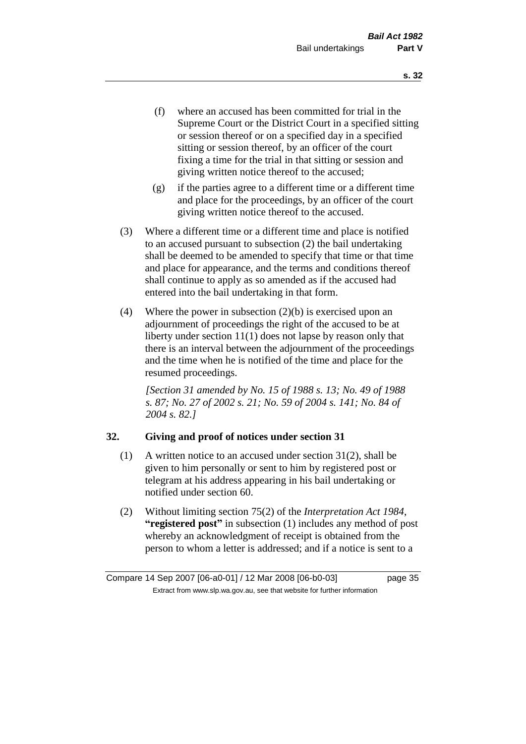(f) where an accused has been committed for trial in the Supreme Court or the District Court in a specified sitting or session thereof or on a specified day in a specified sitting or session thereof, by an officer of the court fixing a time for the trial in that sitting or session and giving written notice thereof to the accused;

(g) if the parties agree to a different time or a different time and place for the proceedings, by an officer of the court giving written notice thereof to the accused.

(3) Where a different time or a different time and place is notified to an accused pursuant to subsection (2) the bail undertaking shall be deemed to be amended to specify that time or that time and place for appearance, and the terms and conditions thereof shall continue to apply as so amended as if the accused had entered into the bail undertaking in that form.

(4) Where the power in subsection (2)(b) is exercised upon an adjournment of proceedings the right of the accused to be at liberty under section 11(1) does not lapse by reason only that there is an interval between the adjournment of the proceedings and the time when he is notified of the time and place for the resumed proceedings.

*[Section 31 amended by No. 15 of 1988 s. 13; No. 49 of 1988 s. 87; No. 27 of 2002 s. 21; No. 59 of 2004 s. 141; No. 84 of 2004 s. 82.]*

## 32. Giving and proof of notices under section 31

(1) A written notice to an accused under section 31(2), shall be given to him personally or sent to him by registered post or telegram at his address appearing in his bail undertaking or notified under section 60.

(2) Without limiting section 75(2) of the *Interpretation Act 1984*, **"registered post"** in subsection (1) includes any method of post whereby an acknowledgment of receipt is obtained from the person to whom a letter is addressed; and if a notice is sent to a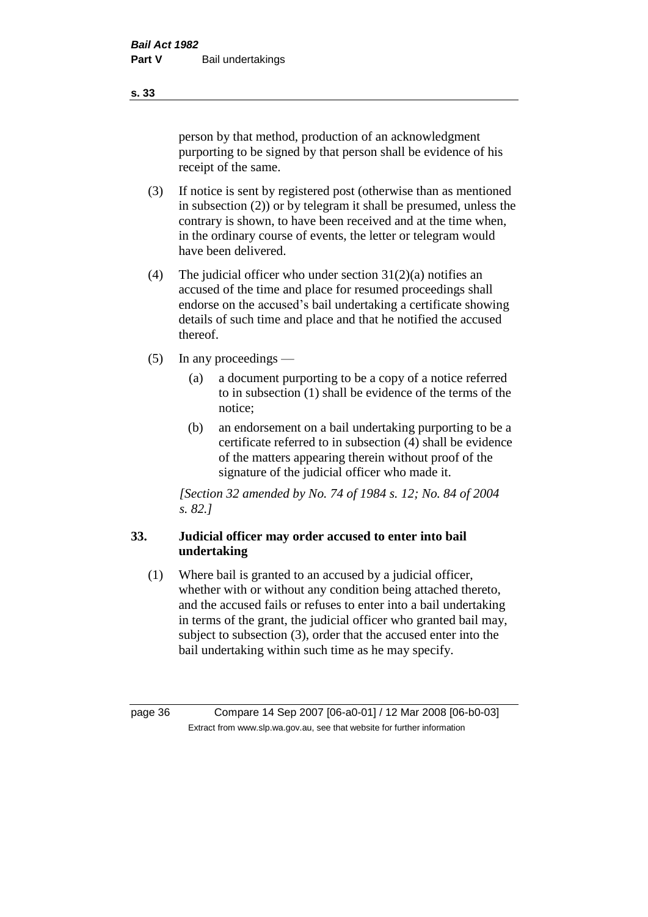person by that method, production of an acknowledgment purporting to be signed by that person shall be evidence of his receipt of the same.

(3) If notice is sent by registered post (otherwise than as mentioned in subsection (2)) or by telegram it shall be presumed, unless the contrary is shown, to have been received and at the time when, in the ordinary course of events, the letter or telegram would have been delivered.

(4) The judicial officer who under section 31(2)(a) notifies an accused of the time and place for resumed proceedings shall endorse on the accused's bail undertaking a certificate showing details of such time and place and that he notified the accused thereof.

(5) In any proceedings —

(a) a document purporting to be a copy of a notice referred to in subsection (1) shall be evidence of the terms of the notice;

(b) an endorsement on a bail undertaking purporting to be a certificate referred to in subsection (4) shall be evidence of the matters appearing therein without proof of the signature of the judicial officer who made it.

*[Section 32 amended by No. 74 of 1984 s. 12; No. 84 of 2004 s. 82.]*

### 33. Judicial officer may order accused to enter into bail undertaking

(1) Where bail is granted to an accused by a judicial officer, whether with or without any condition being attached thereto, and the accused fails or refuses to enter into a bail undertaking in terms of the grant, the judicial officer who granted bail may, subject to subsection (3), order that the accused enter into the bail undertaking within such time as he may specify.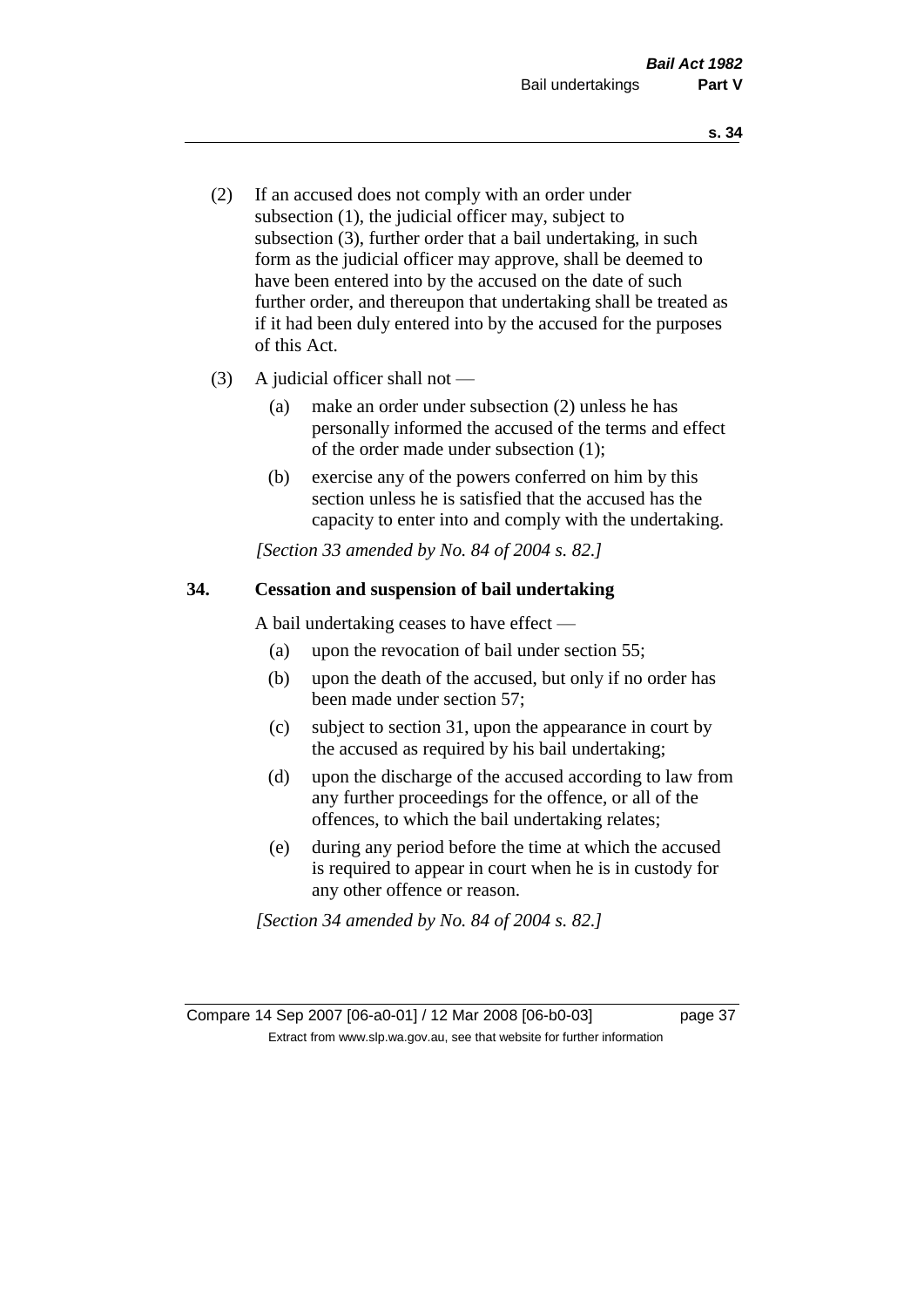(2) If an accused does not comply with an order under subsection (1), the judicial officer may, subject to subsection (3), further order that a bail undertaking, in such form as the judicial officer may approve, shall be deemed to have been entered into by the accused on the date of such further order, and thereupon that undertaking shall be treated as if it had been duly entered into by the accused for the purposes of this Act.

(3) A judicial officer shall not —

  (a) make an order under subsection (2) unless he has personally informed the accused of the terms and effect of the order made under subsection (1);

  (b) exercise any of the powers conferred on him by this section unless he is satisfied that the accused has the capacity to enter into and comply with the undertaking.

*[Section 33 amended by No. 84 of 2004 s. 82.]*

### 34. Cessation and suspension of bail undertaking

A bail undertaking ceases to have effect —

  (a) upon the revocation of bail under section 55;

  (b) upon the death of the accused, but only if no order has been made under section 57;

  (c) subject to section 31, upon the appearance in court by the accused as required by his bail undertaking;

  (d) upon the discharge of the accused according to law from any further proceedings for the offence, or all of the offences, to which the bail undertaking relates;

  (e) during any period before the time at which the accused is required to appear in court when he is in custody for any other offence or reason.

*[Section 34 amended by No. 84 of 2004 s. 82.]*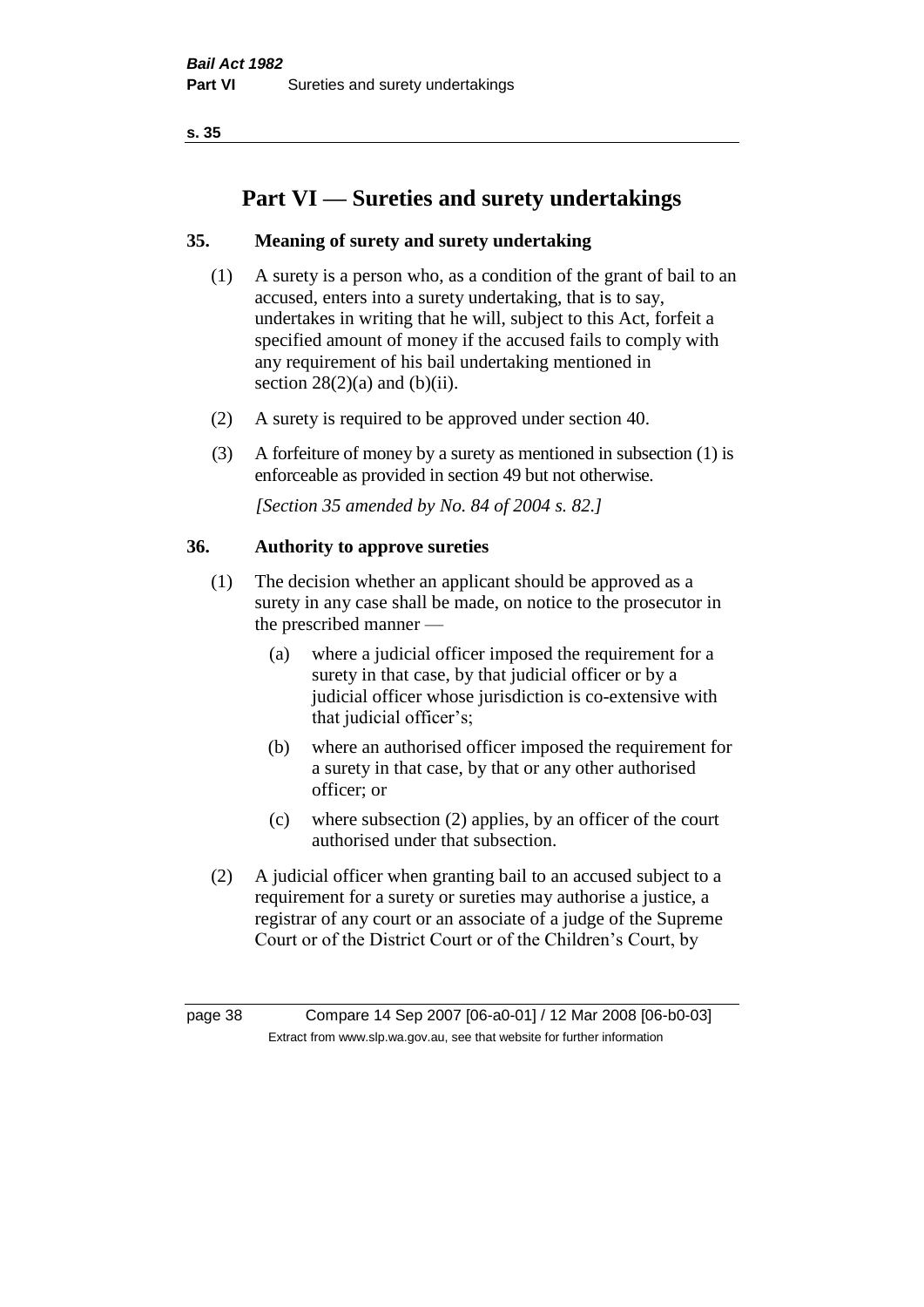# Part VI — Sureties and surety undertakings

### 35. Meaning of surety and surety undertaking

(1) A surety is a person who, as a condition of the grant of bail to an accused, enters into a surety undertaking, that is to say, undertakes in writing that he will, subject to this Act, forfeit a specified amount of money if the accused fails to comply with any requirement of his bail undertaking mentioned in section 28(2)(a) and (b)(ii).

(2) A surety is required to be approved under section 40.

(3) A forfeiture of money by a surety as mentioned in subsection (1) is enforceable as provided in section 49 but not otherwise.

*[Section 35 amended by No. 84 of 2004 s. 82.]*

### 36. Authority to approve sureties

(1) The decision whether an applicant should be approved as a surety in any case shall be made, on notice to the prosecutor in the prescribed manner —

(a) where a judicial officer imposed the requirement for a surety in that case, by that judicial officer or by a judicial officer whose jurisdiction is co-extensive with that judicial officer's;

(b) where an authorised officer imposed the requirement for a surety in that case, by that or any other authorised officer; or

(c) where subsection (2) applies, by an officer of the court authorised under that subsection.

(2) A judicial officer when granting bail to an accused subject to a requirement for a surety or sureties may authorise a justice, a registrar of any court or an associate of a judge of the Supreme Court or of the District Court or of the Children's Court, by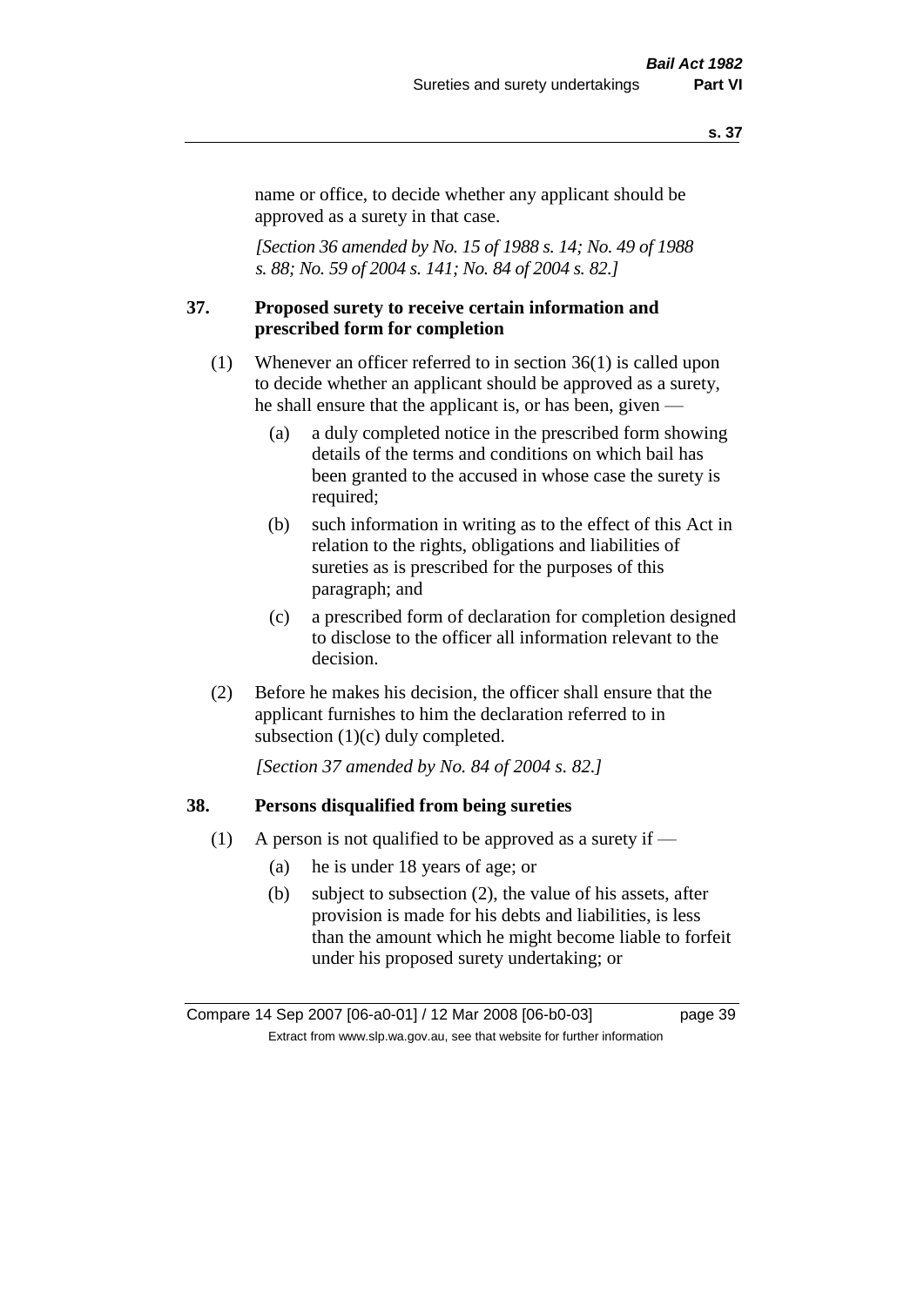name or office, to decide whether any applicant should be approved as a surety in that case.

*[Section 36 amended by No. 15 of 1988 s. 14; No. 49 of 1988 s. 88; No. 59 of 2004 s. 141; No. 84 of 2004 s. 82.]*

## 37. Proposed surety to receive certain information and prescribed form for completion

(1) Whenever an officer referred to in section 36(1) is called upon to decide whether an applicant should be approved as a surety, he shall ensure that the applicant is, or has been, given —

- (a) a duly completed notice in the prescribed form showing details of the terms and conditions on which bail has been granted to the accused in whose case the surety is required;
- (b) such information in writing as to the effect of this Act in relation to the rights, obligations and liabilities of sureties as is prescribed for the purposes of this paragraph; and
- (c) a prescribed form of declaration for completion designed to disclose to the officer all information relevant to the decision.

(2) Before he makes his decision, the officer shall ensure that the applicant furnishes to him the declaration referred to in subsection (1)(c) duly completed.

*[Section 37 amended by No. 84 of 2004 s. 82.]*

## 38. Persons disqualified from being sureties

(1) A person is not qualified to be approved as a surety if —

- (a) he is under 18 years of age; or
- (b) subject to subsection (2), the value of his assets, after provision is made for his debts and liabilities, is less than the amount which he might become liable to forfeit under his proposed surety undertaking; or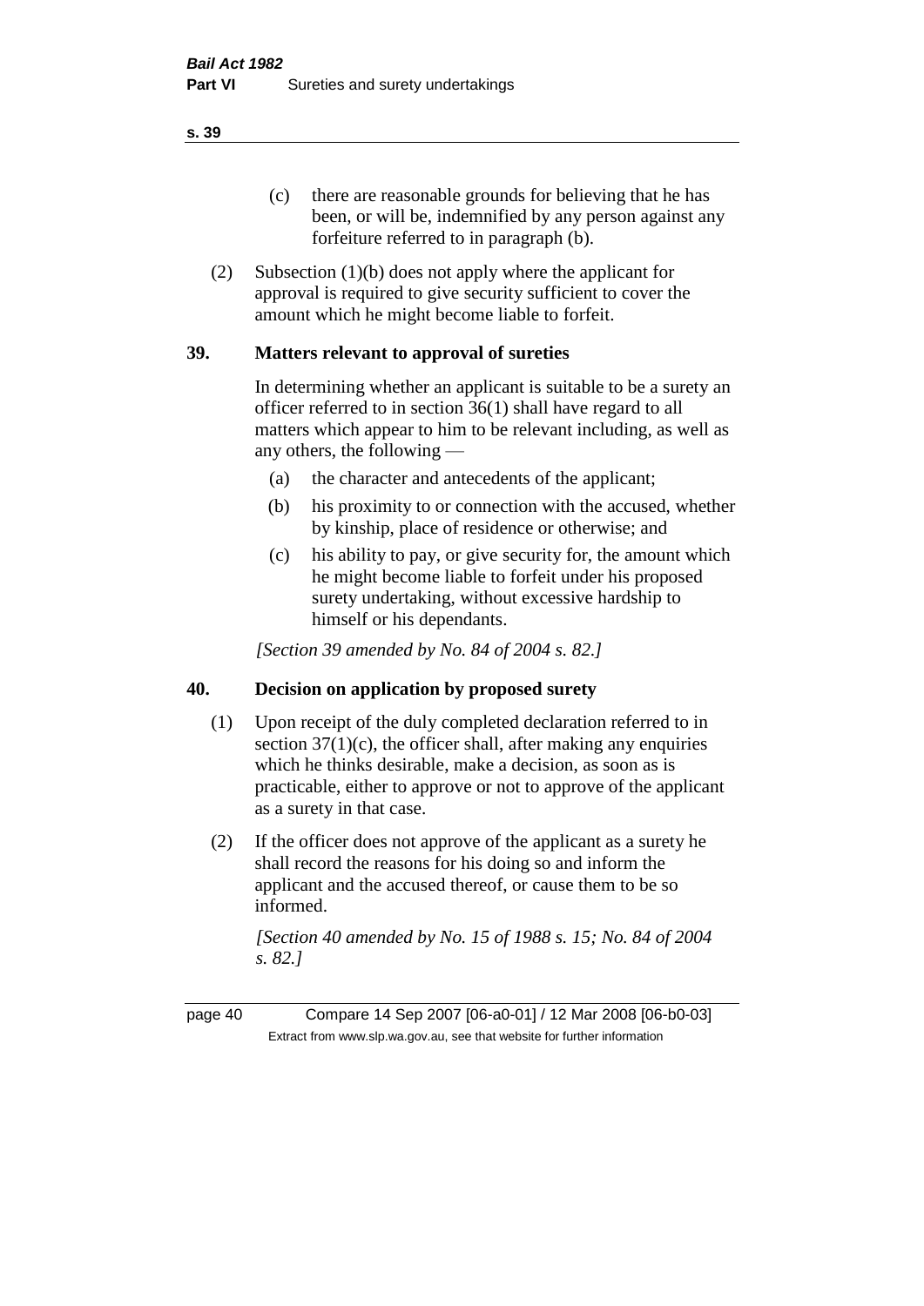(c) there are reasonable grounds for believing that he has been, or will be, indemnified by any person against any forfeiture referred to in paragraph (b).

(2) Subsection (1)(b) does not apply where the applicant for approval is required to give security sufficient to cover the amount which he might become liable to forfeit.

## 39. Matters relevant to approval of sureties

In determining whether an applicant is suitable to be a surety an officer referred to in section 36(1) shall have regard to all matters which appear to him to be relevant including, as well as any others, the following —

(a) the character and antecedents of the applicant;

(b) his proximity to or connection with the accused, whether by kinship, place of residence or otherwise; and

(c) his ability to pay, or give security for, the amount which he might become liable to forfeit under his proposed surety undertaking, without excessive hardship to himself or his dependants.

*[Section 39 amended by No. 84 of 2004 s. 82.]*

## 40. Decision on application by proposed surety

(1) Upon receipt of the duly completed declaration referred to in section 37(1)(c), the officer shall, after making any enquiries which he thinks desirable, make a decision, as soon as is practicable, either to approve or not to approve of the applicant as a surety in that case.

(2) If the officer does not approve of the applicant as a surety he shall record the reasons for his doing so and inform the applicant and the accused thereof, or cause them to be so informed.

*[Section 40 amended by No. 15 of 1988 s. 15; No. 84 of 2004 s. 82.]*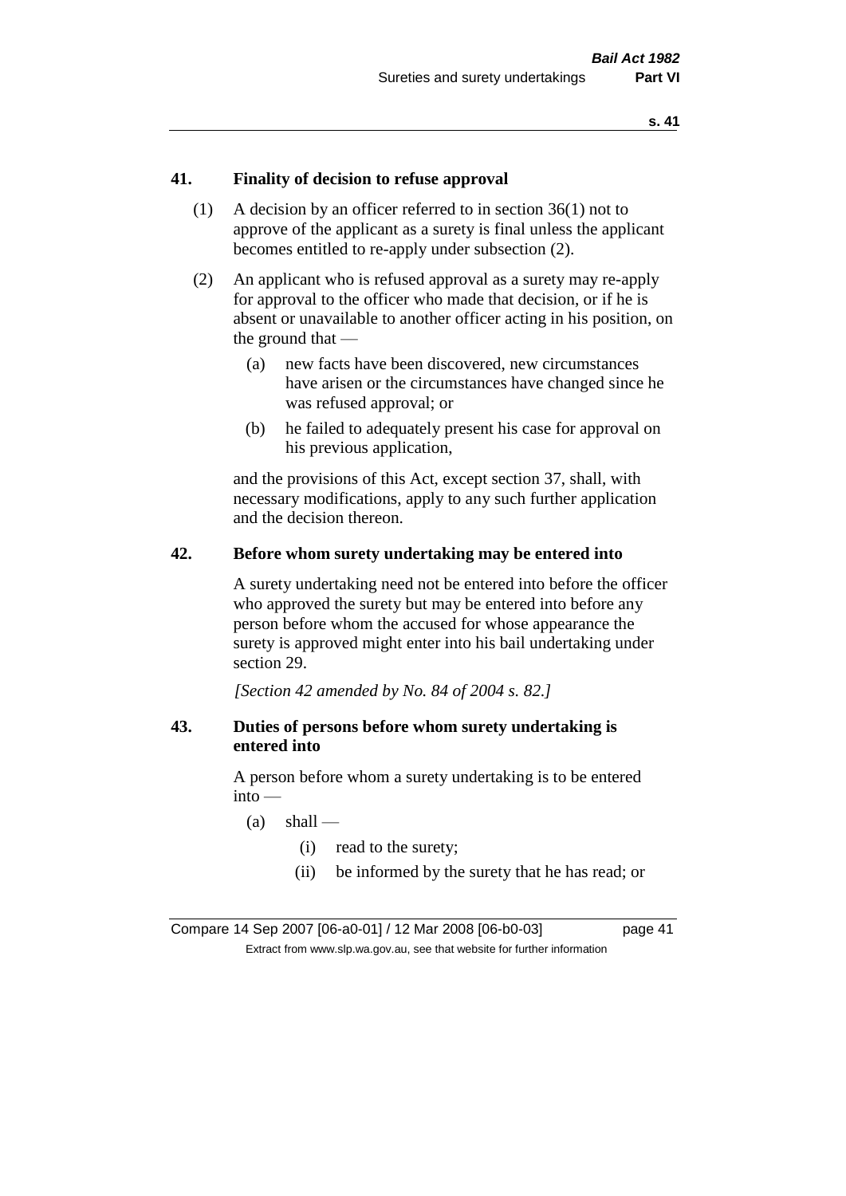## 41. Finality of decision to refuse approval

(1) A decision by an officer referred to in section 36(1) not to approve of the applicant as a surety is final unless the applicant becomes entitled to re-apply under subsection (2).

(2) An applicant who is refused approval as a surety may re-apply for approval to the officer who made that decision, or if he is absent or unavailable to another officer acting in his position, on the ground that —

- (a) new facts have been discovered, new circumstances have arisen or the circumstances have changed since he was refused approval; or
- (b) he failed to adequately present his case for approval on his previous application,

and the provisions of this Act, except section 37, shall, with necessary modifications, apply to any such further application and the decision thereon.

## 42. Before whom surety undertaking may be entered into

A surety undertaking need not be entered into before the officer who approved the surety but may be entered into before any person before whom the accused for whose appearance the surety is approved might enter into his bail undertaking under section 29.

*[Section 42 amended by No. 84 of 2004 s. 82.]*

## 43. Duties of persons before whom surety undertaking is entered into

A person before whom a surety undertaking is to be entered into —

- (a) shall —
  - (i) read to the surety;
  - (ii) be informed by the surety that he has read; or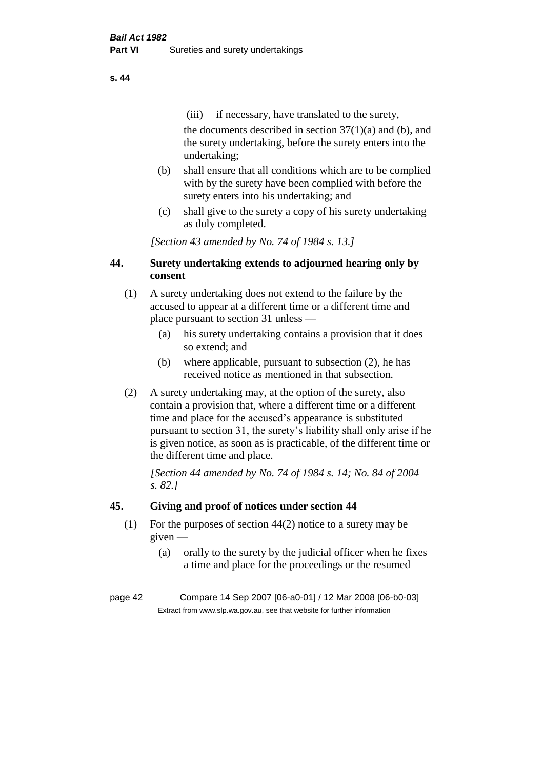(iii) if necessary, have translated to the surety,

the documents described in section 37(1)(a) and (b), and the surety undertaking, before the surety enters into the undertaking;

(b) shall ensure that all conditions which are to be complied with by the surety have been complied with before the surety enters into his undertaking; and

(c) shall give to the surety a copy of his surety undertaking as duly completed.

*[Section 43 amended by No. 74 of 1984 s. 13.]*

## 44. Surety undertaking extends to adjourned hearing only by consent

(1) A surety undertaking does not extend to the failure by the accused to appear at a different time or a different time and place pursuant to section 31 unless —

(a) his surety undertaking contains a provision that it does so extend; and

(b) where applicable, pursuant to subsection (2), he has received notice as mentioned in that subsection.

(2) A surety undertaking may, at the option of the surety, also contain a provision that, where a different time or a different time and place for the accused's appearance is substituted pursuant to section 31, the surety's liability shall only arise if he is given notice, as soon as is practicable, of the different time or the different time and place.

*[Section 44 amended by No. 74 of 1984 s. 14; No. 84 of 2004 s. 82.]*

## 45. Giving and proof of notices under section 44

(1) For the purposes of section 44(2) notice to a surety may be given —

(a) orally to the surety by the judicial officer when he fixes a time and place for the proceedings or the resumed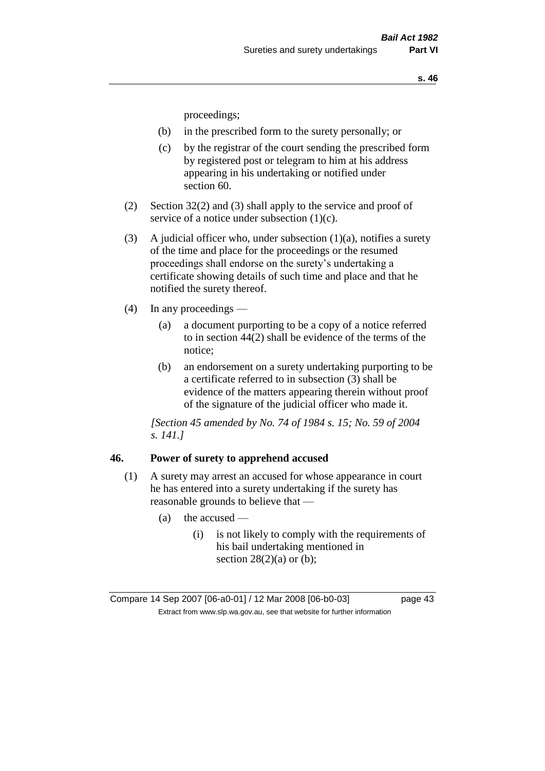proceedings;

- (b) in the prescribed form to the surety personally; or
- (c) by the registrar of the court sending the prescribed form by registered post or telegram to him at his address appearing in his undertaking or notified under section 60.

(2) Section 32(2) and (3) shall apply to the service and proof of service of a notice under subsection (1)(c).

(3) A judicial officer who, under subsection (1)(a), notifies a surety of the time and place for the proceedings or the resumed proceedings shall endorse on the surety's undertaking a certificate showing details of such time and place and that he notified the surety thereof.

(4) In any proceedings —

- (a) a document purporting to be a copy of a notice referred to in section 44(2) shall be evidence of the terms of the notice;
- (b) an endorsement on a surety undertaking purporting to be a certificate referred to in subsection (3) shall be evidence of the matters appearing therein without proof of the signature of the judicial officer who made it.

*[Section 45 amended by No. 74 of 1984 s. 15; No. 59 of 2004 s. 141.]*

### 46. Power of surety to apprehend accused

(1) A surety may arrest an accused for whose appearance in court he has entered into a surety undertaking if the surety has reasonable grounds to believe that —

- (a) the accused —
  - (i) is not likely to comply with the requirements of his bail undertaking mentioned in section 28(2)(a) or (b);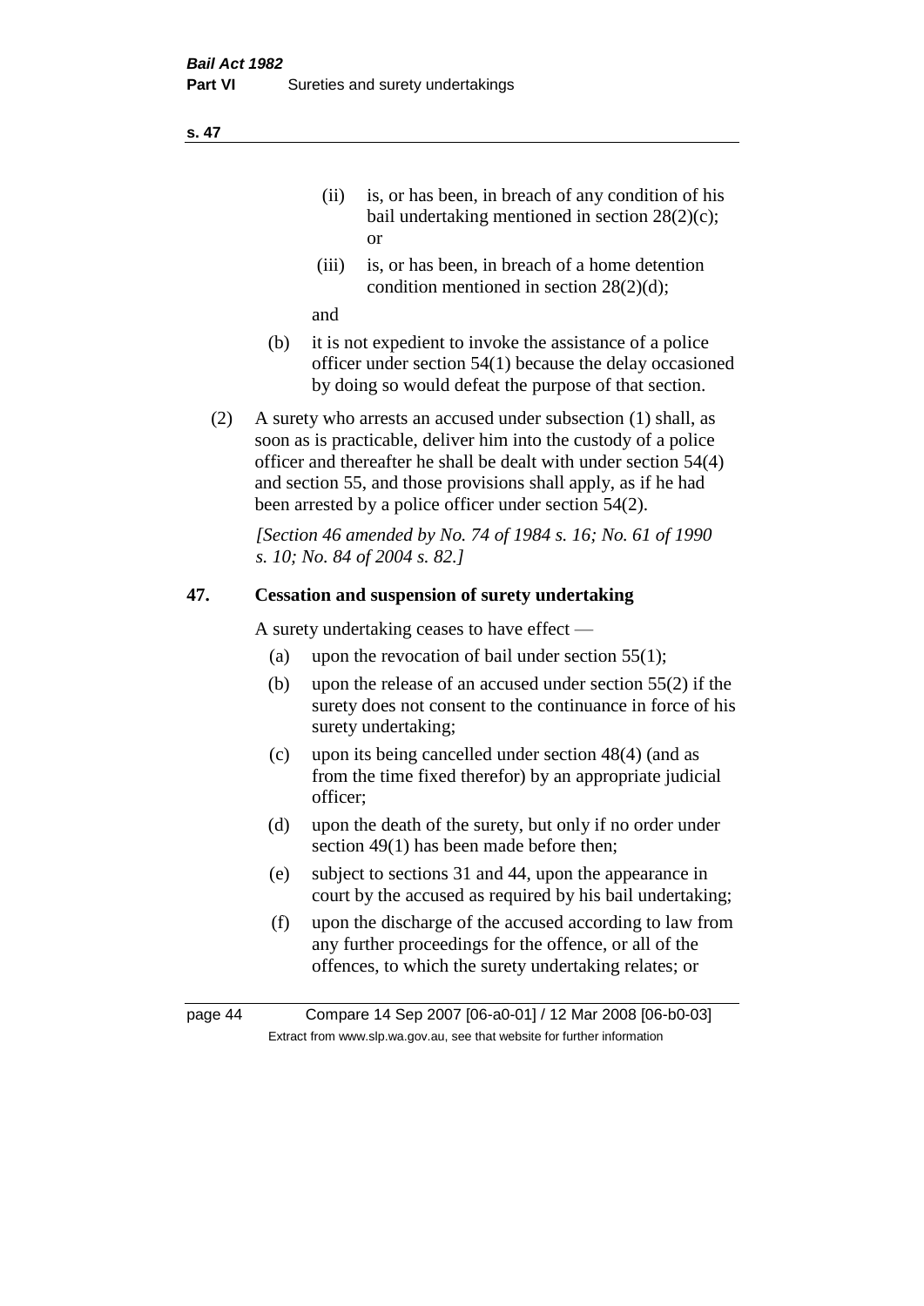(ii) is, or has been, in breach of any condition of his bail undertaking mentioned in section 28(2)(c); or

(iii) is, or has been, in breach of a home detention condition mentioned in section 28(2)(d);

and

(b) it is not expedient to invoke the assistance of a police officer under section 54(1) because the delay occasioned by doing so would defeat the purpose of that section.

(2) A surety who arrests an accused under subsection (1) shall, as soon as is practicable, deliver him into the custody of a police officer and thereafter he shall be dealt with under section 54(4) and section 55, and those provisions shall apply, as if he had been arrested by a police officer under section 54(2).

*[Section 46 amended by No. 74 of 1984 s. 16; No. 61 of 1990 s. 10; No. 84 of 2004 s. 82.]*

## 47. Cessation and suspension of surety undertaking

A surety undertaking ceases to have effect —

(a) upon the revocation of bail under section 55(1);

(b) upon the release of an accused under section 55(2) if the surety does not consent to the continuance in force of his surety undertaking;

(c) upon its being cancelled under section 48(4) (and as from the time fixed therefor) by an appropriate judicial officer;

(d) upon the death of the surety, but only if no order under section 49(1) has been made before then;

(e) subject to sections 31 and 44, upon the appearance in court by the accused as required by his bail undertaking;

(f) upon the discharge of the accused according to law from any further proceedings for the offence, or all of the offences, to which the surety undertaking relates; or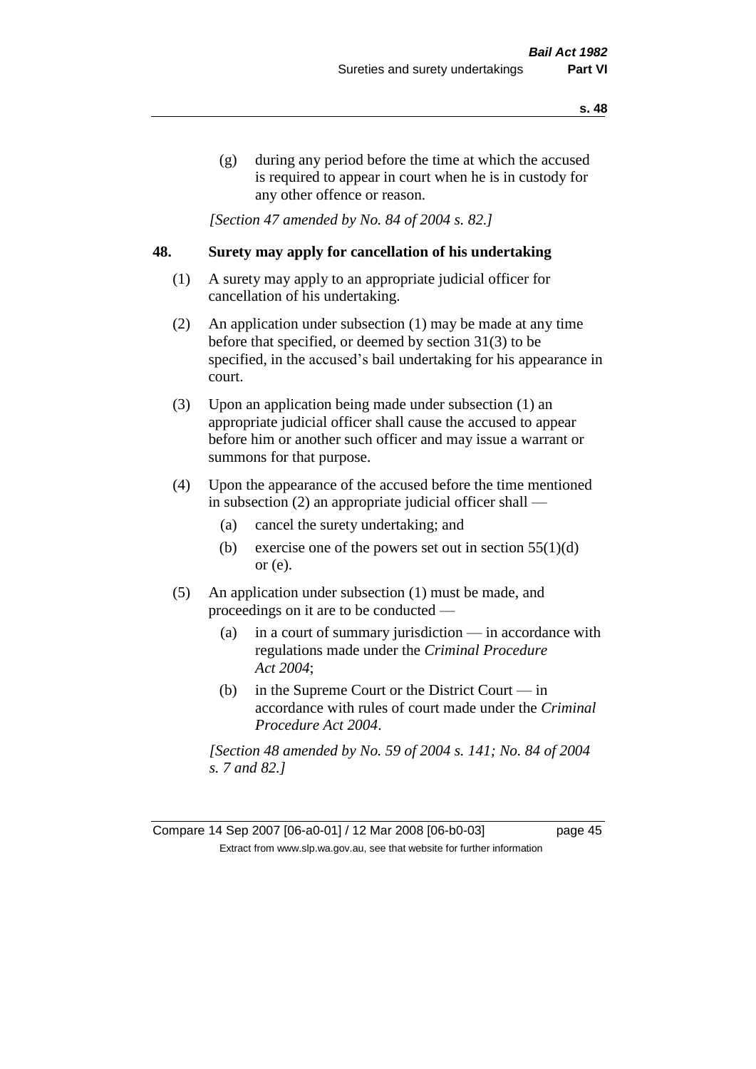(g) during any period before the time at which the accused is required to appear in court when he is in custody for any other offence or reason.

*[Section 47 amended by No. 84 of 2004 s. 82.]*

## 48. Surety may apply for cancellation of his undertaking

(1) A surety may apply to an appropriate judicial officer for cancellation of his undertaking.

(2) An application under subsection (1) may be made at any time before that specified, or deemed by section 31(3) to be specified, in the accused's bail undertaking for his appearance in court.

(3) Upon an application being made under subsection (1) an appropriate judicial officer shall cause the accused to appear before him or another such officer and may issue a warrant or summons for that purpose.

(4) Upon the appearance of the accused before the time mentioned in subsection (2) an appropriate judicial officer shall —

- (a) cancel the surety undertaking; and
- (b) exercise one of the powers set out in section 55(1)(d) or (e).

(5) An application under subsection (1) must be made, and proceedings on it are to be conducted —

- (a) in a court of summary jurisdiction — in accordance with regulations made under the *Criminal Procedure Act 2004*;
- (b) in the Supreme Court or the District Court — in accordance with rules of court made under the *Criminal Procedure Act 2004*.

*[Section 48 amended by No. 59 of 2004 s. 141; No. 84 of 2004 s. 7 and 82.]*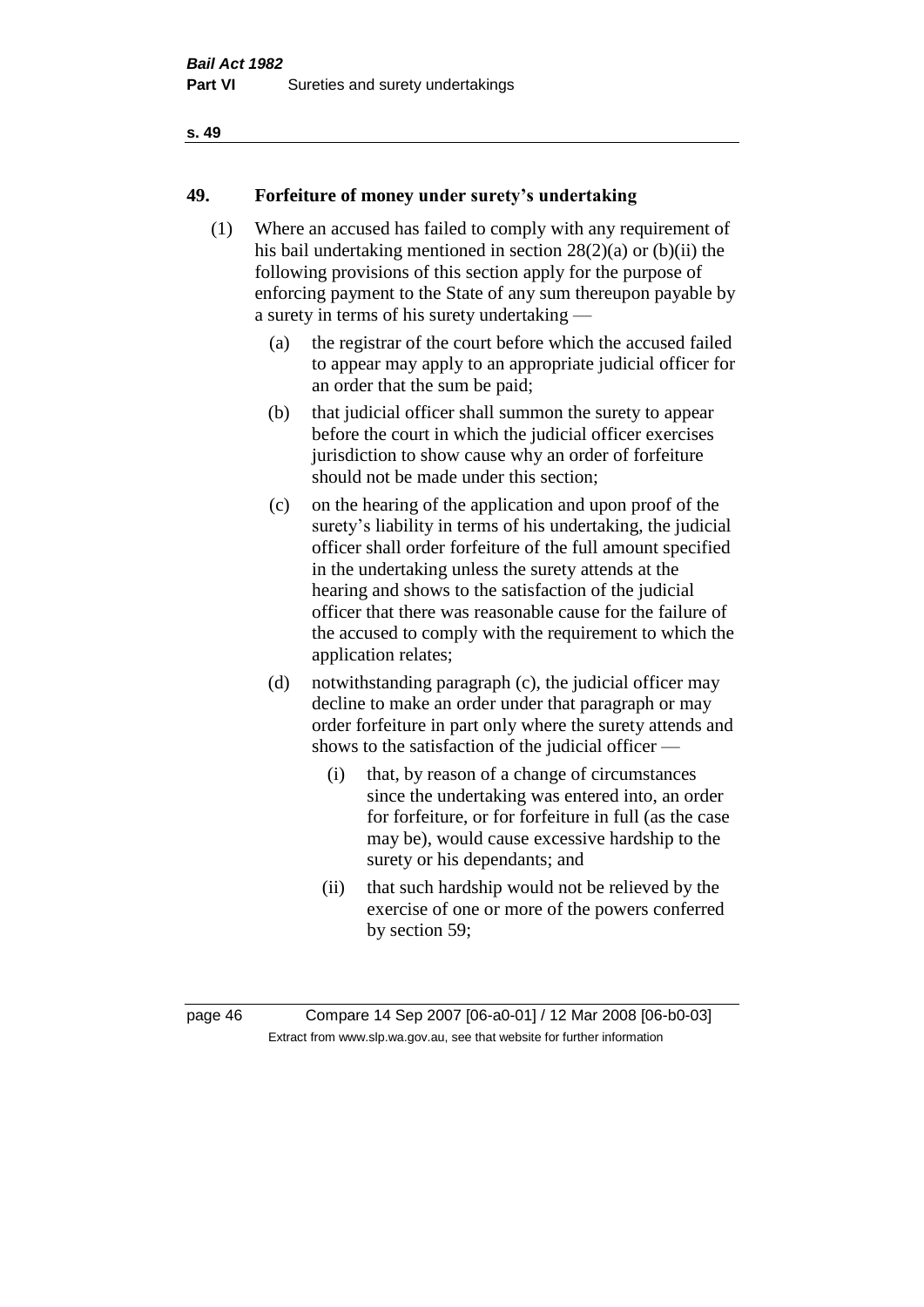## 49. Forfeiture of money under surety's undertaking

(1) Where an accused has failed to comply with any requirement of his bail undertaking mentioned in section 28(2)(a) or (b)(ii) the following provisions of this section apply for the purpose of enforcing payment to the State of any sum thereupon payable by a surety in terms of his surety undertaking —

(a) the registrar of the court before which the accused failed to appear may apply to an appropriate judicial officer for an order that the sum be paid;

(b) that judicial officer shall summon the surety to appear before the court in which the judicial officer exercises jurisdiction to show cause why an order of forfeiture should not be made under this section;

(c) on the hearing of the application and upon proof of the surety's liability in terms of his undertaking, the judicial officer shall order forfeiture of the full amount specified in the undertaking unless the surety attends at the hearing and shows to the satisfaction of the judicial officer that there was reasonable cause for the failure of the accused to comply with the requirement to which the application relates;

(d) notwithstanding paragraph (c), the judicial officer may decline to make an order under that paragraph or may order forfeiture in part only where the surety attends and shows to the satisfaction of the judicial officer —

(i) that, by reason of a change of circumstances since the undertaking was entered into, an order for forfeiture, or for forfeiture in full (as the case may be), would cause excessive hardship to the surety or his dependants; and

(ii) that such hardship would not be relieved by the exercise of one or more of the powers conferred by section 59;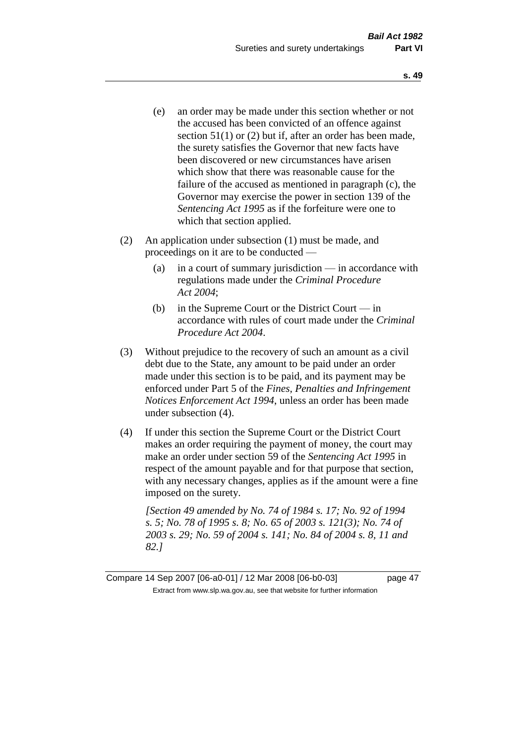(e) an order may be made under this section whether or not the accused has been convicted of an offence against section 51(1) or (2) but if, after an order has been made, the surety satisfies the Governor that new facts have been discovered or new circumstances have arisen which show that there was reasonable cause for the failure of the accused as mentioned in paragraph (c), the Governor may exercise the power in section 139 of the *Sentencing Act 1995* as if the forfeiture were one to which that section applied.

(2) An application under subsection (1) must be made, and proceedings on it are to be conducted —

  (a) in a court of summary jurisdiction — in accordance with regulations made under the *Criminal Procedure Act 2004*;

  (b) in the Supreme Court or the District Court — in accordance with rules of court made under the *Criminal Procedure Act 2004*.

(3) Without prejudice to the recovery of such an amount as a civil debt due to the State, any amount to be paid under an order made under this section is to be paid, and its payment may be enforced under Part 5 of the *Fines, Penalties and Infringement Notices Enforcement Act 1994*, unless an order has been made under subsection (4).

(4) If under this section the Supreme Court or the District Court makes an order requiring the payment of money, the court may make an order under section 59 of the *Sentencing Act 1995* in respect of the amount payable and for that purpose that section, with any necessary changes, applies as if the amount were a fine imposed on the surety.

*[Section 49 amended by No. 74 of 1984 s. 17; No. 92 of 1994 s. 5; No. 78 of 1995 s. 8; No. 65 of 2003 s. 121(3); No. 74 of 2003 s. 29; No. 59 of 2004 s. 141; No. 84 of 2004 s. 8, 11 and 82.]*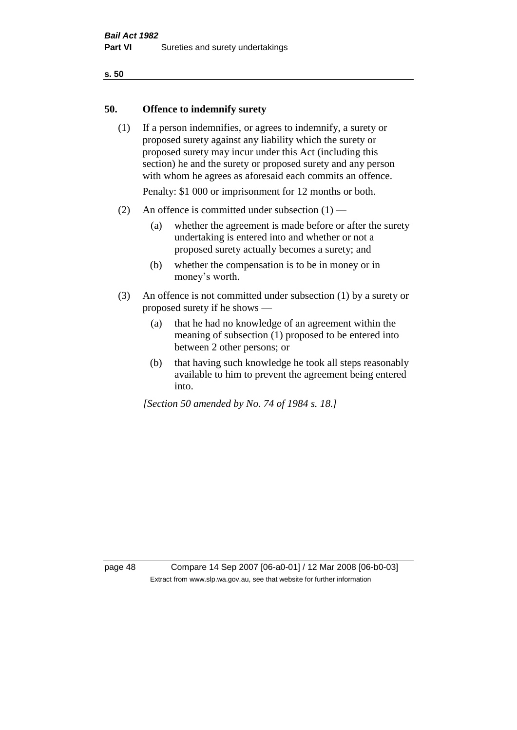## 50. Offence to indemnify surety

(1) If a person indemnifies, or agrees to indemnify, a surety or proposed surety against any liability which the surety or proposed surety may incur under this Act (including this section) he and the surety or proposed surety and any person with whom he agrees as aforesaid each commits an offence.

Penalty: $1 000 or imprisonment for 12 months or both.

(2) An offence is committed under subsection (1) —

- (a) whether the agreement is made before or after the surety undertaking is entered into and whether or not a proposed surety actually becomes a surety; and
- (b) whether the compensation is to be in money or in money's worth.

(3) An offence is not committed under subsection (1) by a surety or proposed surety if he shows —

- (a) that he had no knowledge of an agreement within the meaning of subsection (1) proposed to be entered into between 2 other persons; or
- (b) that having such knowledge he took all steps reasonably available to him to prevent the agreement being entered into.

*[Section 50 amended by No. 74 of 1984 s. 18.]*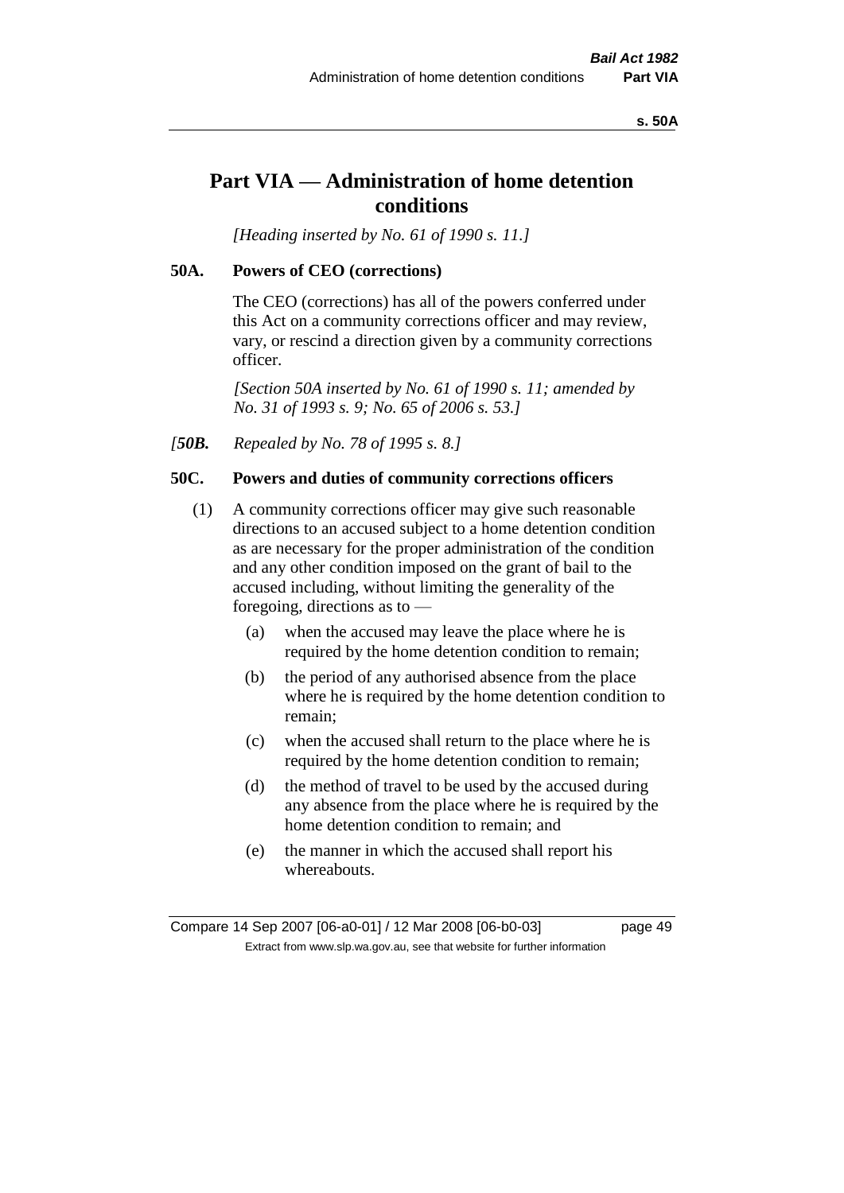# Part VIA — Administration of home detention conditions

*[Heading inserted by No. 61 of 1990 s. 11.]*

### 50A. Powers of CEO (corrections)

The CEO (corrections) has all of the powers conferred under this Act on a community corrections officer and may review, vary, or rescind a direction given by a community corrections officer.

*[Section 50A inserted by No. 61 of 1990 s. 11; amended by No. 31 of 1993 s. 9; No. 65 of 2006 s. 53.]*

*[**50B.** Repealed by No. 78 of 1995 s. 8.]*

### 50C. Powers and duties of community corrections officers

(1) A community corrections officer may give such reasonable directions to an accused subject to a home detention condition as are necessary for the proper administration of the condition and any other condition imposed on the grant of bail to the accused including, without limiting the generality of the foregoing, directions as to —

- (a) when the accused may leave the place where he is required by the home detention condition to remain;
- (b) the period of any authorised absence from the place where he is required by the home detention condition to remain;
- (c) when the accused shall return to the place where he is required by the home detention condition to remain;
- (d) the method of travel to be used by the accused during any absence from the place where he is required by the home detention condition to remain; and
- (e) the manner in which the accused shall report his whereabouts.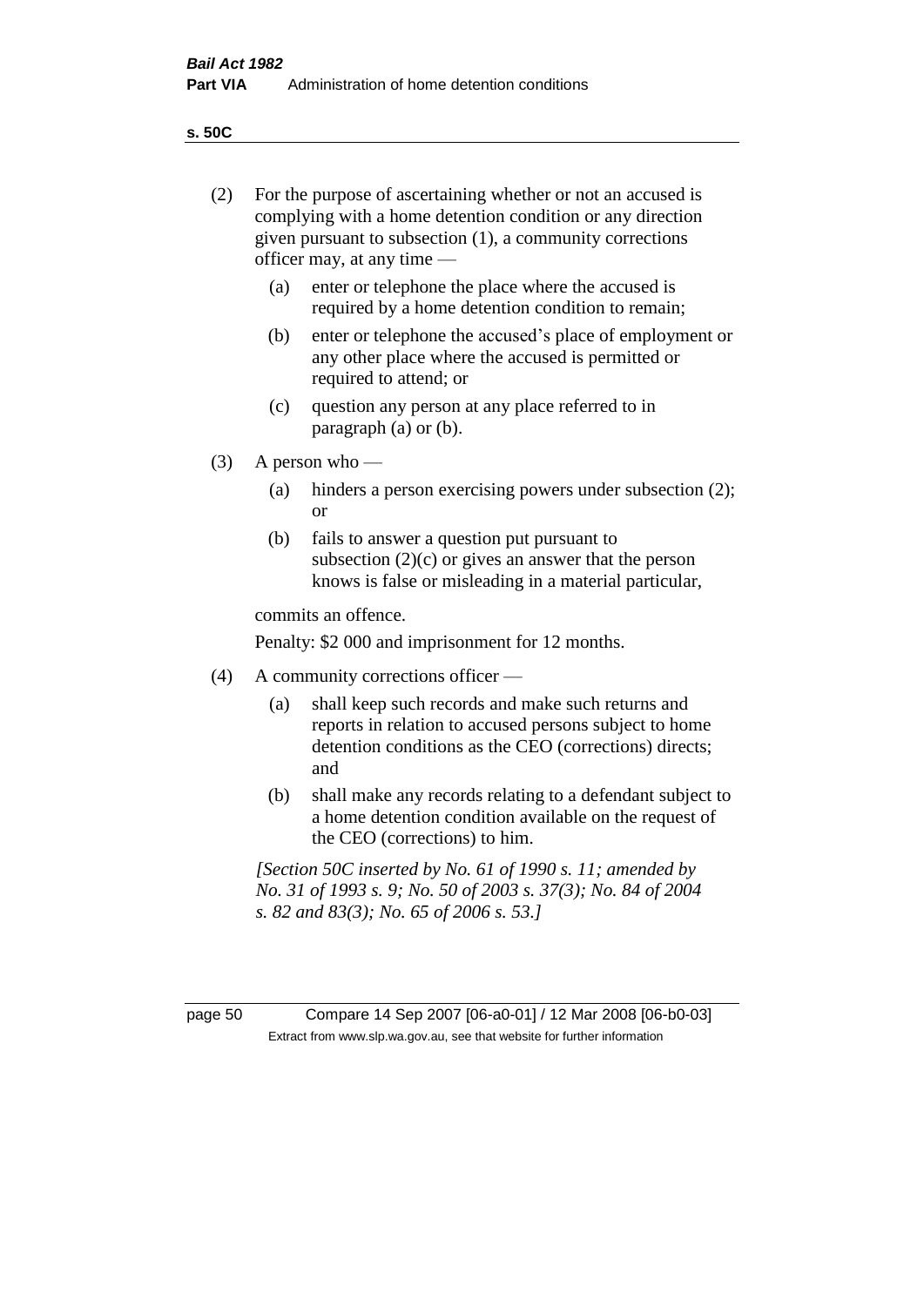(2) For the purpose of ascertaining whether or not an accused is complying with a home detention condition or any direction given pursuant to subsection (1), a community corrections officer may, at any time —

   (a) enter or telephone the place where the accused is required by a home detention condition to remain;

   (b) enter or telephone the accused's place of employment or any other place where the accused is permitted or required to attend; or

   (c) question any person at any place referred to in paragraph (a) or (b).

(3) A person who —

   (a) hinders a person exercising powers under subsection (2); or

   (b) fails to answer a question put pursuant to subsection (2)(c) or gives an answer that the person knows is false or misleading in a material particular,

commits an offence.

Penalty: $2 000 and imprisonment for 12 months.

(4) A community corrections officer —

   (a) shall keep such records and make such returns and reports in relation to accused persons subject to home detention conditions as the CEO (corrections) directs; and

   (b) shall make any records relating to a defendant subject to a home detention condition available on the request of the CEO (corrections) to him.

*[Section 50C inserted by No. 61 of 1990 s. 11; amended by No. 31 of 1993 s. 9; No. 50 of 2003 s. 37(3); No. 84 of 2004 s. 82 and 83(3); No. 65 of 2006 s. 53.]*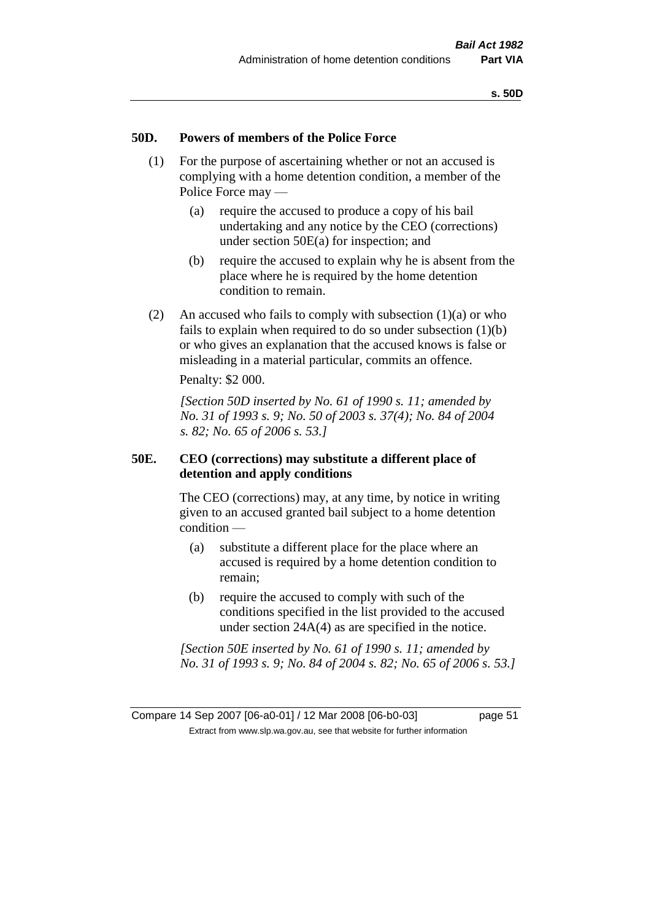## 50D. Powers of members of the Police Force

(1) For the purpose of ascertaining whether or not an accused is complying with a home detention condition, a member of the Police Force may —

(a) require the accused to produce a copy of his bail undertaking and any notice by the CEO (corrections) under section 50E(a) for inspection; and

(b) require the accused to explain why he is absent from the place where he is required by the home detention condition to remain.

(2) An accused who fails to comply with subsection (1)(a) or who fails to explain when required to do so under subsection (1)(b) or who gives an explanation that the accused knows is false or misleading in a material particular, commits an offence.

Penalty: $2 000.

*[Section 50D inserted by No. 61 of 1990 s. 11; amended by No. 31 of 1993 s. 9; No. 50 of 2003 s. 37(4); No. 84 of 2004 s. 82; No. 65 of 2006 s. 53.]*

## 50E. CEO (corrections) may substitute a different place of detention and apply conditions

The CEO (corrections) may, at any time, by notice in writing given to an accused granted bail subject to a home detention condition —

(a) substitute a different place for the place where an accused is required by a home detention condition to remain;

(b) require the accused to comply with such of the conditions specified in the list provided to the accused under section 24A(4) as are specified in the notice.

*[Section 50E inserted by No. 61 of 1990 s. 11; amended by No. 31 of 1993 s. 9; No. 84 of 2004 s. 82; No. 65 of 2006 s. 53.]*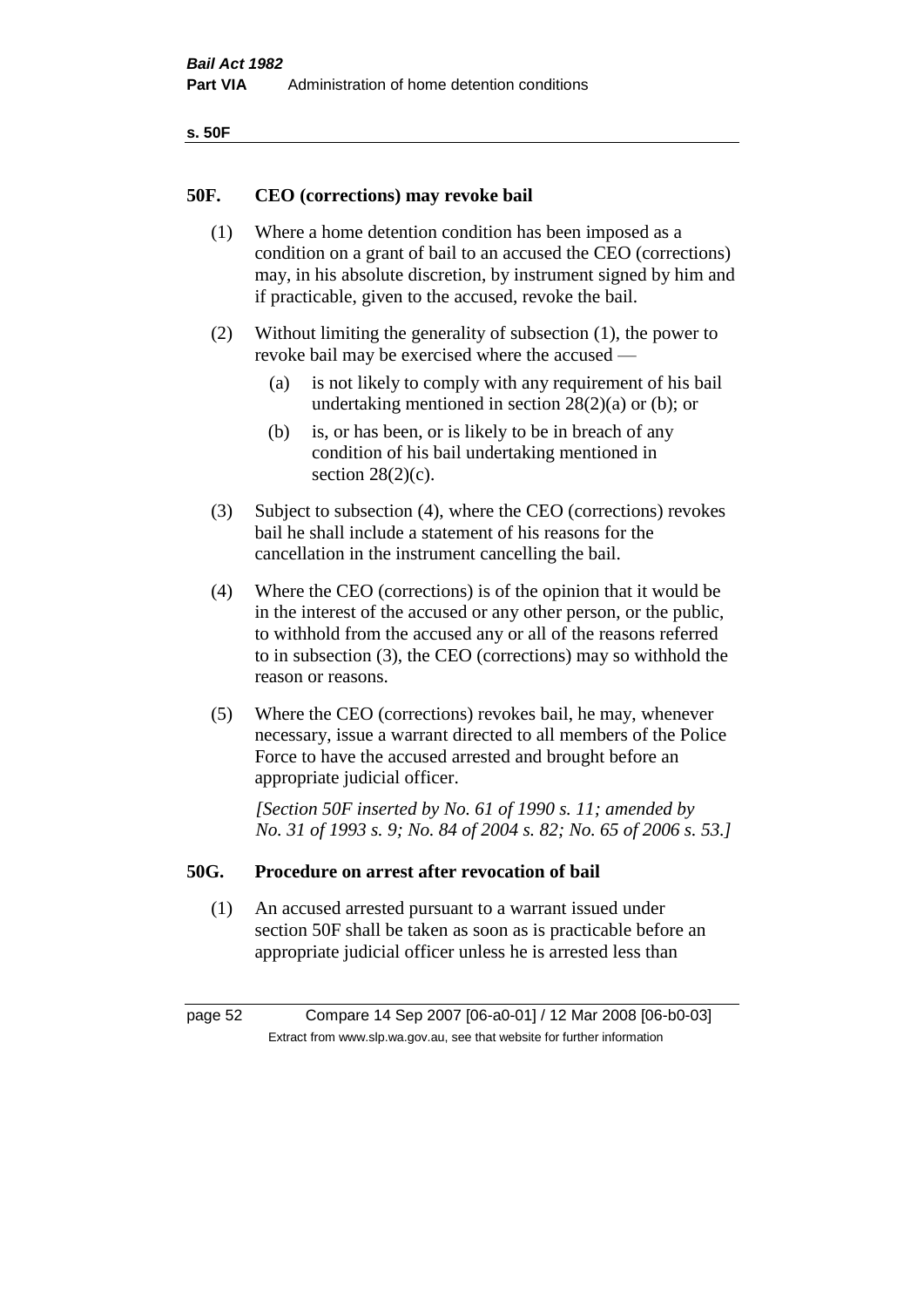## 50F. CEO (corrections) may revoke bail

(1) Where a home detention condition has been imposed as a condition on a grant of bail to an accused the CEO (corrections) may, in his absolute discretion, by instrument signed by him and if practicable, given to the accused, revoke the bail.

(2) Without limiting the generality of subsection (1), the power to revoke bail may be exercised where the accused —

(a) is not likely to comply with any requirement of his bail undertaking mentioned in section 28(2)(a) or (b); or

(b) is, or has been, or is likely to be in breach of any condition of his bail undertaking mentioned in section 28(2)(c).

(3) Subject to subsection (4), where the CEO (corrections) revokes bail he shall include a statement of his reasons for the cancellation in the instrument cancelling the bail.

(4) Where the CEO (corrections) is of the opinion that it would be in the interest of the accused or any other person, or the public, to withhold from the accused any or all of the reasons referred to in subsection (3), the CEO (corrections) may so withhold the reason or reasons.

(5) Where the CEO (corrections) revokes bail, he may, whenever necessary, issue a warrant directed to all members of the Police Force to have the accused arrested and brought before an appropriate judicial officer.

*[Section 50F inserted by No. 61 of 1990 s. 11; amended by No. 31 of 1993 s. 9; No. 84 of 2004 s. 82; No. 65 of 2006 s. 53.]*

## 50G. Procedure on arrest after revocation of bail

(1) An accused arrested pursuant to a warrant issued under section 50F shall be taken as soon as is practicable before an appropriate judicial officer unless he is arrested less than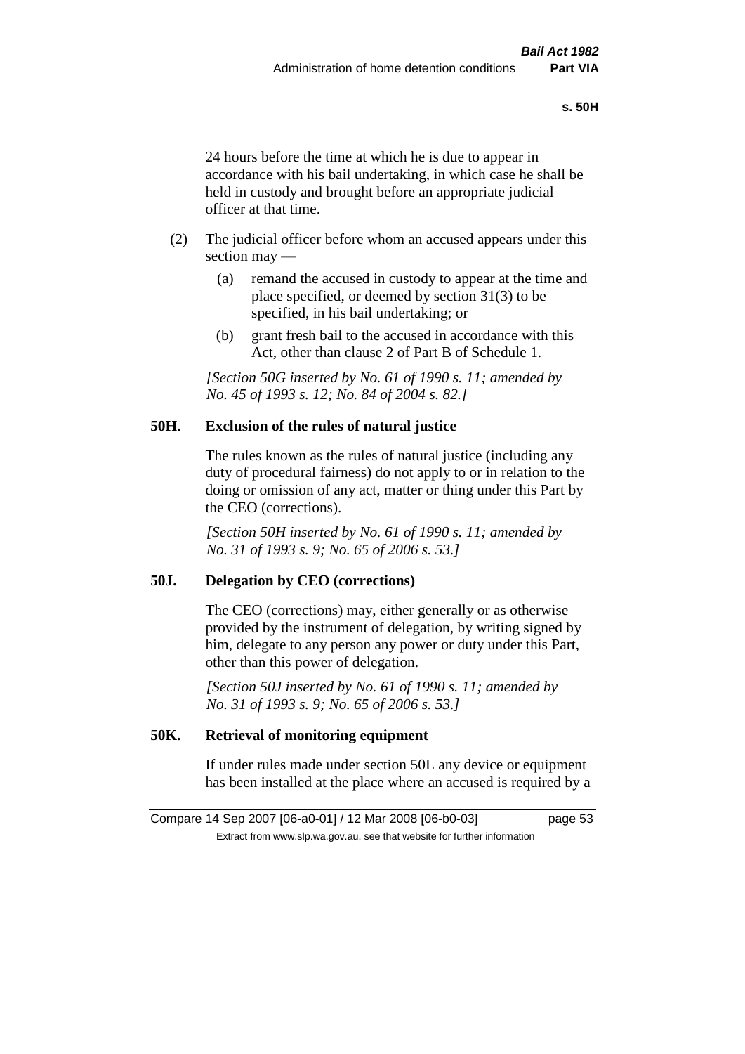24 hours before the time at which he is due to appear in accordance with his bail undertaking, in which case he shall be held in custody and brought before an appropriate judicial officer at that time.

(2) The judicial officer before whom an accused appears under this section may —

(a) remand the accused in custody to appear at the time and place specified, or deemed by section 31(3) to be specified, in his bail undertaking; or

(b) grant fresh bail to the accused in accordance with this Act, other than clause 2 of Part B of Schedule 1.

*[Section 50G inserted by No. 61 of 1990 s. 11; amended by No. 45 of 1993 s. 12; No. 84 of 2004 s. 82.]*

### 50H. Exclusion of the rules of natural justice

The rules known as the rules of natural justice (including any duty of procedural fairness) do not apply to or in relation to the doing or omission of any act, matter or thing under this Part by the CEO (corrections).

*[Section 50H inserted by No. 61 of 1990 s. 11; amended by No. 31 of 1993 s. 9; No. 65 of 2006 s. 53.]*

### 50J. Delegation by CEO (corrections)

The CEO (corrections) may, either generally or as otherwise provided by the instrument of delegation, by writing signed by him, delegate to any person any power or duty under this Part, other than this power of delegation.

*[Section 50J inserted by No. 61 of 1990 s. 11; amended by No. 31 of 1993 s. 9; No. 65 of 2006 s. 53.]*

### 50K. Retrieval of monitoring equipment

If under rules made under section 50L any device or equipment has been installed at the place where an accused is required by a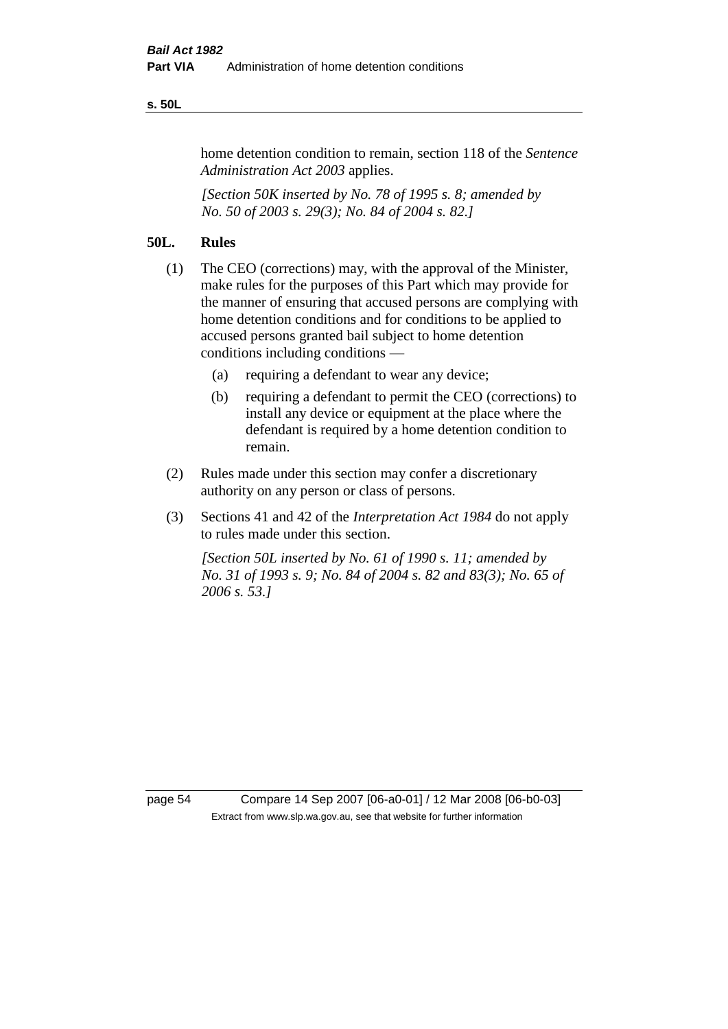home detention condition to remain, section 118 of the *Sentence Administration Act 2003* applies.

*[Section 50K inserted by No. 78 of 1995 s. 8; amended by No. 50 of 2003 s. 29(3); No. 84 of 2004 s. 82.]*

**50L. Rules**

(1) The CEO (corrections) may, with the approval of the Minister, make rules for the purposes of this Part which may provide for the manner of ensuring that accused persons are complying with home detention conditions and for conditions to be applied to accused persons granted bail subject to home detention conditions including conditions —

(a) requiring a defendant to wear any device;

(b) requiring a defendant to permit the CEO (corrections) to install any device or equipment at the place where the defendant is required by a home detention condition to remain.

(2) Rules made under this section may confer a discretionary authority on any person or class of persons.

(3) Sections 41 and 42 of the *Interpretation Act 1984* do not apply to rules made under this section.

*[Section 50L inserted by No. 61 of 1990 s. 11; amended by No. 31 of 1993 s. 9; No. 84 of 2004 s. 82 and 83(3); No. 65 of 2006 s. 53.]*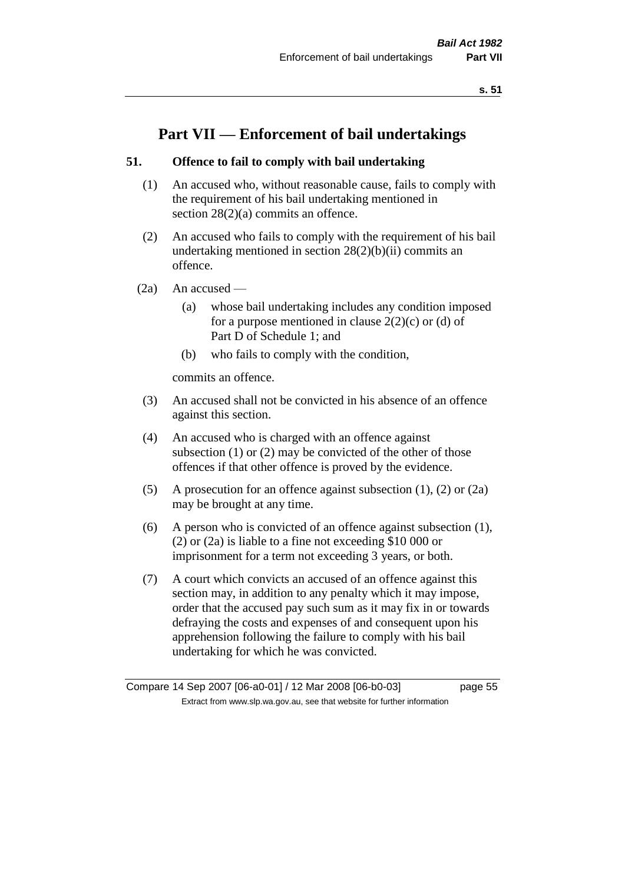# Part VII — Enforcement of bail undertakings

### 51. Offence to fail to comply with bail undertaking

(1) An accused who, without reasonable cause, fails to comply with the requirement of his bail undertaking mentioned in section 28(2)(a) commits an offence.

(2) An accused who fails to comply with the requirement of his bail undertaking mentioned in section 28(2)(b)(ii) commits an offence.

(2a) An accused —

(a) whose bail undertaking includes any condition imposed for a purpose mentioned in clause 2(2)(c) or (d) of Part D of Schedule 1; and

(b) who fails to comply with the condition,

commits an offence.

(3) An accused shall not be convicted in his absence of an offence against this section.

(4) An accused who is charged with an offence against subsection (1) or (2) may be convicted of the other of those offences if that other offence is proved by the evidence.

(5) A prosecution for an offence against subsection (1), (2) or (2a) may be brought at any time.

(6) A person who is convicted of an offence against subsection (1), (2) or (2a) is liable to a fine not exceeding $10 000 or imprisonment for a term not exceeding 3 years, or both.

(7) A court which convicts an accused of an offence against this section may, in addition to any penalty which it may impose, order that the accused pay such sum as it may fix in or towards defraying the costs and expenses of and consequent upon his apprehension following the failure to comply with his bail undertaking for which he was convicted.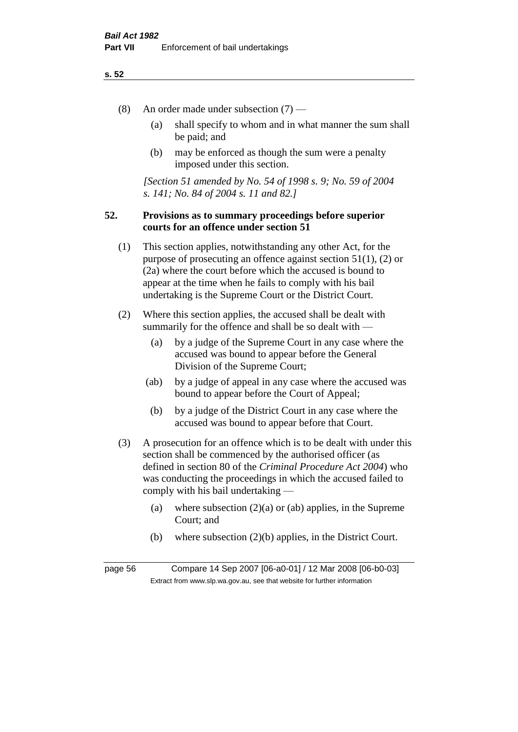(8) An order made under subsection (7) —

(a) shall specify to whom and in what manner the sum shall be paid; and

(b) may be enforced as though the sum were a penalty imposed under this section.

*[Section 51 amended by No. 54 of 1998 s. 9; No. 59 of 2004 s. 141; No. 84 of 2004 s. 11 and 82.]*

## 52. Provisions as to summary proceedings before superior courts for an offence under section 51

(1) This section applies, notwithstanding any other Act, for the purpose of prosecuting an offence against section 51(1), (2) or (2a) where the court before which the accused is bound to appear at the time when he fails to comply with his bail undertaking is the Supreme Court or the District Court.

(2) Where this section applies, the accused shall be dealt with summarily for the offence and shall be so dealt with —

(a) by a judge of the Supreme Court in any case where the accused was bound to appear before the General Division of the Supreme Court;

(ab) by a judge of appeal in any case where the accused was bound to appear before the Court of Appeal;

(b) by a judge of the District Court in any case where the accused was bound to appear before that Court.

(3) A prosecution for an offence which is to be dealt with under this section shall be commenced by the authorised officer (as defined in section 80 of the *Criminal Procedure Act 2004*) who was conducting the proceedings in which the accused failed to comply with his bail undertaking —

(a) where subsection (2)(a) or (ab) applies, in the Supreme Court; and

(b) where subsection (2)(b) applies, in the District Court.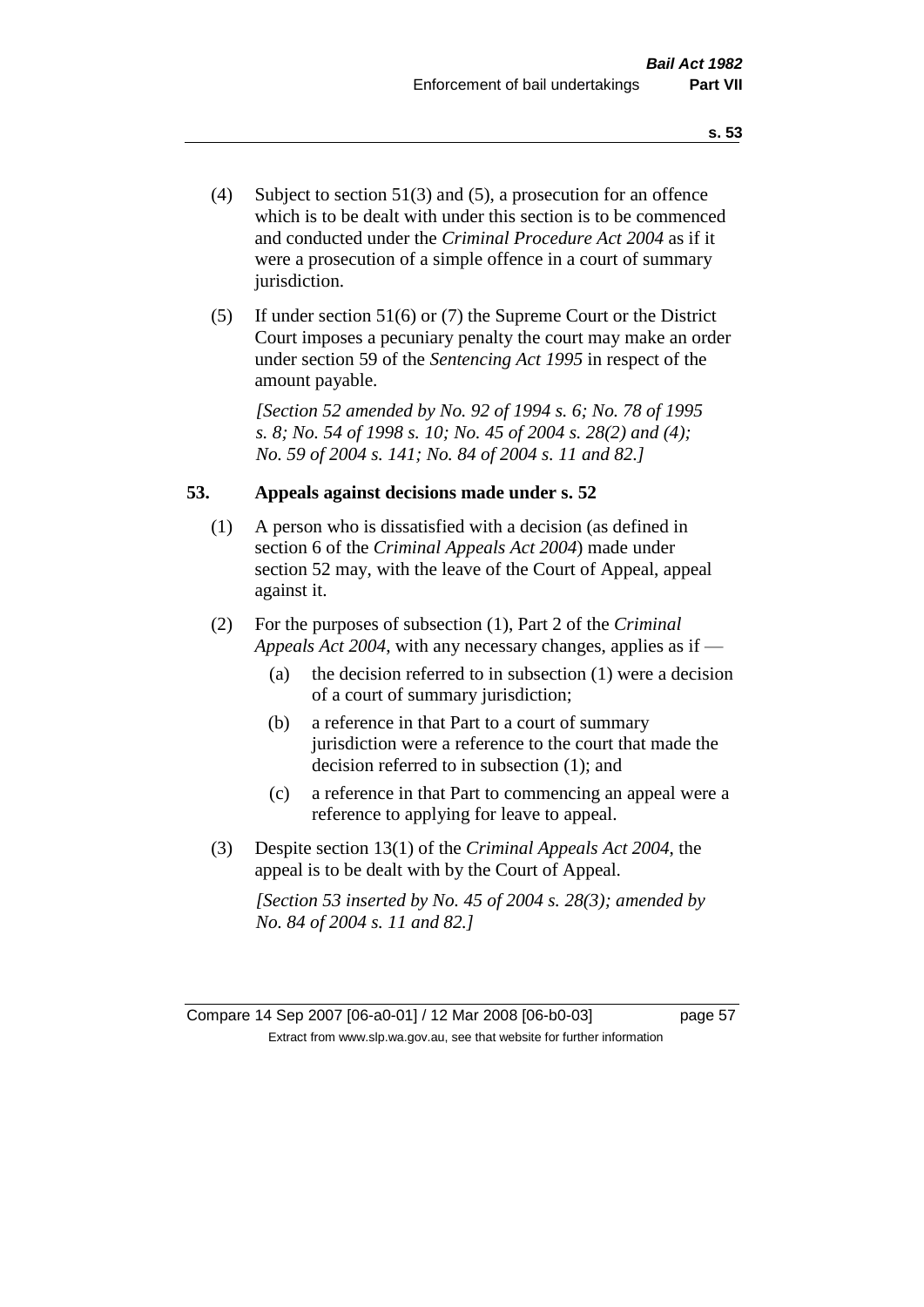(4) Subject to section 51(3) and (5), a prosecution for an offence which is to be dealt with under this section is to be commenced and conducted under the *Criminal Procedure Act 2004* as if it were a prosecution of a simple offence in a court of summary jurisdiction.

(5) If under section 51(6) or (7) the Supreme Court or the District Court imposes a pecuniary penalty the court may make an order under section 59 of the *Sentencing Act 1995* in respect of the amount payable.

*[Section 52 amended by No. 92 of 1994 s. 6; No. 78 of 1995 s. 8; No. 54 of 1998 s. 10; No. 45 of 2004 s. 28(2) and (4); No. 59 of 2004 s. 141; No. 84 of 2004 s. 11 and 82.]*

## 53. Appeals against decisions made under s. 52

(1) A person who is dissatisfied with a decision (as defined in section 6 of the *Criminal Appeals Act 2004*) made under section 52 may, with the leave of the Court of Appeal, appeal against it.

(2) For the purposes of subsection (1), Part 2 of the *Criminal Appeals Act 2004*, with any necessary changes, applies as if —

- (a) the decision referred to in subsection (1) were a decision of a court of summary jurisdiction;
- (b) a reference in that Part to a court of summary jurisdiction were a reference to the court that made the decision referred to in subsection (1); and
- (c) a reference in that Part to commencing an appeal were a reference to applying for leave to appeal.

(3) Despite section 13(1) of the *Criminal Appeals Act 2004*, the appeal is to be dealt with by the Court of Appeal.

*[Section 53 inserted by No. 45 of 2004 s. 28(3); amended by No. 84 of 2004 s. 11 and 82.]*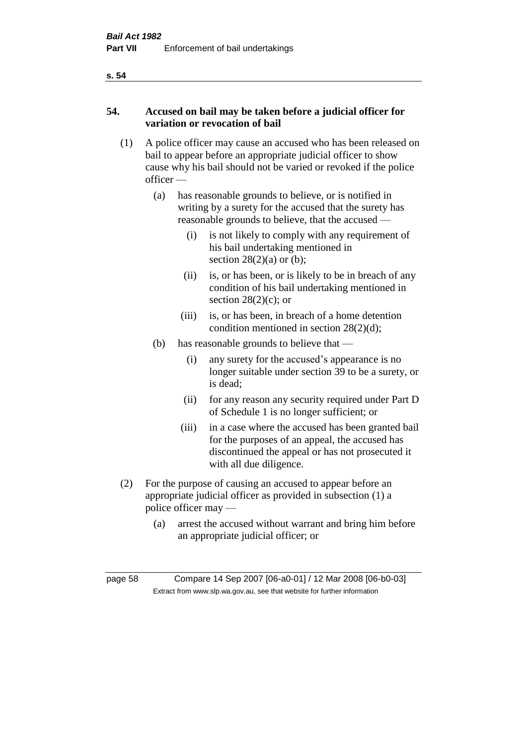**54. Accused on bail may be taken before a judicial officer for variation or revocation of bail**

(1) A police officer may cause an accused who has been released on bail to appear before an appropriate judicial officer to show cause why his bail should not be varied or revoked if the police officer —

(a) has reasonable grounds to believe, or is notified in writing by a surety for the accused that the surety has reasonable grounds to believe, that the accused —

(i) is not likely to comply with any requirement of his bail undertaking mentioned in section 28(2)(a) or (b);

(ii) is, or has been, or is likely to be in breach of any condition of his bail undertaking mentioned in section 28(2)(c); or

(iii) is, or has been, in breach of a home detention condition mentioned in section 28(2)(d);

(b) has reasonable grounds to believe that —

(i) any surety for the accused's appearance is no longer suitable under section 39 to be a surety, or is dead;

(ii) for any reason any security required under Part D of Schedule 1 is no longer sufficient; or

(iii) in a case where the accused has been granted bail for the purposes of an appeal, the accused has discontinued the appeal or has not prosecuted it with all due diligence.

(2) For the purpose of causing an accused to appear before an appropriate judicial officer as provided in subsection (1) a police officer may —

(a) arrest the accused without warrant and bring him before an appropriate judicial officer; or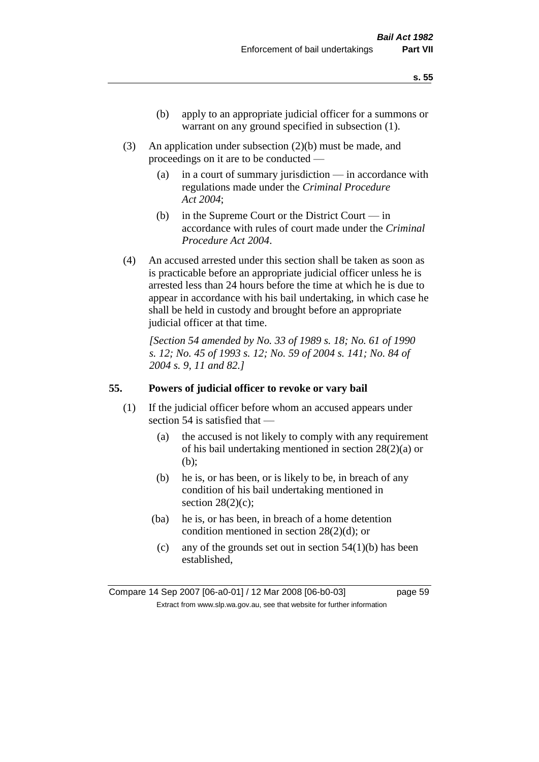(b) apply to an appropriate judicial officer for a summons or warrant on any ground specified in subsection (1).

(3) An application under subsection (2)(b) must be made, and proceedings on it are to be conducted —

(a) in a court of summary jurisdiction — in accordance with regulations made under the *Criminal Procedure Act 2004*;

(b) in the Supreme Court or the District Court — in accordance with rules of court made under the *Criminal Procedure Act 2004*.

(4) An accused arrested under this section shall be taken as soon as is practicable before an appropriate judicial officer unless he is arrested less than 24 hours before the time at which he is due to appear in accordance with his bail undertaking, in which case he shall be held in custody and brought before an appropriate judicial officer at that time.

*[Section 54 amended by No. 33 of 1989 s. 18; No. 61 of 1990 s. 12; No. 45 of 1993 s. 12; No. 59 of 2004 s. 141; No. 84 of 2004 s. 9, 11 and 82.]*

## 55. Powers of judicial officer to revoke or vary bail

(1) If the judicial officer before whom an accused appears under section 54 is satisfied that —

(a) the accused is not likely to comply with any requirement of his bail undertaking mentioned in section 28(2)(a) or (b);

(b) he is, or has been, or is likely to be, in breach of any condition of his bail undertaking mentioned in section 28(2)(c);

(ba) he is, or has been, in breach of a home detention condition mentioned in section 28(2)(d); or

(c) any of the grounds set out in section 54(1)(b) has been established,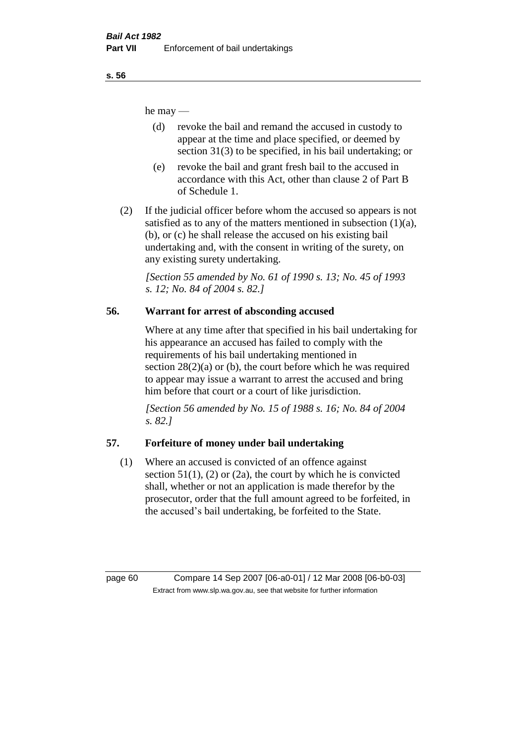he may —

(d) revoke the bail and remand the accused in custody to appear at the time and place specified, or deemed by section 31(3) to be specified, in his bail undertaking; or

(e) revoke the bail and grant fresh bail to the accused in accordance with this Act, other than clause 2 of Part B of Schedule 1.

(2) If the judicial officer before whom the accused so appears is not satisfied as to any of the matters mentioned in subsection (1)(a), (b), or (c) he shall release the accused on his existing bail undertaking and, with the consent in writing of the surety, on any existing surety undertaking.

*[Section 55 amended by No. 61 of 1990 s. 13; No. 45 of 1993 s. 12; No. 84 of 2004 s. 82.]*

## 56. Warrant for arrest of absconding accused

Where at any time after that specified in his bail undertaking for his appearance an accused has failed to comply with the requirements of his bail undertaking mentioned in section 28(2)(a) or (b), the court before which he was required to appear may issue a warrant to arrest the accused and bring him before that court or a court of like jurisdiction.

*[Section 56 amended by No. 15 of 1988 s. 16; No. 84 of 2004 s. 82.]*

## 57. Forfeiture of money under bail undertaking

(1) Where an accused is convicted of an offence against section 51(1), (2) or (2a), the court by which he is convicted shall, whether or not an application is made therefor by the prosecutor, order that the full amount agreed to be forfeited, in the accused's bail undertaking, be forfeited to the State.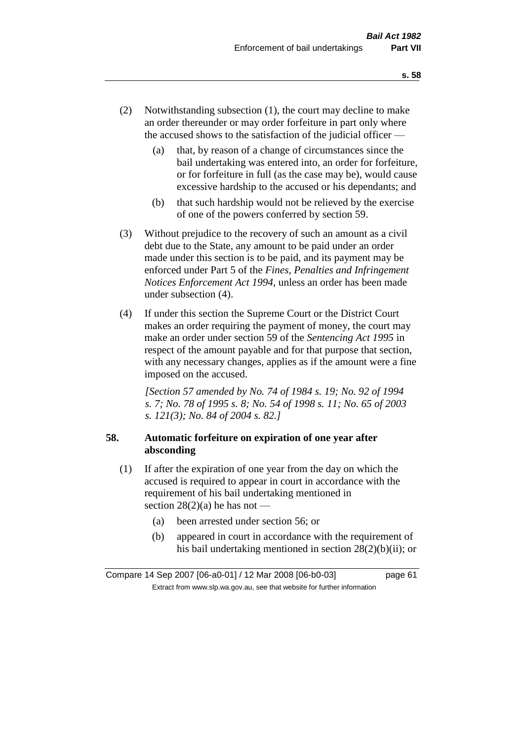(2) Notwithstanding subsection (1), the court may decline to make an order thereunder or may order forfeiture in part only where the accused shows to the satisfaction of the judicial officer —

(a) that, by reason of a change of circumstances since the bail undertaking was entered into, an order for forfeiture, or for forfeiture in full (as the case may be), would cause excessive hardship to the accused or his dependants; and

(b) that such hardship would not be relieved by the exercise of one of the powers conferred by section 59.

(3) Without prejudice to the recovery of such an amount as a civil debt due to the State, any amount to be paid under an order made under this section is to be paid, and its payment may be enforced under Part 5 of the *Fines, Penalties and Infringement Notices Enforcement Act 1994*, unless an order has been made under subsection (4).

(4) If under this section the Supreme Court or the District Court makes an order requiring the payment of money, the court may make an order under section 59 of the *Sentencing Act 1995* in respect of the amount payable and for that purpose that section, with any necessary changes, applies as if the amount were a fine imposed on the accused.

*[Section 57 amended by No. 74 of 1984 s. 19; No. 92 of 1994 s. 7; No. 78 of 1995 s. 8; No. 54 of 1998 s. 11; No. 65 of 2003 s. 121(3); No. 84 of 2004 s. 82.]*

### 58. Automatic forfeiture on expiration of one year after absconding

(1) If after the expiration of one year from the day on which the accused is required to appear in court in accordance with the requirement of his bail undertaking mentioned in section 28(2)(a) he has not —

(a) been arrested under section 56; or

(b) appeared in court in accordance with the requirement of his bail undertaking mentioned in section 28(2)(b)(ii); or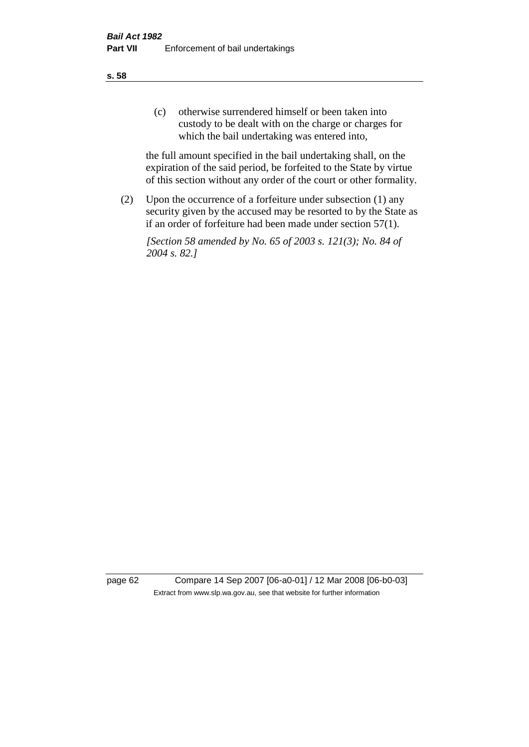(c) otherwise surrendered himself or been taken into custody to be dealt with on the charge or charges for which the bail undertaking was entered into,

the full amount specified in the bail undertaking shall, on the expiration of the said period, be forfeited to the State by virtue of this section without any order of the court or other formality.

(2) Upon the occurrence of a forfeiture under subsection (1) any security given by the accused may be resorted to by the State as if an order of forfeiture had been made under section 57(1).

*[Section 58 amended by No. 65 of 2003 s. 121(3); No. 84 of 2004 s. 82.]*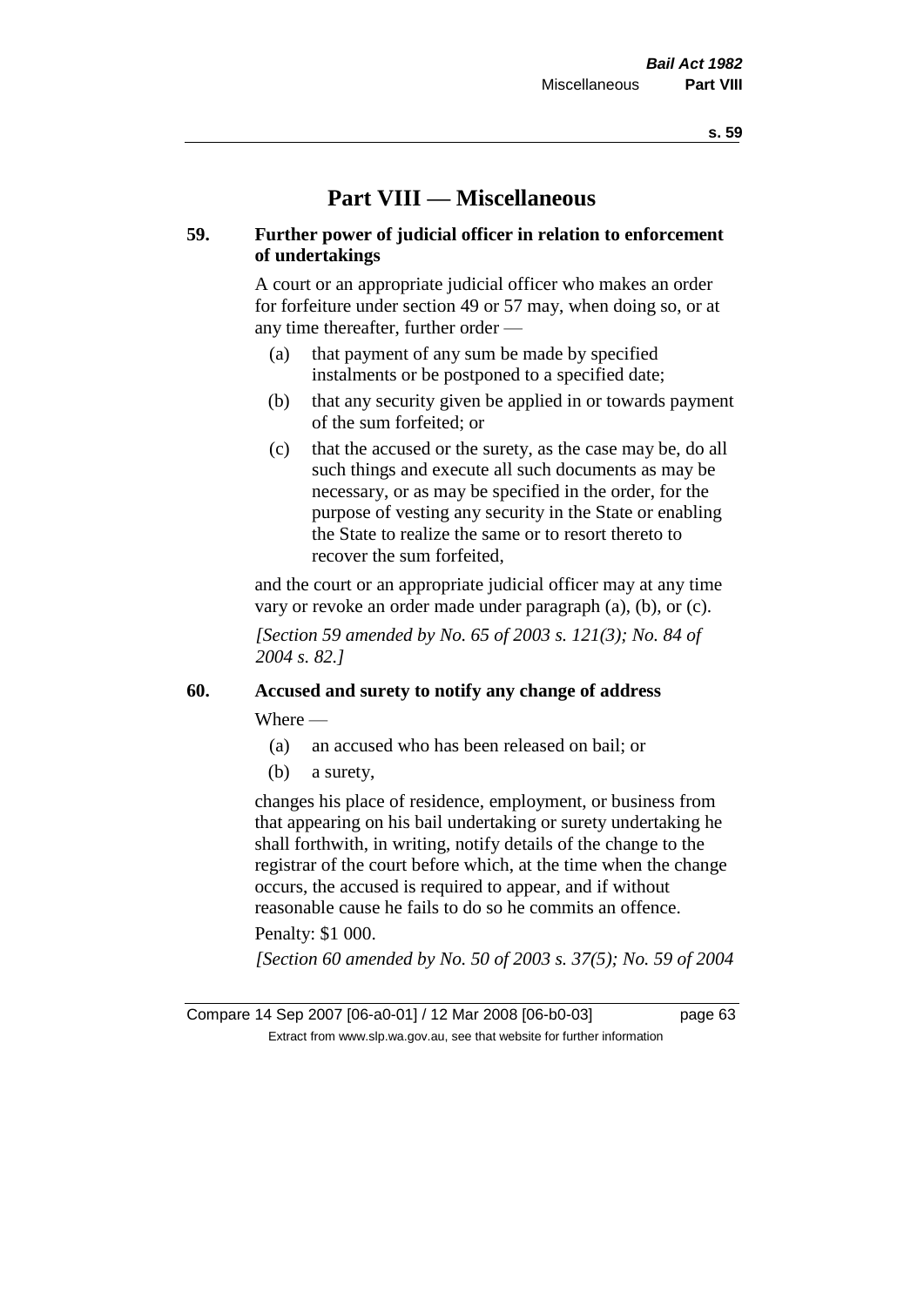# Part VIII — Miscellaneous

## 59. Further power of judicial officer in relation to enforcement of undertakings

A court or an appropriate judicial officer who makes an order for forfeiture under section 49 or 57 may, when doing so, or at any time thereafter, further order —

- (a) that payment of any sum be made by specified instalments or be postponed to a specified date;
- (b) that any security given be applied in or towards payment of the sum forfeited; or
- (c) that the accused or the surety, as the case may be, do all such things and execute all such documents as may be necessary, or as may be specified in the order, for the purpose of vesting any security in the State or enabling the State to realize the same or to resort thereto to recover the sum forfeited,

and the court or an appropriate judicial officer may at any time vary or revoke an order made under paragraph (a), (b), or (c).

*[Section 59 amended by No. 65 of 2003 s. 121(3); No. 84 of 2004 s. 82.]*

## 60. Accused and surety to notify any change of address

Where —

- (a) an accused who has been released on bail; or
- (b) a surety,

changes his place of residence, employment, or business from that appearing on his bail undertaking or surety undertaking he shall forthwith, in writing, notify details of the change to the registrar of the court before which, at the time when the change occurs, the accused is required to appear, and if without reasonable cause he fails to do so he commits an offence.

Penalty: $1 000.

*[Section 60 amended by No. 50 of 2003 s. 37(5); No. 59 of 2004*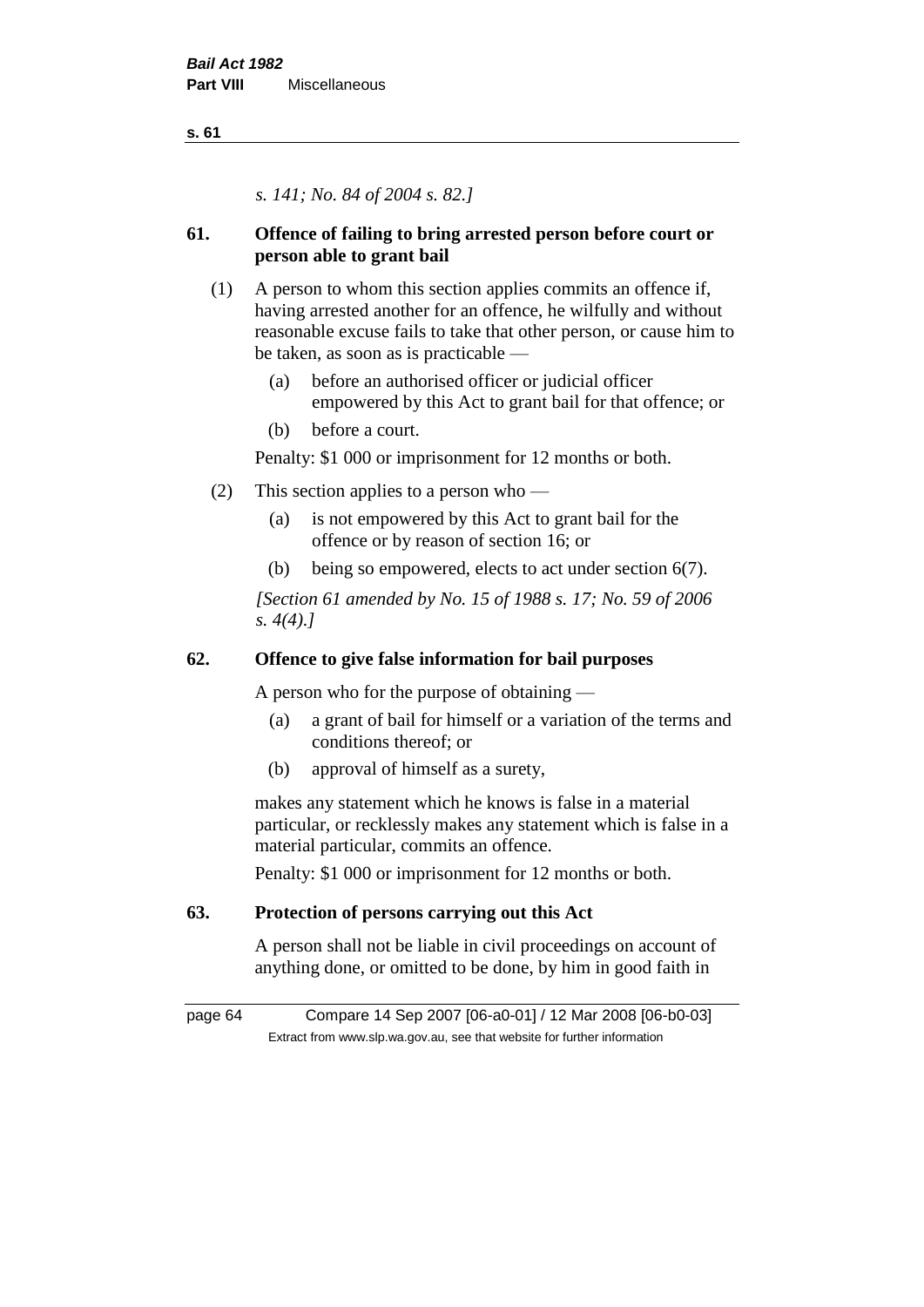*s. 141; No. 84 of 2004 s. 82.]*

## 61. Offence of failing to bring arrested person before court or person able to grant bail

(1) A person to whom this section applies commits an offence if, having arrested another for an offence, he wilfully and without reasonable excuse fails to take that other person, or cause him to be taken, as soon as is practicable —

- (a) before an authorised officer or judicial officer empowered by this Act to grant bail for that offence; or
- (b) before a court.

Penalty: $1 000 or imprisonment for 12 months or both.

(2) This section applies to a person who —

- (a) is not empowered by this Act to grant bail for the offence or by reason of section 16; or
- (b) being so empowered, elects to act under section 6(7).

*[Section 61 amended by No. 15 of 1988 s. 17; No. 59 of 2006 s. 4(4).]*

## 62. Offence to give false information for bail purposes

A person who for the purpose of obtaining —

- (a) a grant of bail for himself or a variation of the terms and conditions thereof; or
- (b) approval of himself as a surety,

makes any statement which he knows is false in a material particular, or recklessly makes any statement which is false in a material particular, commits an offence.

Penalty: $1 000 or imprisonment for 12 months or both.

## 63. Protection of persons carrying out this Act

A person shall not be liable in civil proceedings on account of anything done, or omitted to be done, by him in good faith in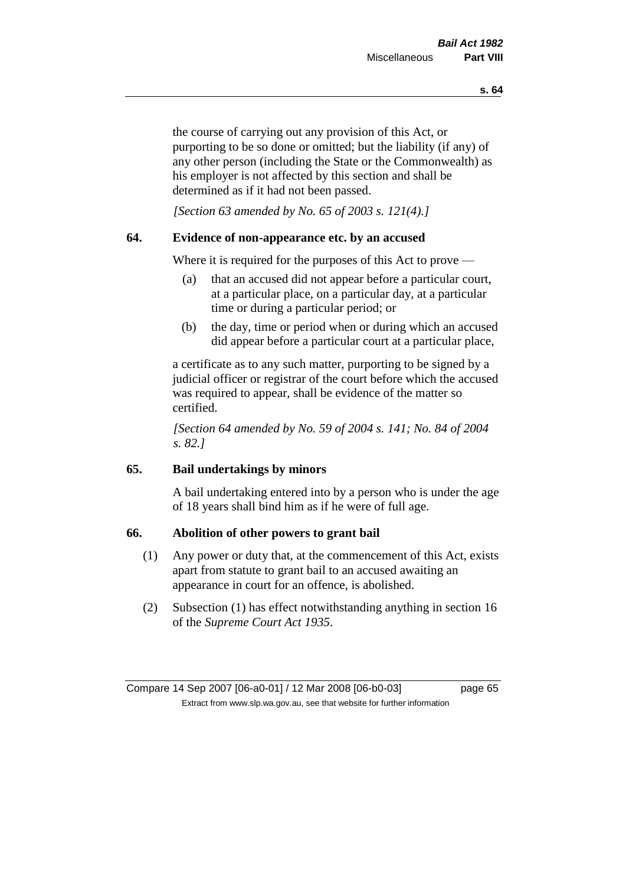the course of carrying out any provision of this Act, or purporting to be so done or omitted; but the liability (if any) of any other person (including the State or the Commonwealth) as his employer is not affected by this section and shall be determined as if it had not been passed.

*[Section 63 amended by No. 65 of 2003 s. 121(4).]*

## 64. Evidence of non-appearance etc. by an accused

Where it is required for the purposes of this Act to prove —

(a) that an accused did not appear before a particular court, at a particular place, on a particular day, at a particular time or during a particular period; or

(b) the day, time or period when or during which an accused did appear before a particular court at a particular place,

a certificate as to any such matter, purporting to be signed by a judicial officer or registrar of the court before which the accused was required to appear, shall be evidence of the matter so certified.

*[Section 64 amended by No. 59 of 2004 s. 141; No. 84 of 2004 s. 82.]*

## 65. Bail undertakings by minors

A bail undertaking entered into by a person who is under the age of 18 years shall bind him as if he were of full age.

## 66. Abolition of other powers to grant bail

(1) Any power or duty that, at the commencement of this Act, exists apart from statute to grant bail to an accused awaiting an appearance in court for an offence, is abolished.

(2) Subsection (1) has effect notwithstanding anything in section 16 of the *Supreme Court Act 1935*.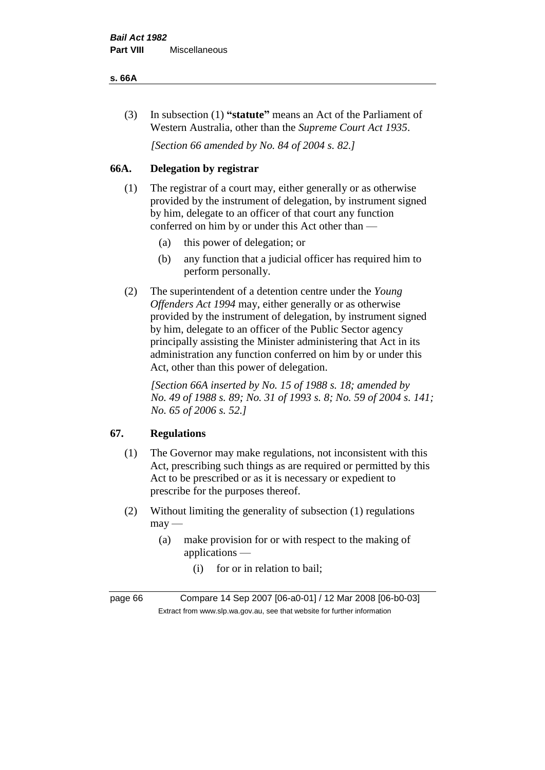(3) In subsection (1) **"statute"** means an Act of the Parliament of Western Australia, other than the *Supreme Court Act 1935*.

*[Section 66 amended by No. 84 of 2004 s. 82.]*

## 66A. Delegation by registrar

(1) The registrar of a court may, either generally or as otherwise provided by the instrument of delegation, by instrument signed by him, delegate to an officer of that court any function conferred on him by or under this Act other than —

- (a) this power of delegation; or
- (b) any function that a judicial officer has required him to perform personally.

(2) The superintendent of a detention centre under the *Young Offenders Act 1994* may, either generally or as otherwise provided by the instrument of delegation, by instrument signed by him, delegate to an officer of the Public Sector agency principally assisting the Minister administering that Act in its administration any function conferred on him by or under this Act, other than this power of delegation.

*[Section 66A inserted by No. 15 of 1988 s. 18; amended by No. 49 of 1988 s. 89; No. 31 of 1993 s. 8; No. 59 of 2004 s. 141; No. 65 of 2006 s. 52.]*

## 67. Regulations

(1) The Governor may make regulations, not inconsistent with this Act, prescribing such things as are required or permitted by this Act to be prescribed or as it is necessary or expedient to prescribe for the purposes thereof.

(2) Without limiting the generality of subsection (1) regulations may —

- (a) make provision for or with respect to the making of applications —
  - (i) for or in relation to bail;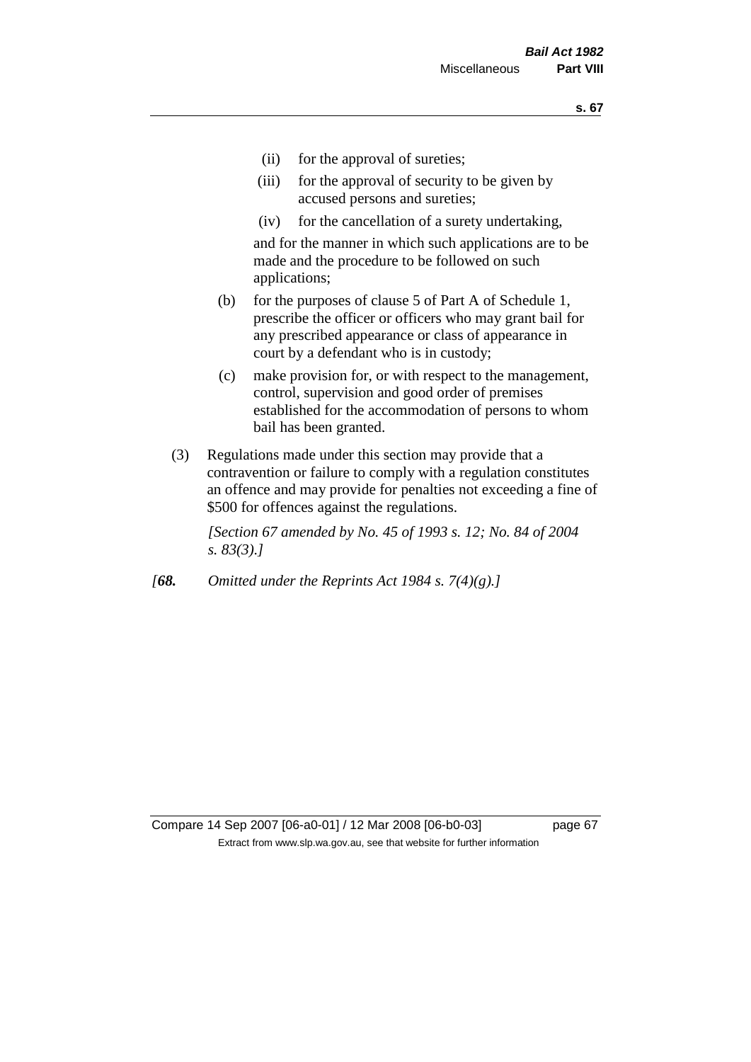(ii) for the approval of sureties;

(iii) for the approval of security to be given by accused persons and sureties;

(iv) for the cancellation of a surety undertaking,

and for the manner in which such applications are to be made and the procedure to be followed on such applications;

(b) for the purposes of clause 5 of Part A of Schedule 1, prescribe the officer or officers who may grant bail for any prescribed appearance or class of appearance in court by a defendant who is in custody;

(c) make provision for, or with respect to the management, control, supervision and good order of premises established for the accommodation of persons to whom bail has been granted.

(3) Regulations made under this section may provide that a contravention or failure to comply with a regulation constitutes an offence and may provide for penalties not exceeding a fine of $500 for offences against the regulations.

*[Section 67 amended by No. 45 of 1993 s. 12; No. 84 of 2004 s. 83(3).]*

*[**68.** Omitted under the Reprints Act 1984 s. 7(4)(g).]*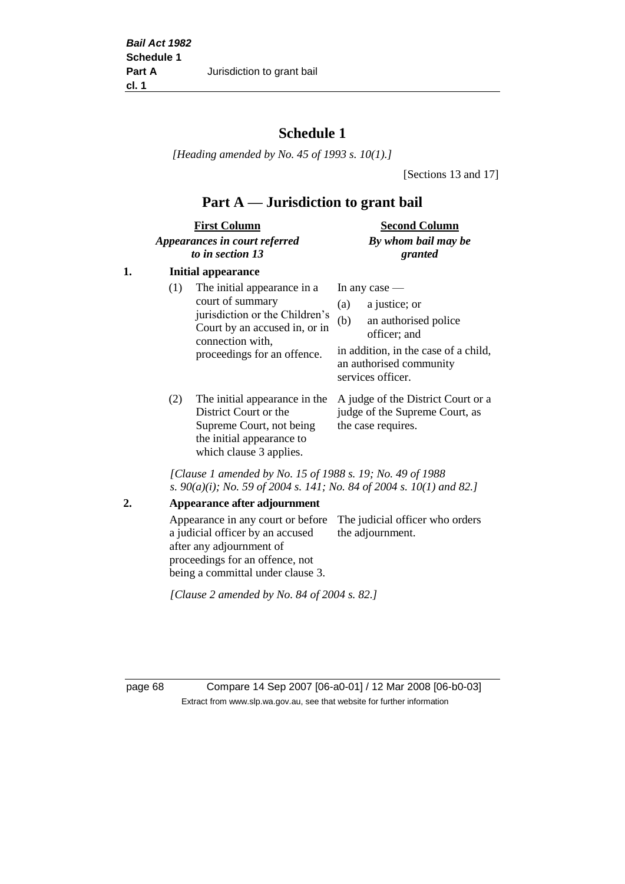# Schedule 1

*[Heading amended by No. 45 of 1993 s. 10(1).]*

[Sections 13 and 17]

## Part A — Jurisdiction to grant bail

| | First Column<br>*Appearances in court referred to in section 13* | Second Column<br>*By whom bail may be granted* |
|---|---|---|
| **1.** | **Initial appearance** | |
| | (1) The initial appearance in a court of summary jurisdiction or the Children's Court by an accused in, or in connection with, proceedings for an offence. | In any case —<br>(a) a justice; or<br>(b) an authorised police officer; and<br>in addition, in the case of a child, an authorised community services officer. |
| | (2) The initial appearance in the District Court or the Supreme Court, not being the initial appearance to which clause 3 applies. | A judge of the District Court or a judge of the Supreme Court, as the case requires. |

*[Clause 1 amended by No. 15 of 1988 s. 19; No. 49 of 1988 s. 90(a)(i); No. 59 of 2004 s. 141; No. 84 of 2004 s. 10(1) and 82.]*

| | | |
|---|---|---|
| **2.** | **Appearance after adjournment** | |
| | Appearance in any court or before a judicial officer by an accused after any adjournment of proceedings for an offence, not being a committal under clause 3. | The judicial officer who orders the adjournment. |

*[Clause 2 amended by No. 84 of 2004 s. 82.]*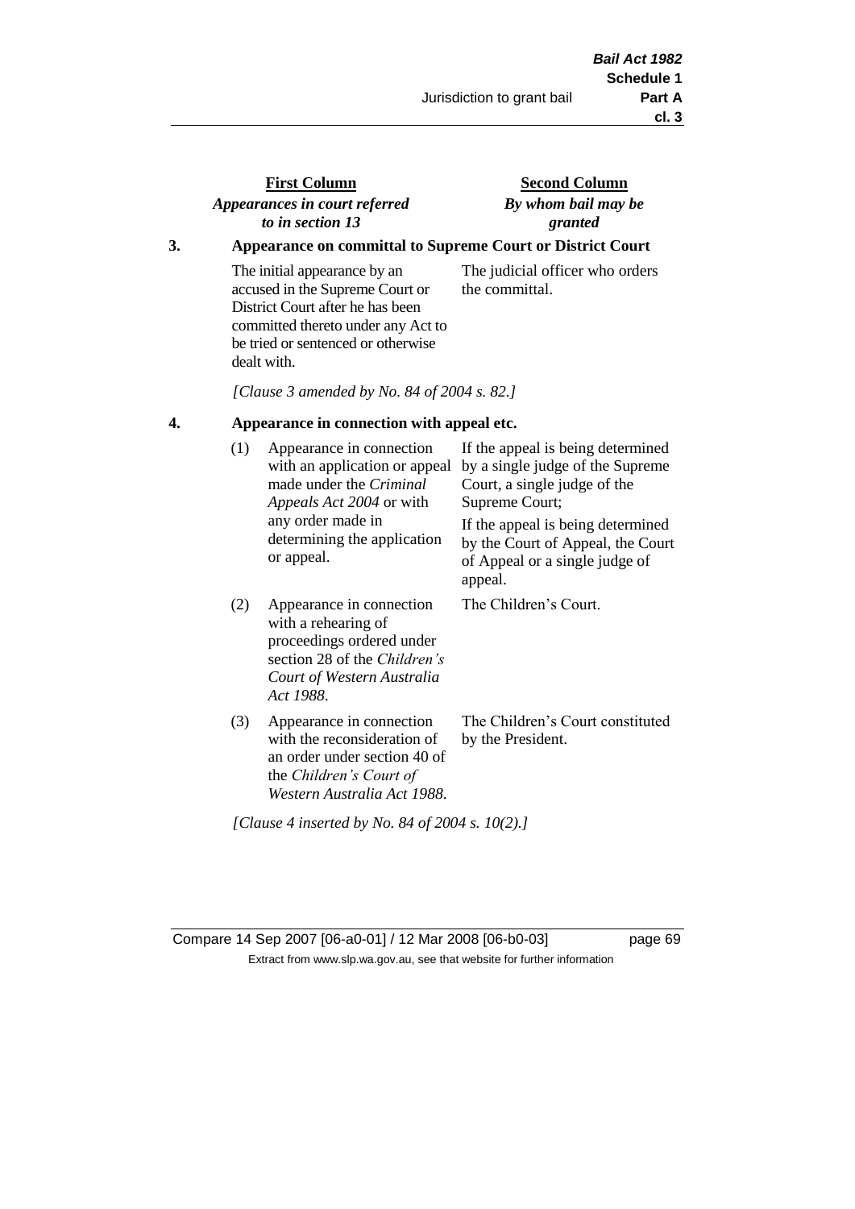| First Column<br>*Appearances in court referred to in section 13* | | Second Column<br>*By whom bail may be granted* |
|---|---|---|

**3. Appearance on committal to Supreme Court or District Court**

| | | |
|---|---|---|
| The initial appearance by an accused in the Supreme Court or District Court after he has been committed thereto under any Act to be tried or sentenced or otherwise dealt with. | | The judicial officer who orders the committal. |

*[Clause 3 amended by No. 84 of 2004 s. 82.]*

**4. Appearance in connection with appeal etc.**

| | | |
|---|---|---|
| (1) | Appearance in connection with an application or appeal made under the *Criminal Appeals Act 2004* or with any order made in determining the application or appeal. | If the appeal is being determined by a single judge of the Supreme Court, a single judge of the Supreme Court;<br><br>If the appeal is being determined by the Court of Appeal, the Court of Appeal or a single judge of appeal. |
| (2) | Appearance in connection with a rehearing of proceedings ordered under section 28 of the *Children's Court of Western Australia Act 1988*. | The Children's Court. |
| (3) | Appearance in connection with the reconsideration of an order under section 40 of the *Children's Court of Western Australia Act 1988*. | The Children's Court constituted by the President. |

*[Clause 4 inserted by No. 84 of 2004 s. 10(2).]*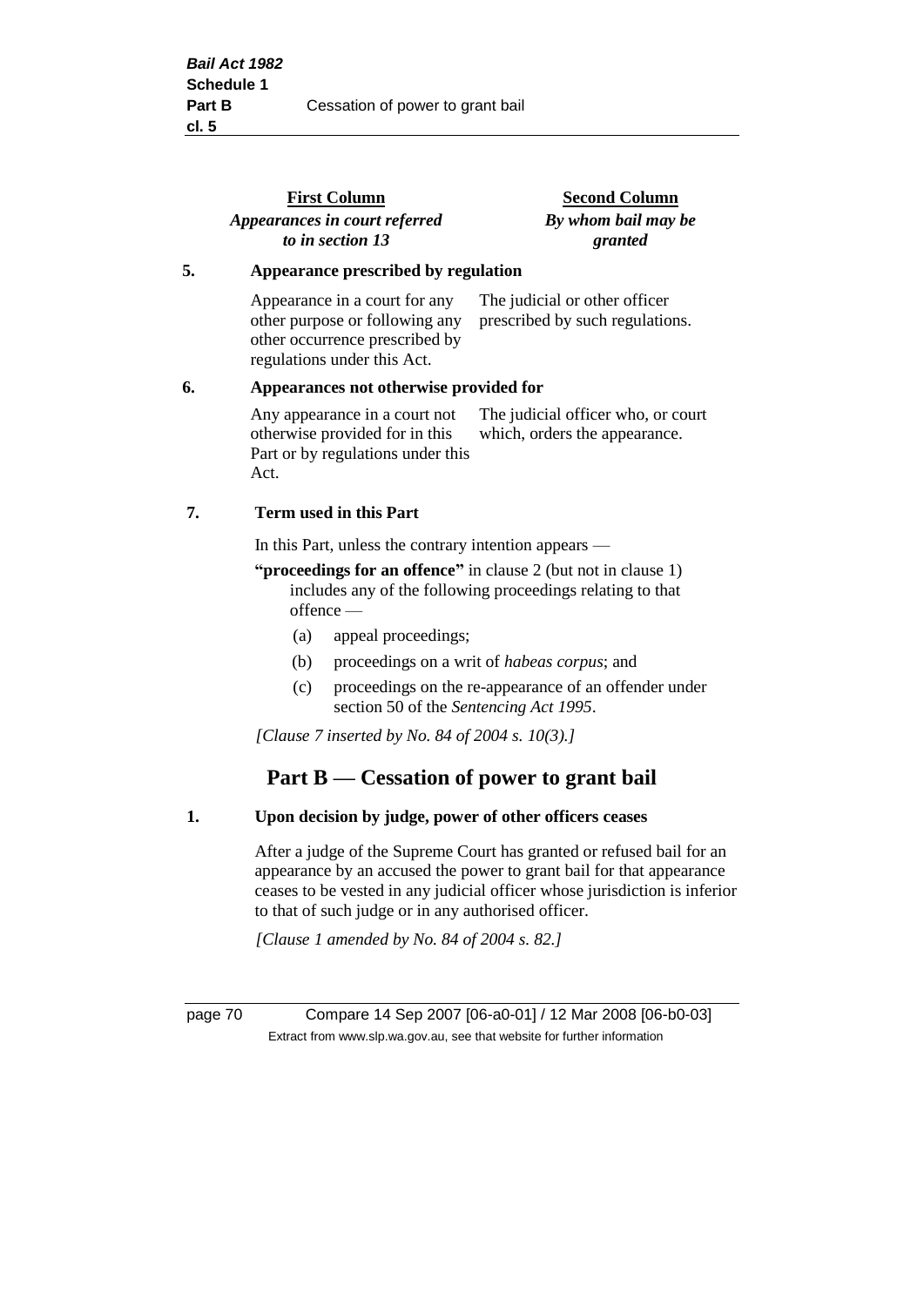| | First Column<br>*Appearances in court referred to in section 13* | Second Column<br>*By whom bail may be granted* |
|---|---|---|
| **5.** | **Appearance prescribed by regulation** | |
| | Appearance in a court for any other purpose or following any other occurrence prescribed by regulations under this Act. | The judicial or other officer prescribed by such regulations. |
| **6.** | **Appearances not otherwise provided for** | |
| | Any appearance in a court not otherwise provided for in this Part or by regulations under this Act. | The judicial officer who, or court which, orders the appearance. |

**7. Term used in this Part**

In this Part, unless the contrary intention appears —

**"proceedings for an offence"** in clause 2 (but not in clause 1) includes any of the following proceedings relating to that offence —

- (a) appeal proceedings;
- (b) proceedings on a writ of *habeas corpus*; and
- (c) proceedings on the re-appearance of an offender under section 50 of the *Sentencing Act 1995*.

*[Clause 7 inserted by No. 84 of 2004 s. 10(3).]*

## Part B — Cessation of power to grant bail

**1. Upon decision by judge, power of other officers ceases**

After a judge of the Supreme Court has granted or refused bail for an appearance by an accused the power to grant bail for that appearance ceases to be vested in any judicial officer whose jurisdiction is inferior to that of such judge or in any authorised officer.

*[Clause 1 amended by No. 84 of 2004 s. 82.]*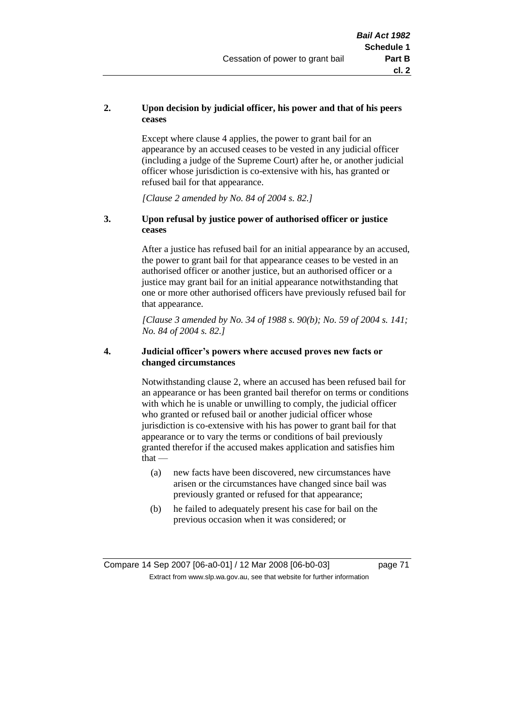**2. Upon decision by judicial officer, his power and that of his peers ceases**

Except where clause 4 applies, the power to grant bail for an appearance by an accused ceases to be vested in any judicial officer (including a judge of the Supreme Court) after he, or another judicial officer whose jurisdiction is co-extensive with his, has granted or refused bail for that appearance.

*[Clause 2 amended by No. 84 of 2004 s. 82.]*

**3. Upon refusal by justice power of authorised officer or justice ceases**

After a justice has refused bail for an initial appearance by an accused, the power to grant bail for that appearance ceases to be vested in an authorised officer or another justice, but an authorised officer or a justice may grant bail for an initial appearance notwithstanding that one or more other authorised officers have previously refused bail for that appearance.

*[Clause 3 amended by No. 34 of 1988 s. 90(b); No. 59 of 2004 s. 141; No. 84 of 2004 s. 82.]*

**4. Judicial officer's powers where accused proves new facts or changed circumstances**

Notwithstanding clause 2, where an accused has been refused bail for an appearance or has been granted bail therefor on terms or conditions with which he is unable or unwilling to comply, the judicial officer who granted or refused bail or another judicial officer whose jurisdiction is co-extensive with his has power to grant bail for that appearance or to vary the terms or conditions of bail previously granted therefor if the accused makes application and satisfies him that —

(a) new facts have been discovered, new circumstances have arisen or the circumstances have changed since bail was previously granted or refused for that appearance;

(b) he failed to adequately present his case for bail on the previous occasion when it was considered; or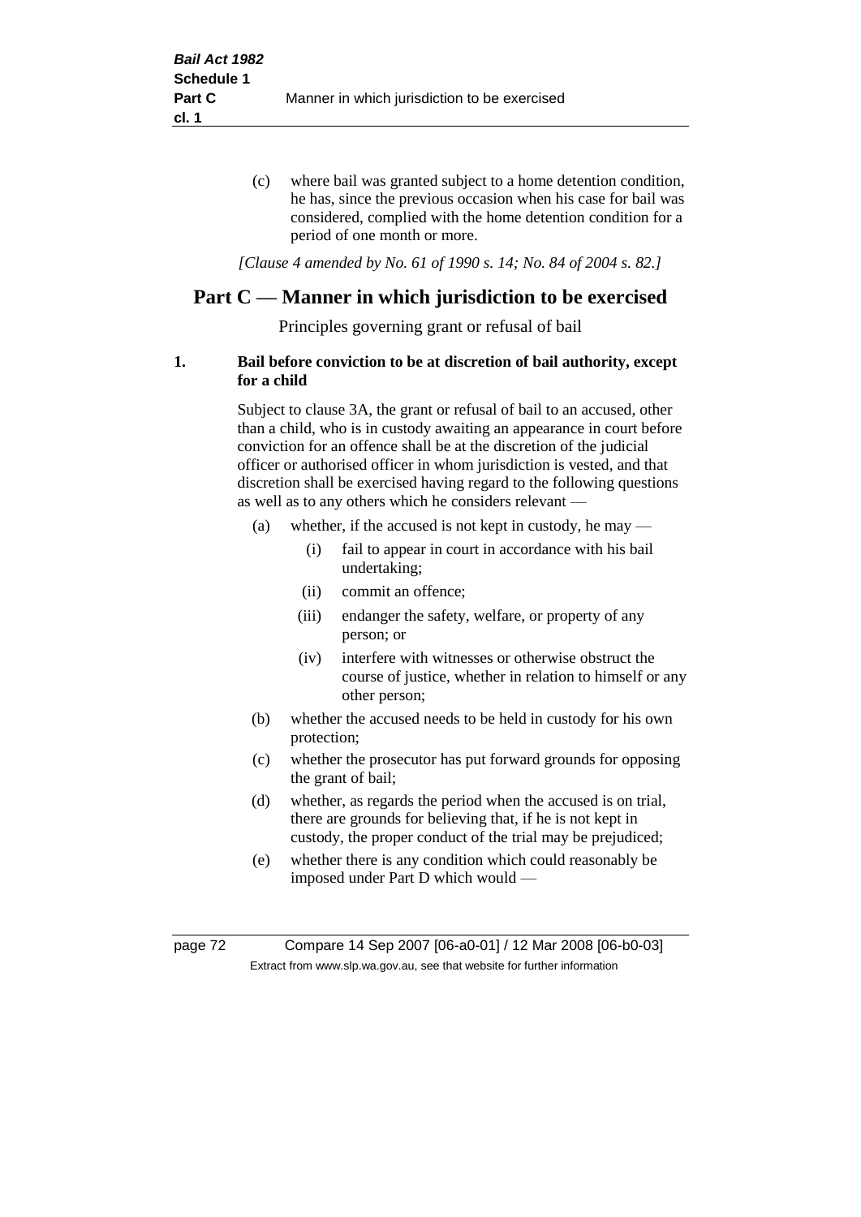(c) where bail was granted subject to a home detention condition, he has, since the previous occasion when his case for bail was considered, complied with the home detention condition for a period of one month or more.

*[Clause 4 amended by No. 61 of 1990 s. 14; No. 84 of 2004 s. 82.]*

## Part C — Manner in which jurisdiction to be exercised

Principles governing grant or refusal of bail

**1. Bail before conviction to be at discretion of bail authority, except for a child**

Subject to clause 3A, the grant or refusal of bail to an accused, other than a child, who is in custody awaiting an appearance in court before conviction for an offence shall be at the discretion of the judicial officer or authorised officer in whom jurisdiction is vested, and that discretion shall be exercised having regard to the following questions as well as to any others which he considers relevant —

- (a) whether, if the accused is not kept in custody, he may —
  - (i) fail to appear in court in accordance with his bail undertaking;
  - (ii) commit an offence;
  - (iii) endanger the safety, welfare, or property of any person; or
  - (iv) interfere with witnesses or otherwise obstruct the course of justice, whether in relation to himself or any other person;
- (b) whether the accused needs to be held in custody for his own protection;
- (c) whether the prosecutor has put forward grounds for opposing the grant of bail;
- (d) whether, as regards the period when the accused is on trial, there are grounds for believing that, if he is not kept in custody, the proper conduct of the trial may be prejudiced;
- (e) whether there is any condition which could reasonably be imposed under Part D which would —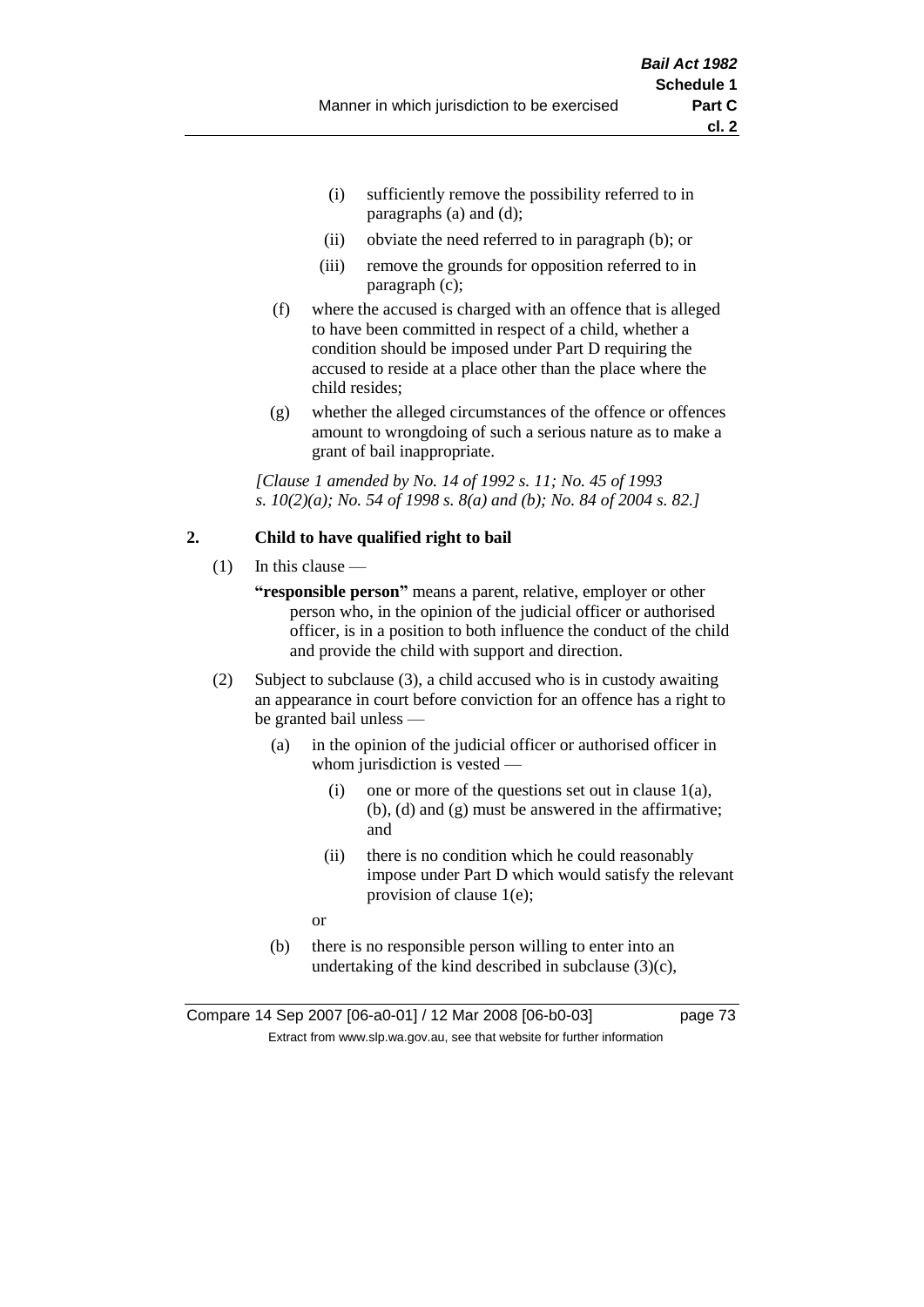(i) sufficiently remove the possibility referred to in paragraphs (a) and (d);

(ii) obviate the need referred to in paragraph (b); or

(iii) remove the grounds for opposition referred to in paragraph (c);

(f) where the accused is charged with an offence that is alleged to have been committed in respect of a child, whether a condition should be imposed under Part D requiring the accused to reside at a place other than the place where the child resides;

(g) whether the alleged circumstances of the offence or offences amount to wrongdoing of such a serious nature as to make a grant of bail inappropriate.

*[Clause 1 amended by No. 14 of 1992 s. 11; No. 45 of 1993 s. 10(2)(a); No. 54 of 1998 s. 8(a) and (b); No. 84 of 2004 s. 82.]*

**2. Child to have qualified right to bail**

(1) In this clause —

**"responsible person"** means a parent, relative, employer or other person who, in the opinion of the judicial officer or authorised officer, is in a position to both influence the conduct of the child and provide the child with support and direction.

(2) Subject to subclause (3), a child accused who is in custody awaiting an appearance in court before conviction for an offence has a right to be granted bail unless —

(a) in the opinion of the judicial officer or authorised officer in whom jurisdiction is vested —

(i) one or more of the questions set out in clause 1(a), (b), (d) and (g) must be answered in the affirmative; and

(ii) there is no condition which he could reasonably impose under Part D which would satisfy the relevant provision of clause 1(e);

or

(b) there is no responsible person willing to enter into an undertaking of the kind described in subclause (3)(c),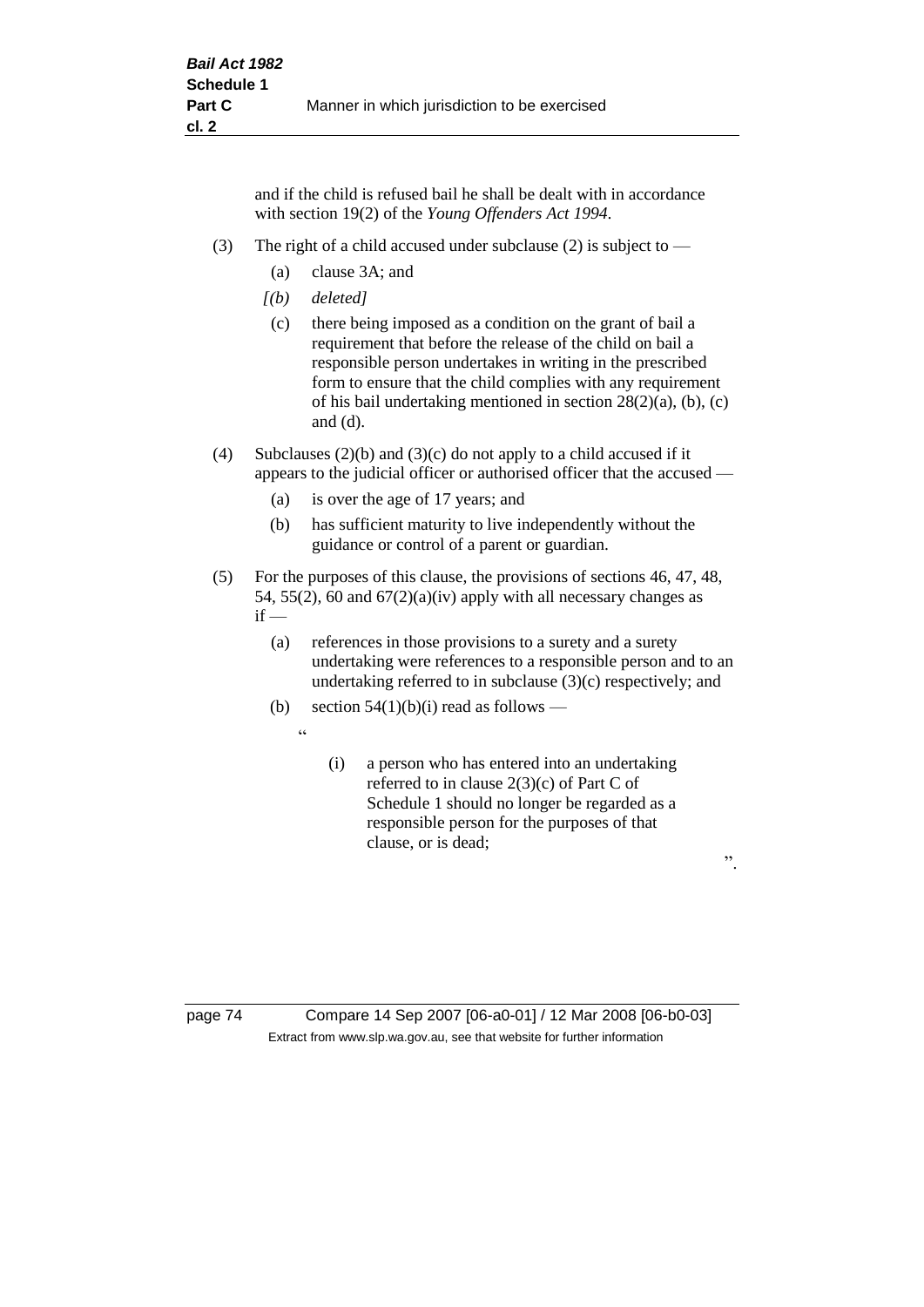and if the child is refused bail he shall be dealt with in accordance with section 19(2) of the *Young Offenders Act 1994*.

(3) The right of a child accused under subclause (2) is subject to —

(a) clause 3A; and

*[(b) deleted]*

(c) there being imposed as a condition on the grant of bail a requirement that before the release of the child on bail a responsible person undertakes in writing in the prescribed form to ensure that the child complies with any requirement of his bail undertaking mentioned in section 28(2)(a), (b), (c) and (d).

(4) Subclauses (2)(b) and (3)(c) do not apply to a child accused if it appears to the judicial officer or authorised officer that the accused —

(a) is over the age of 17 years; and

(b) has sufficient maturity to live independently without the guidance or control of a parent or guardian.

(5) For the purposes of this clause, the provisions of sections 46, 47, 48, 54, 55(2), 60 and 67(2)(a)(iv) apply with all necessary changes as if —

(a) references in those provisions to a surety and a surety undertaking were references to a responsible person and to an undertaking referred to in subclause (3)(c) respectively; and

(b) section 54(1)(b)(i) read as follows —

"

(i) a person who has entered into an undertaking referred to in clause 2(3)(c) of Part C of Schedule 1 should no longer be regarded as a responsible person for the purposes of that clause, or is dead;

".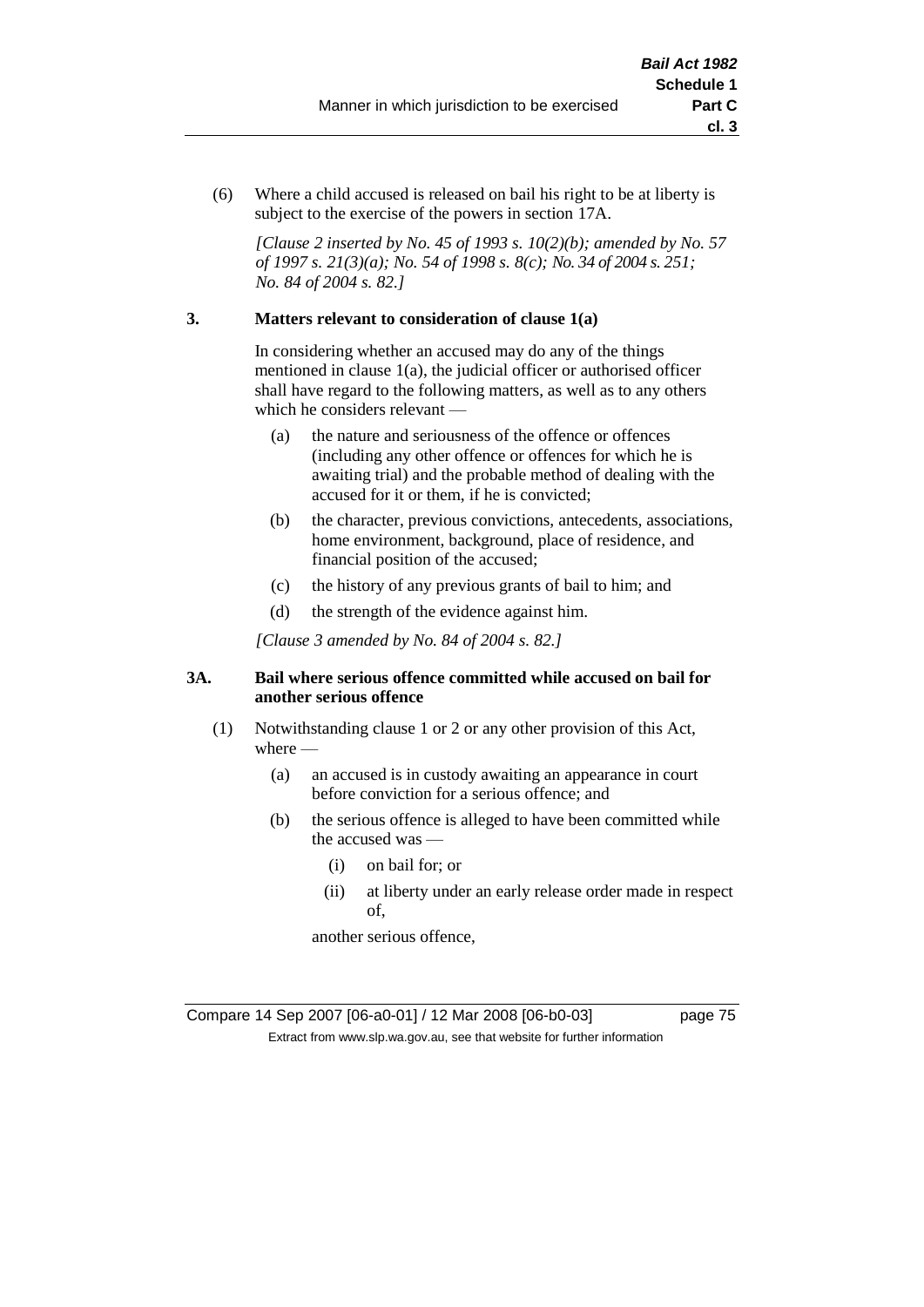(6) Where a child accused is released on bail his right to be at liberty is subject to the exercise of the powers in section 17A.

*[Clause 2 inserted by No. 45 of 1993 s. 10(2)(b); amended by No. 57 of 1997 s. 21(3)(a); No. 54 of 1998 s. 8(c); No. 34 of 2004 s. 251; No. 84 of 2004 s. 82.]*

**3. Matters relevant to consideration of clause 1(a)**

In considering whether an accused may do any of the things mentioned in clause 1(a), the judicial officer or authorised officer shall have regard to the following matters, as well as to any others which he considers relevant —

(a) the nature and seriousness of the offence or offences (including any other offence or offences for which he is awaiting trial) and the probable method of dealing with the accused for it or them, if he is convicted;

(b) the character, previous convictions, antecedents, associations, home environment, background, place of residence, and financial position of the accused;

(c) the history of any previous grants of bail to him; and

(d) the strength of the evidence against him.

*[Clause 3 amended by No. 84 of 2004 s. 82.]*

**3A. Bail where serious offence committed while accused on bail for another serious offence**

(1) Notwithstanding clause 1 or 2 or any other provision of this Act, where —

(a) an accused is in custody awaiting an appearance in court before conviction for a serious offence; and

(b) the serious offence is alleged to have been committed while the accused was —

(i) on bail for; or

(ii) at liberty under an early release order made in respect of,

another serious offence,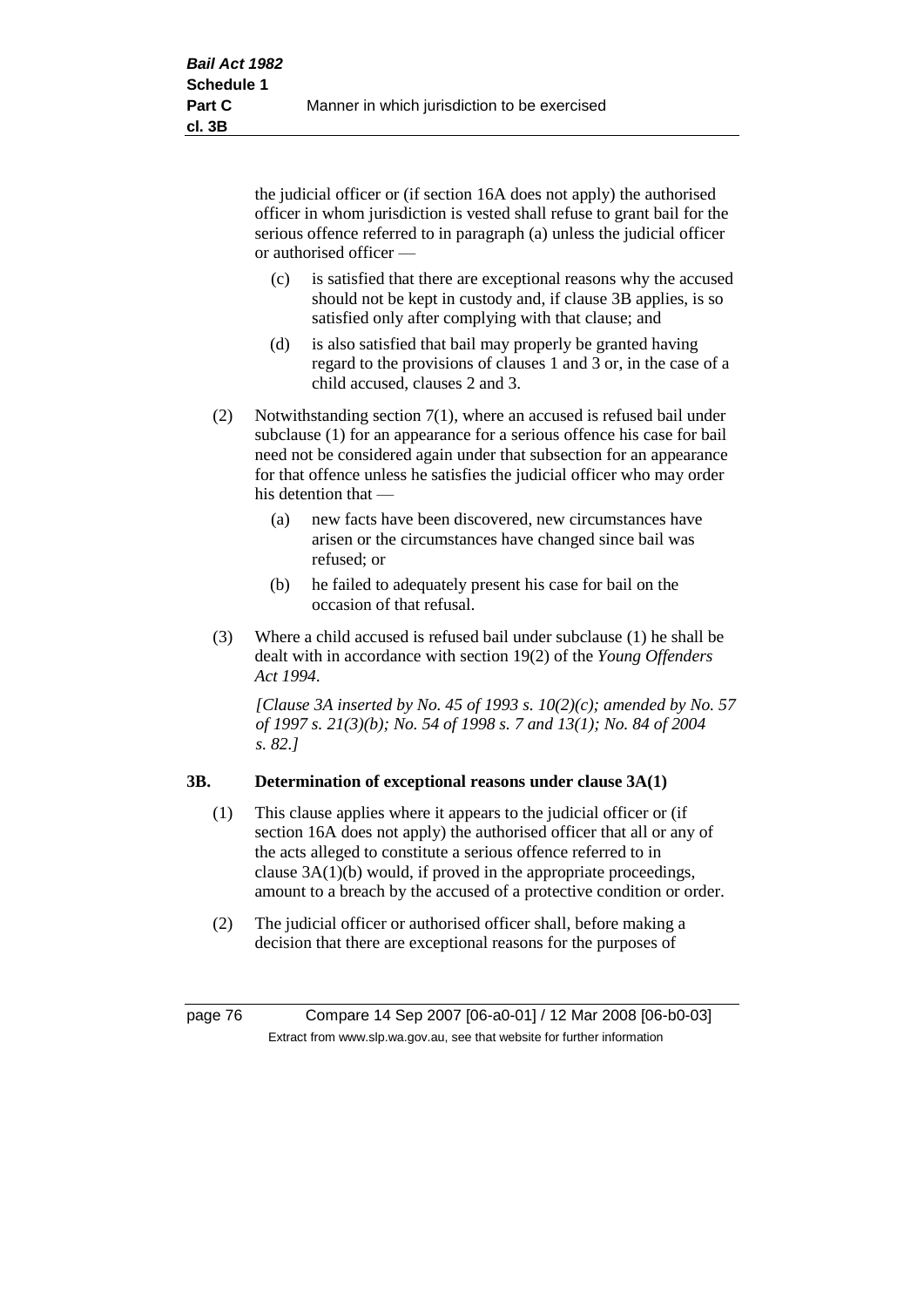the judicial officer or (if section 16A does not apply) the authorised officer in whom jurisdiction is vested shall refuse to grant bail for the serious offence referred to in paragraph (a) unless the judicial officer or authorised officer —

- (c) is satisfied that there are exceptional reasons why the accused should not be kept in custody and, if clause 3B applies, is so satisfied only after complying with that clause; and
- (d) is also satisfied that bail may properly be granted having regard to the provisions of clauses 1 and 3 or, in the case of a child accused, clauses 2 and 3.

(2) Notwithstanding section 7(1), where an accused is refused bail under subclause (1) for an appearance for a serious offence his case for bail need not be considered again under that subsection for an appearance for that offence unless he satisfies the judicial officer who may order his detention that —

- (a) new facts have been discovered, new circumstances have arisen or the circumstances have changed since bail was refused; or
- (b) he failed to adequately present his case for bail on the occasion of that refusal.

(3) Where a child accused is refused bail under subclause (1) he shall be dealt with in accordance with section 19(2) of the *Young Offenders Act 1994*.

*[Clause 3A inserted by No. 45 of 1993 s. 10(2)(c); amended by No. 57 of 1997 s. 21(3)(b); No. 54 of 1998 s. 7 and 13(1); No. 84 of 2004 s. 82.]*

### 3B. Determination of exceptional reasons under clause 3A(1)

(1) This clause applies where it appears to the judicial officer or (if section 16A does not apply) the authorised officer that all or any of the acts alleged to constitute a serious offence referred to in clause 3A(1)(b) would, if proved in the appropriate proceedings, amount to a breach by the accused of a protective condition or order.

(2) The judicial officer or authorised officer shall, before making a decision that there are exceptional reasons for the purposes of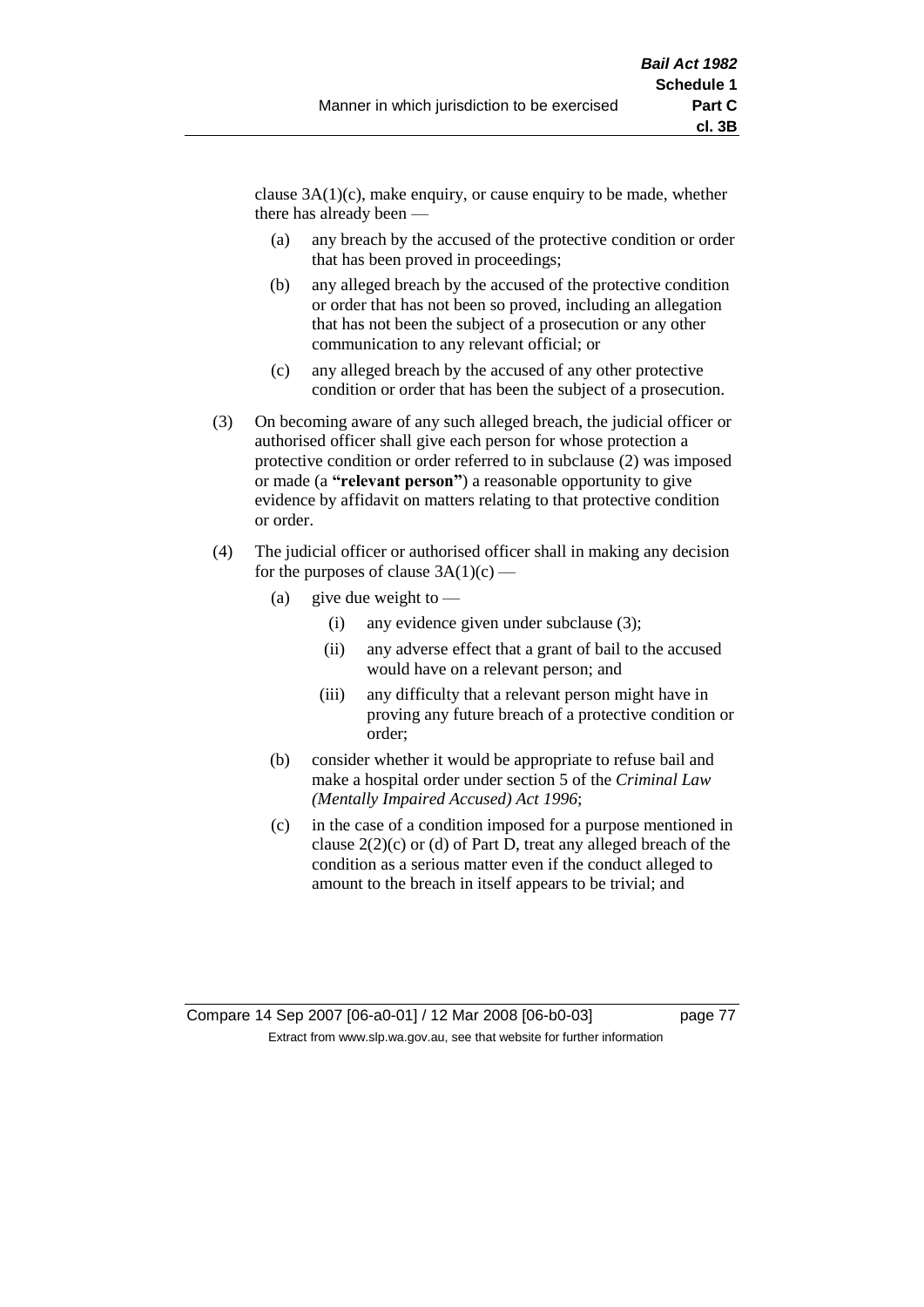clause 3A(1)(c), make enquiry, or cause enquiry to be made, whether there has already been —

(a) any breach by the accused of the protective condition or order that has been proved in proceedings;

(b) any alleged breach by the accused of the protective condition or order that has not been so proved, including an allegation that has not been the subject of a prosecution or any other communication to any relevant official; or

(c) any alleged breach by the accused of any other protective condition or order that has been the subject of a prosecution.

(3) On becoming aware of any such alleged breach, the judicial officer or authorised officer shall give each person for whose protection a protective condition or order referred to in subclause (2) was imposed or made (a **"relevant person"**) a reasonable opportunity to give evidence by affidavit on matters relating to that protective condition or order.

(4) The judicial officer or authorised officer shall in making any decision for the purposes of clause 3A(1)(c) —

(a) give due weight to —

(i) any evidence given under subclause (3);

(ii) any adverse effect that a grant of bail to the accused would have on a relevant person; and

(iii) any difficulty that a relevant person might have in proving any future breach of a protective condition or order;

(b) consider whether it would be appropriate to refuse bail and make a hospital order under section 5 of the *Criminal Law (Mentally Impaired Accused) Act 1996*;

(c) in the case of a condition imposed for a purpose mentioned in clause 2(2)(c) or (d) of Part D, treat any alleged breach of the condition as a serious matter even if the conduct alleged to amount to the breach in itself appears to be trivial; and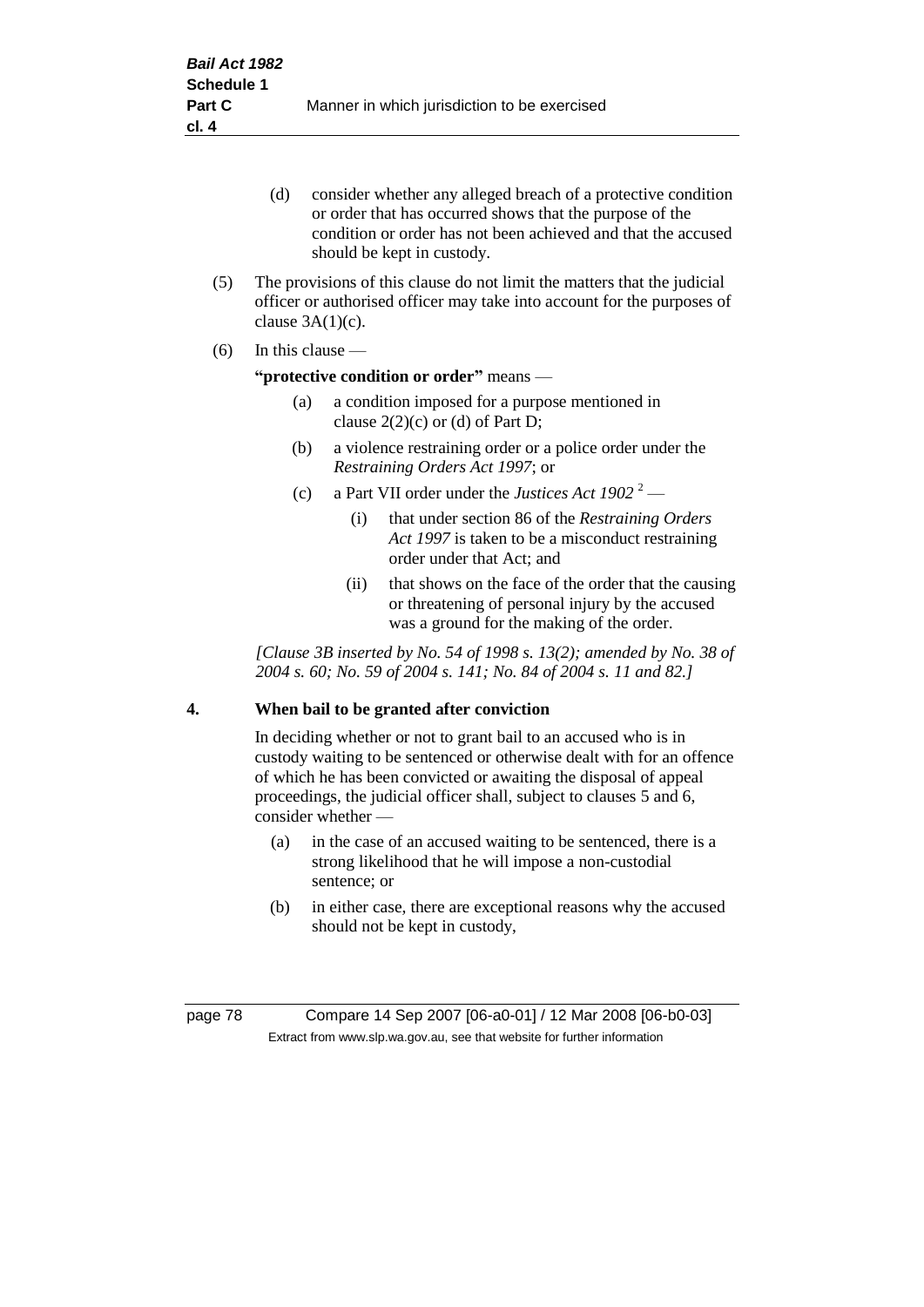(d) consider whether any alleged breach of a protective condition or order that has occurred shows that the purpose of the condition or order has not been achieved and that the accused should be kept in custody.

(5) The provisions of this clause do not limit the matters that the judicial officer or authorised officer may take into account for the purposes of clause 3A(1)(c).

(6) In this clause —

**"protective condition or order"** means —

(a) a condition imposed for a purpose mentioned in clause 2(2)(c) or (d) of Part D;

(b) a violence restraining order or a police order under the *Restraining Orders Act 1997*; or

(c) a Part VII order under the *Justices Act 1902* [2] —

(i) that under section 86 of the *Restraining Orders Act 1997* is taken to be a misconduct restraining order under that Act; and

(ii) that shows on the face of the order that the causing or threatening of personal injury by the accused was a ground for the making of the order.

*[Clause 3B inserted by No. 54 of 1998 s. 13(2); amended by No. 38 of 2004 s. 60; No. 59 of 2004 s. 141; No. 84 of 2004 s. 11 and 82.]*

**4. When bail to be granted after conviction**

In deciding whether or not to grant bail to an accused who is in custody waiting to be sentenced or otherwise dealt with for an offence of which he has been convicted or awaiting the disposal of appeal proceedings, the judicial officer shall, subject to clauses 5 and 6, consider whether —

(a) in the case of an accused waiting to be sentenced, there is a strong likelihood that he will impose a non-custodial sentence; or

(b) in either case, there are exceptional reasons why the accused should not be kept in custody,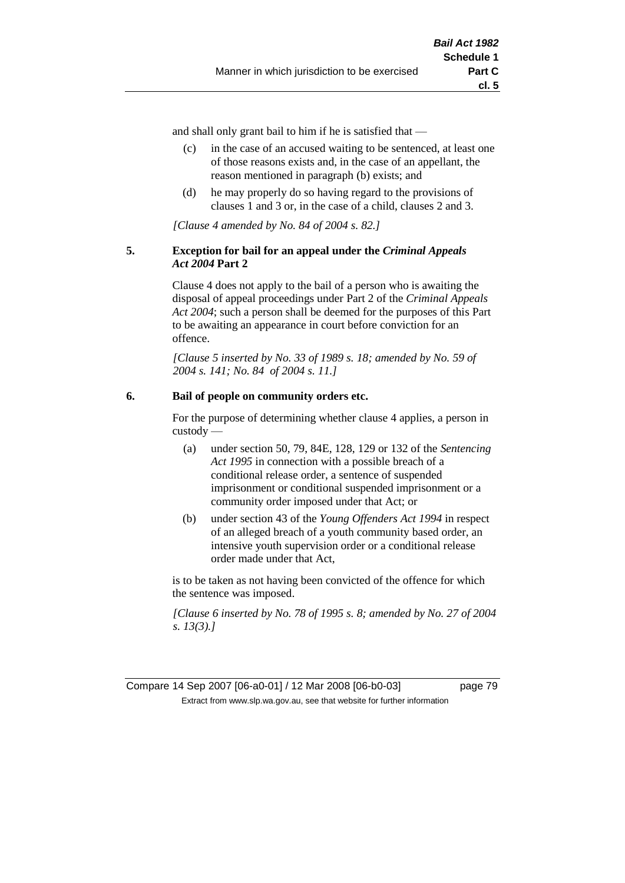and shall only grant bail to him if he is satisfied that —

(c) in the case of an accused waiting to be sentenced, at least one of those reasons exists and, in the case of an appellant, the reason mentioned in paragraph (b) exists; and

(d) he may properly do so having regard to the provisions of clauses 1 and 3 or, in the case of a child, clauses 2 and 3.

*[Clause 4 amended by No. 84 of 2004 s. 82.]*

### 5. Exception for bail for an appeal under the *Criminal Appeals Act 2004* Part 2

Clause 4 does not apply to the bail of a person who is awaiting the disposal of appeal proceedings under Part 2 of the *Criminal Appeals Act 2004*; such a person shall be deemed for the purposes of this Part to be awaiting an appearance in court before conviction for an offence.

*[Clause 5 inserted by No. 33 of 1989 s. 18; amended by No. 59 of 2004 s. 141; No. 84 of 2004 s. 11.]*

### 6. Bail of people on community orders etc.

For the purpose of determining whether clause 4 applies, a person in custody —

(a) under section 50, 79, 84E, 128, 129 or 132 of the *Sentencing Act 1995* in connection with a possible breach of a conditional release order, a sentence of suspended imprisonment or conditional suspended imprisonment or a community order imposed under that Act; or

(b) under section 43 of the *Young Offenders Act 1994* in respect of an alleged breach of a youth community based order, an intensive youth supervision order or a conditional release order made under that Act,

is to be taken as not having been convicted of the offence for which the sentence was imposed.

*[Clause 6 inserted by No. 78 of 1995 s. 8; amended by No. 27 of 2004 s. 13(3).]*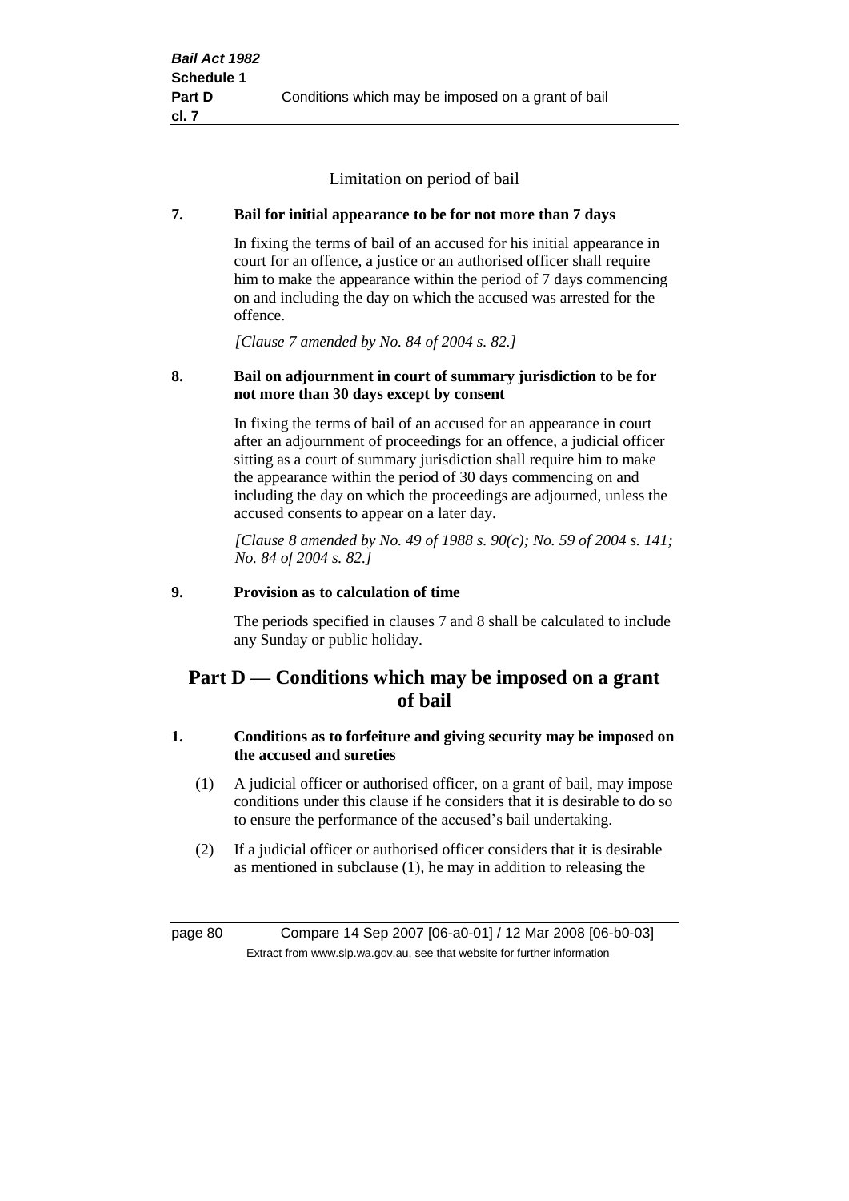Limitation on period of bail

**7. Bail for initial appearance to be for not more than 7 days**

In fixing the terms of bail of an accused for his initial appearance in court for an offence, a justice or an authorised officer shall require him to make the appearance within the period of 7 days commencing on and including the day on which the accused was arrested for the offence.

*[Clause 7 amended by No. 84 of 2004 s. 82.]*

**8. Bail on adjournment in court of summary jurisdiction to be for not more than 30 days except by consent**

In fixing the terms of bail of an accused for an appearance in court after an adjournment of proceedings for an offence, a judicial officer sitting as a court of summary jurisdiction shall require him to make the appearance within the period of 30 days commencing on and including the day on which the proceedings are adjourned, unless the accused consents to appear on a later day.

*[Clause 8 amended by No. 49 of 1988 s. 90(c); No. 59 of 2004 s. 141; No. 84 of 2004 s. 82.]*

**9. Provision as to calculation of time**

The periods specified in clauses 7 and 8 shall be calculated to include any Sunday or public holiday.

## Part D — Conditions which may be imposed on a grant of bail

**1. Conditions as to forfeiture and giving security may be imposed on the accused and sureties**

(1) A judicial officer or authorised officer, on a grant of bail, may impose conditions under this clause if he considers that it is desirable to do so to ensure the performance of the accused's bail undertaking.

(2) If a judicial officer or authorised officer considers that it is desirable as mentioned in subclause (1), he may in addition to releasing the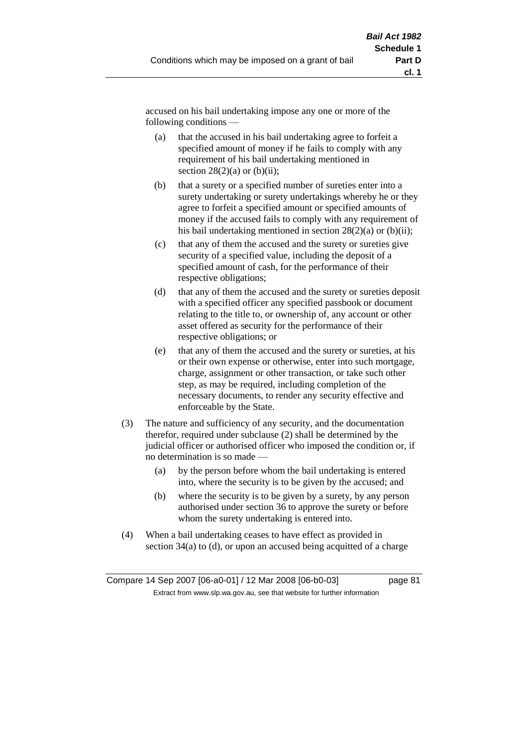accused on his bail undertaking impose any one or more of the following conditions —

(a) that the accused in his bail undertaking agree to forfeit a specified amount of money if he fails to comply with any requirement of his bail undertaking mentioned in section 28(2)(a) or (b)(ii);

(b) that a surety or a specified number of sureties enter into a surety undertaking or surety undertakings whereby he or they agree to forfeit a specified amount or specified amounts of money if the accused fails to comply with any requirement of his bail undertaking mentioned in section 28(2)(a) or (b)(ii);

(c) that any of them the accused and the surety or sureties give security of a specified value, including the deposit of a specified amount of cash, for the performance of their respective obligations;

(d) that any of them the accused and the surety or sureties deposit with a specified officer any specified passbook or document relating to the title to, or ownership of, any account or other asset offered as security for the performance of their respective obligations; or

(e) that any of them the accused and the surety or sureties, at his or their own expense or otherwise, enter into such mortgage, charge, assignment or other transaction, or take such other step, as may be required, including completion of the necessary documents, to render any security effective and enforceable by the State.

(3) The nature and sufficiency of any security, and the documentation therefor, required under subclause (2) shall be determined by the judicial officer or authorised officer who imposed the condition or, if no determination is so made —

(a) by the person before whom the bail undertaking is entered into, where the security is to be given by the accused; and

(b) where the security is to be given by a surety, by any person authorised under section 36 to approve the surety or before whom the surety undertaking is entered into.

(4) When a bail undertaking ceases to have effect as provided in section 34(a) to (d), or upon an accused being acquitted of a charge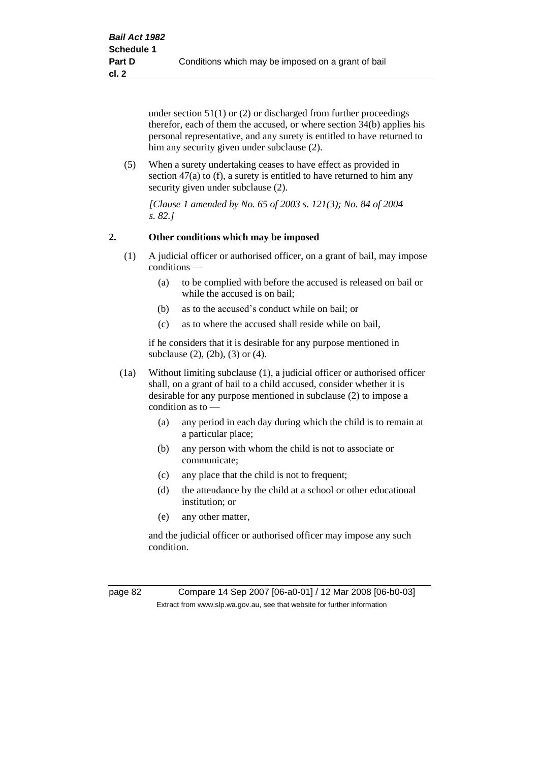under section 51(1) or (2) or discharged from further proceedings therefor, each of them the accused, or where section 34(b) applies his personal representative, and any surety is entitled to have returned to him any security given under subclause (2).

(5) When a surety undertaking ceases to have effect as provided in section 47(a) to (f), a surety is entitled to have returned to him any security given under subclause (2).

*[Clause 1 amended by No. 65 of 2003 s. 121(3); No. 84 of 2004 s. 82.]*

## 2. Other conditions which may be imposed

(1) A judicial officer or authorised officer, on a grant of bail, may impose conditions —

- (a) to be complied with before the accused is released on bail or while the accused is on bail;
- (b) as to the accused's conduct while on bail; or
- (c) as to where the accused shall reside while on bail,

if he considers that it is desirable for any purpose mentioned in subclause (2), (2b), (3) or (4).

(1a) Without limiting subclause (1), a judicial officer or authorised officer shall, on a grant of bail to a child accused, consider whether it is desirable for any purpose mentioned in subclause (2) to impose a condition as to —

- (a) any period in each day during which the child is to remain at a particular place;
- (b) any person with whom the child is not to associate or communicate;
- (c) any place that the child is not to frequent;
- (d) the attendance by the child at a school or other educational institution; or
- (e) any other matter,

and the judicial officer or authorised officer may impose any such condition.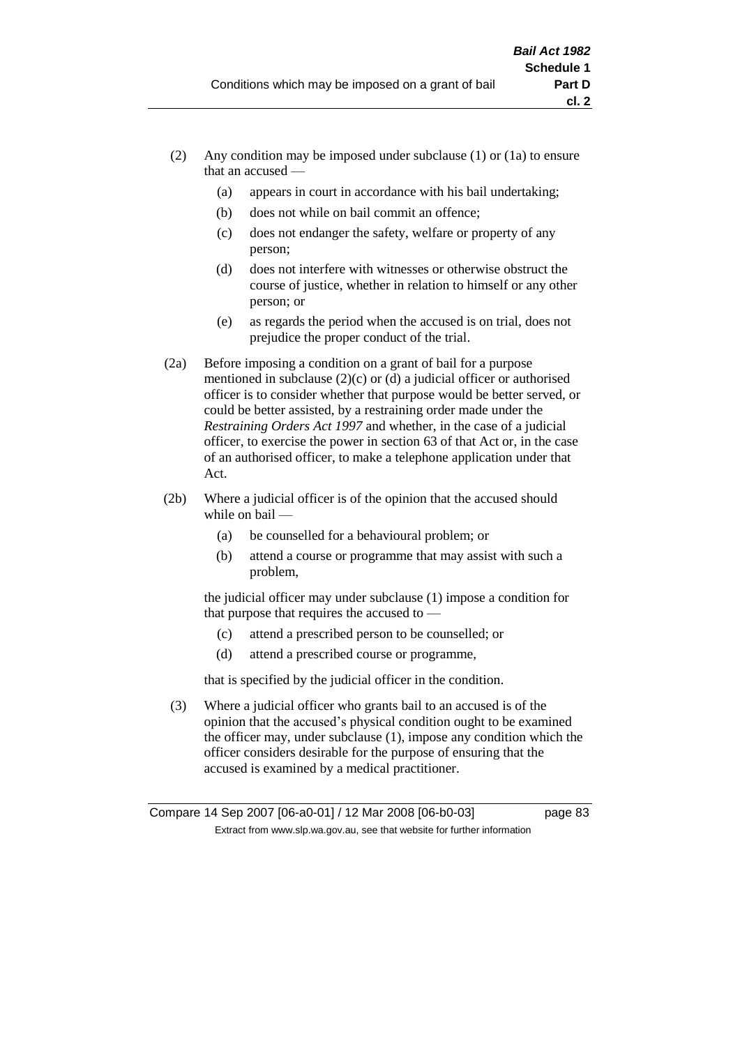(2) Any condition may be imposed under subclause (1) or (1a) to ensure that an accused —

  (a) appears in court in accordance with his bail undertaking;

  (b) does not while on bail commit an offence;

  (c) does not endanger the safety, welfare or property of any person;

  (d) does not interfere with witnesses or otherwise obstruct the course of justice, whether in relation to himself or any other person; or

  (e) as regards the period when the accused is on trial, does not prejudice the proper conduct of the trial.

(2a) Before imposing a condition on a grant of bail for a purpose mentioned in subclause (2)(c) or (d) a judicial officer or authorised officer is to consider whether that purpose would be better served, or could be better assisted, by a restraining order made under the *Restraining Orders Act 1997* and whether, in the case of a judicial officer, to exercise the power in section 63 of that Act or, in the case of an authorised officer, to make a telephone application under that Act.

(2b) Where a judicial officer is of the opinion that the accused should while on bail —

  (a) be counselled for a behavioural problem; or

  (b) attend a course or programme that may assist with such a problem,

the judicial officer may under subclause (1) impose a condition for that purpose that requires the accused to —

  (c) attend a prescribed person to be counselled; or

  (d) attend a prescribed course or programme,

that is specified by the judicial officer in the condition.

(3) Where a judicial officer who grants bail to an accused is of the opinion that the accused's physical condition ought to be examined the officer may, under subclause (1), impose any condition which the officer considers desirable for the purpose of ensuring that the accused is examined by a medical practitioner.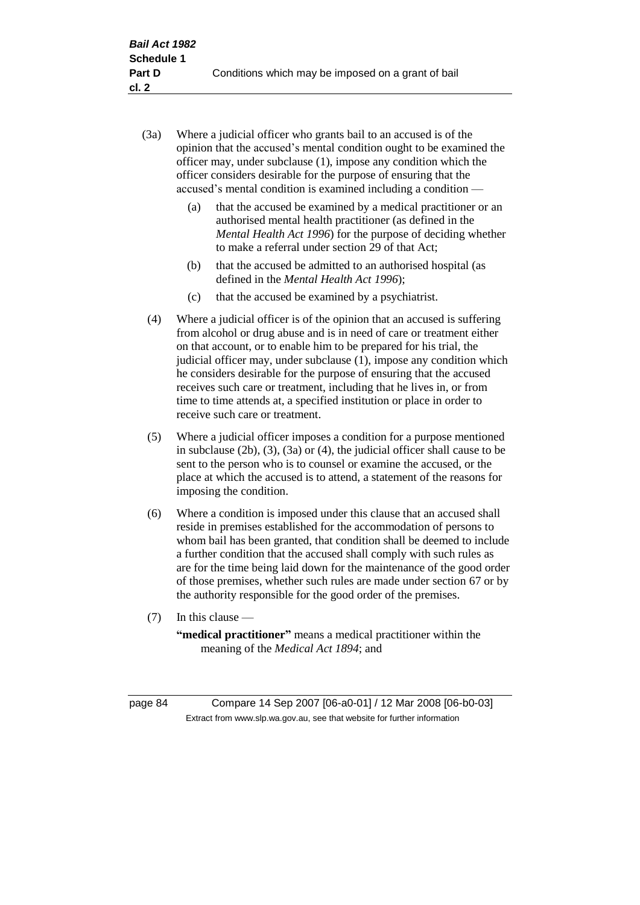(3a) Where a judicial officer who grants bail to an accused is of the opinion that the accused's mental condition ought to be examined the officer may, under subclause (1), impose any condition which the officer considers desirable for the purpose of ensuring that the accused's mental condition is examined including a condition —

   (a) that the accused be examined by a medical practitioner or an authorised mental health practitioner (as defined in the *Mental Health Act 1996*) for the purpose of deciding whether to make a referral under section 29 of that Act;

   (b) that the accused be admitted to an authorised hospital (as defined in the *Mental Health Act 1996*);

   (c) that the accused be examined by a psychiatrist.

(4) Where a judicial officer is of the opinion that an accused is suffering from alcohol or drug abuse and is in need of care or treatment either on that account, or to enable him to be prepared for his trial, the judicial officer may, under subclause (1), impose any condition which he considers desirable for the purpose of ensuring that the accused receives such care or treatment, including that he lives in, or from time to time attends at, a specified institution or place in order to receive such care or treatment.

(5) Where a judicial officer imposes a condition for a purpose mentioned in subclause (2b), (3), (3a) or (4), the judicial officer shall cause to be sent to the person who is to counsel or examine the accused, or the place at which the accused is to attend, a statement of the reasons for imposing the condition.

(6) Where a condition is imposed under this clause that an accused shall reside in premises established for the accommodation of persons to whom bail has been granted, that condition shall be deemed to include a further condition that the accused shall comply with such rules as are for the time being laid down for the maintenance of the good order of those premises, whether such rules are made under section 67 or by the authority responsible for the good order of the premises.

(7) In this clause —

   **"medical practitioner"** means a medical practitioner within the meaning of the *Medical Act 1894*; and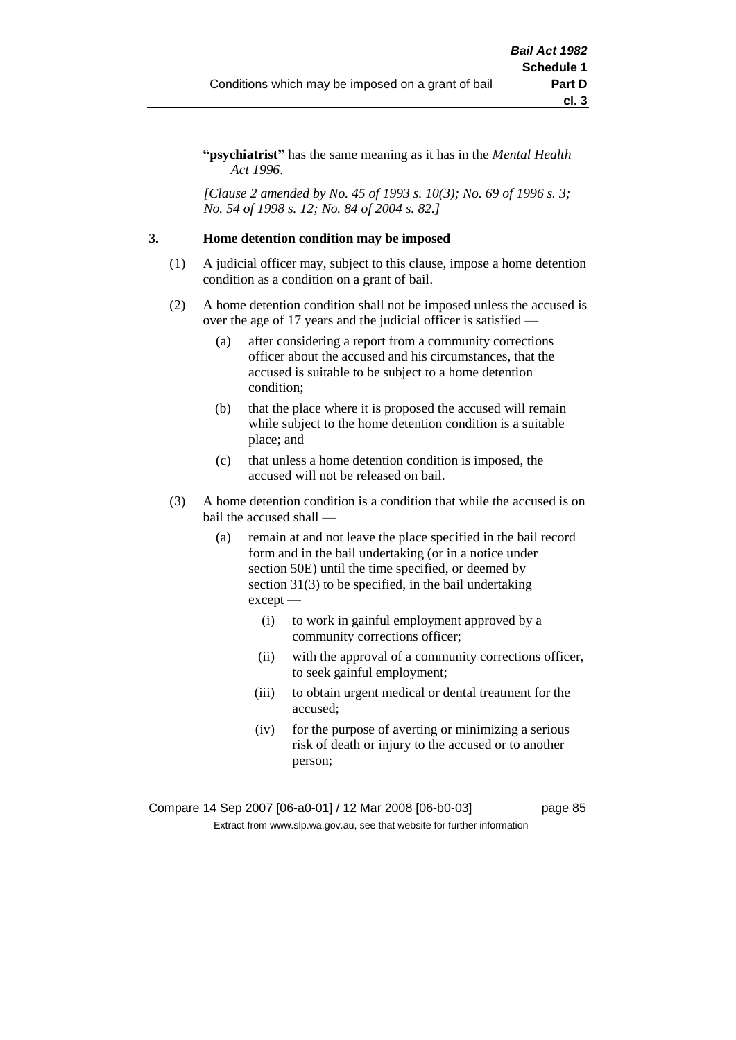**"psychiatrist"** has the same meaning as it has in the *Mental Health Act 1996*.

*[Clause 2 amended by No. 45 of 1993 s. 10(3); No. 69 of 1996 s. 3; No. 54 of 1998 s. 12; No. 84 of 2004 s. 82.]*

### 3. Home detention condition may be imposed

(1) A judicial officer may, subject to this clause, impose a home detention condition as a condition on a grant of bail.

(2) A home detention condition shall not be imposed unless the accused is over the age of 17 years and the judicial officer is satisfied —

- (a) after considering a report from a community corrections officer about the accused and his circumstances, that the accused is suitable to be subject to a home detention condition;
- (b) that the place where it is proposed the accused will remain while subject to the home detention condition is a suitable place; and
- (c) that unless a home detention condition is imposed, the accused will not be released on bail.

(3) A home detention condition is a condition that while the accused is on bail the accused shall —

- (a) remain at and not leave the place specified in the bail record form and in the bail undertaking (or in a notice under section 50E) until the time specified, or deemed by section 31(3) to be specified, in the bail undertaking except —
  - (i) to work in gainful employment approved by a community corrections officer;
  - (ii) with the approval of a community corrections officer, to seek gainful employment;
  - (iii) to obtain urgent medical or dental treatment for the accused;
  - (iv) for the purpose of averting or minimizing a serious risk of death or injury to the accused or to another person;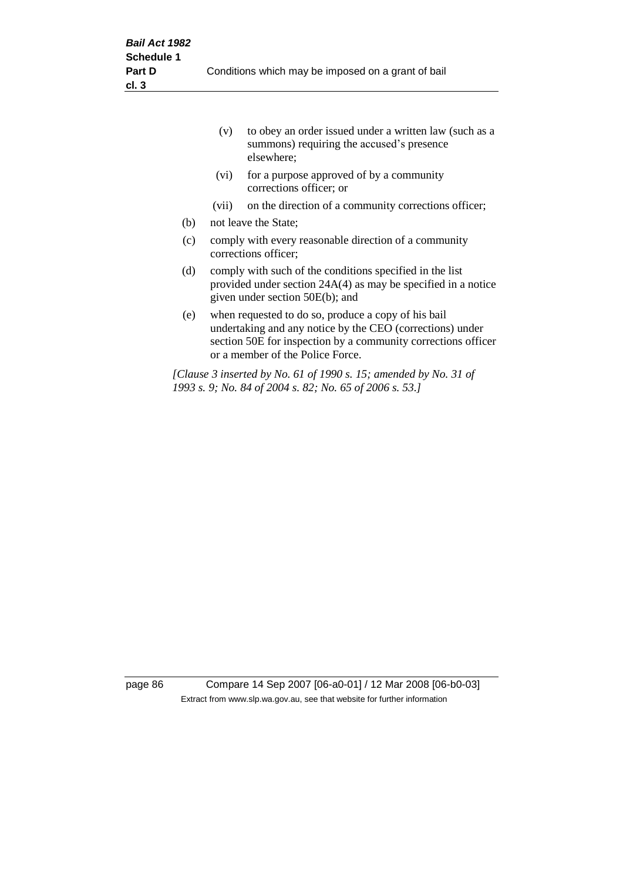(v) to obey an order issued under a written law (such as a summons) requiring the accused's presence elsewhere;

(vi) for a purpose approved of by a community corrections officer; or

(vii) on the direction of a community corrections officer;

(b) not leave the State;

(c) comply with every reasonable direction of a community corrections officer;

(d) comply with such of the conditions specified in the list provided under section 24A(4) as may be specified in a notice given under section 50E(b); and

(e) when requested to do so, produce a copy of his bail undertaking and any notice by the CEO (corrections) under section 50E for inspection by a community corrections officer or a member of the Police Force.

*[Clause 3 inserted by No. 61 of 1990 s. 15; amended by No. 31 of 1993 s. 9; No. 84 of 2004 s. 82; No. 65 of 2006 s. 53.]*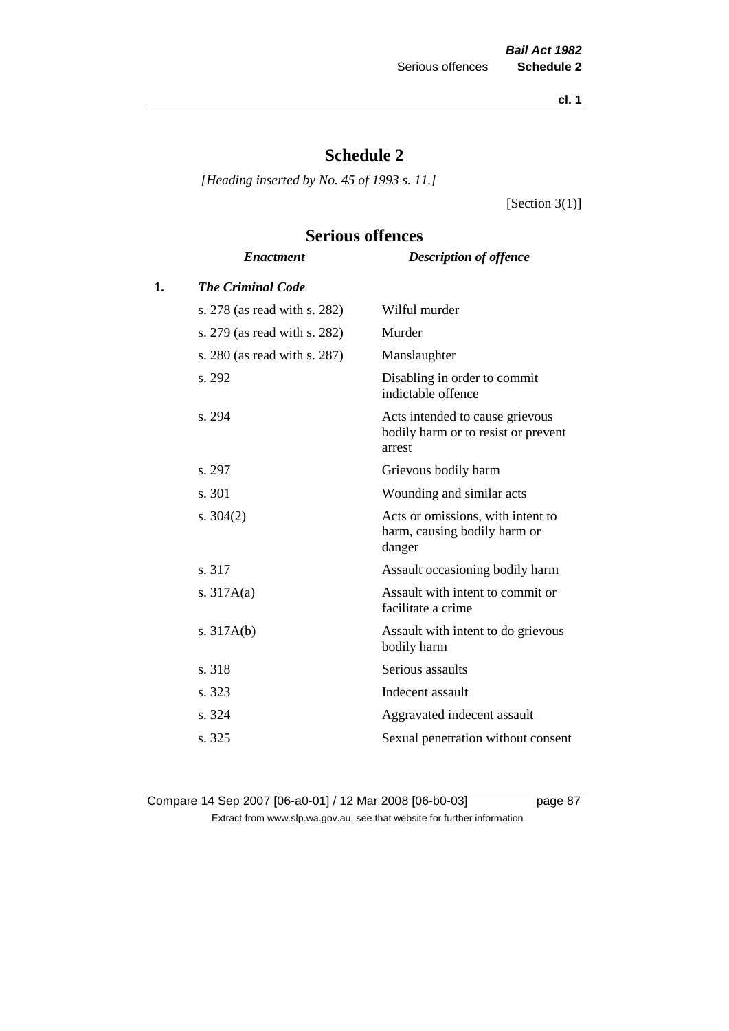# Schedule 2

*[Heading inserted by No. 45 of 1993 s. 11.]*

[Section 3(1)]

## Serious offences

| | *Enactment* | *Description of offence* |
|---|---|---|
| **1.** | ***The Criminal Code*** | |
| | s. 278 (as read with s. 282) | Wilful murder |
| | s. 279 (as read with s. 282) | Murder |
| | s. 280 (as read with s. 287) | Manslaughter |
| | s. 292 | Disabling in order to commit indictable offence |
| | s. 294 | Acts intended to cause grievous bodily harm or to resist or prevent arrest |
| | s. 297 | Grievous bodily harm |
| | s. 301 | Wounding and similar acts |
| | s. 304(2) | Acts or omissions, with intent to harm, causing bodily harm or danger |
| | s. 317 | Assault occasioning bodily harm |
| | s. 317A(a) | Assault with intent to commit or facilitate a crime |
| | s. 317A(b) | Assault with intent to do grievous bodily harm |
| | s. 318 | Serious assaults |
| | s. 323 | Indecent assault |
| | s. 324 | Aggravated indecent assault |
| | s. 325 | Sexual penetration without consent |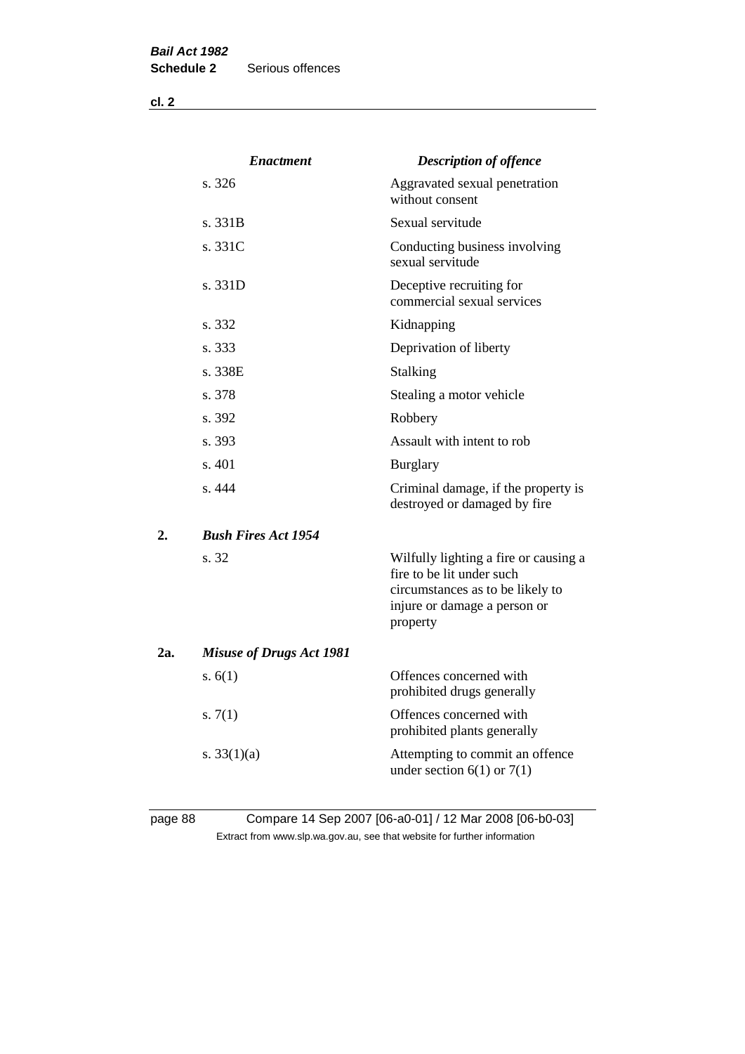| | *Enactment* | *Description of offence* |
|---|---|---|
| | s. 326 | Aggravated sexual penetration without consent |
| | s. 331B | Sexual servitude |
| | s. 331C | Conducting business involving sexual servitude |
| | s. 331D | Deceptive recruiting for commercial sexual services |
| | s. 332 | Kidnapping |
| | s. 333 | Deprivation of liberty |
| | s. 338E | Stalking |
| | s. 378 | Stealing a motor vehicle |
| | s. 392 | Robbery |
| | s. 393 | Assault with intent to rob |
| | s. 401 | Burglary |
| | s. 444 | Criminal damage, if the property is destroyed or damaged by fire |
| **2.** | ***Bush Fires Act 1954*** | |
| | s. 32 | Wilfully lighting a fire or causing a fire to be lit under such circumstances as to be likely to injure or damage a person or property |
| **2a.** | ***Misuse of Drugs Act 1981*** | |
| | s. 6(1) | Offences concerned with prohibited drugs generally |
| | s. 7(1) | Offences concerned with prohibited plants generally |
| | s. 33(1)(a) | Attempting to commit an offence under section 6(1) or 7(1) |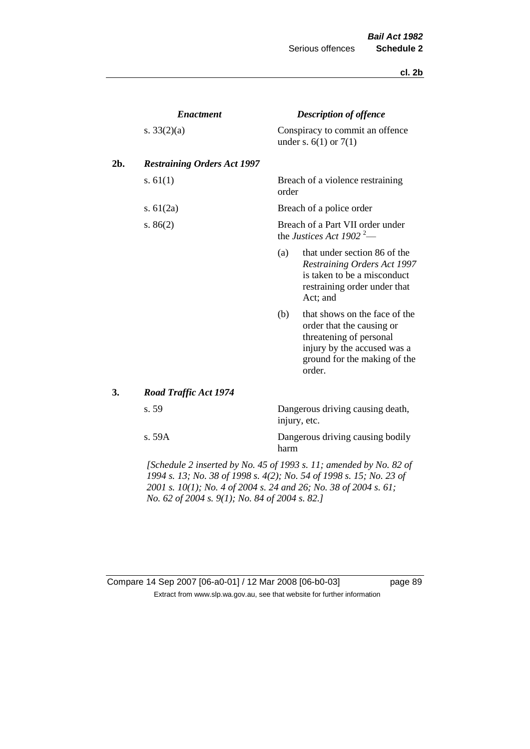| | *Enactment* | *Description of offence* |
|---|---|---|
| | s. 33(2)(a) | Conspiracy to commit an offence under s. 6(1) or 7(1) |
| **2b.** | ***Restraining Orders Act 1997*** | |
| | s. 61(1) | Breach of a violence restraining order |
| | s. 61(2a) | Breach of a police order |
| | s. 86(2) | Breach of a Part VII order under the *Justices Act 1902* [2]— (a) that under section 86 of the *Restraining Orders Act 1997* is taken to be a misconduct restraining order under that Act; and (b) that shows on the face of the order that the causing or threatening of personal injury by the accused was a ground for the making of the order. |
| **3.** | ***Road Traffic Act 1974*** | |
| | s. 59 | Dangerous driving causing death, injury, etc. |
| | s. 59A | Dangerous driving causing bodily harm |

*[Schedule 2 inserted by No. 45 of 1993 s. 11; amended by No. 82 of 1994 s. 13; No. 38 of 1998 s. 4(2); No. 54 of 1998 s. 15; No. 23 of 2001 s. 10(1); No. 4 of 2004 s. 24 and 26; No. 38 of 2004 s. 61; No. 62 of 2004 s. 9(1); No. 84 of 2004 s. 82.]*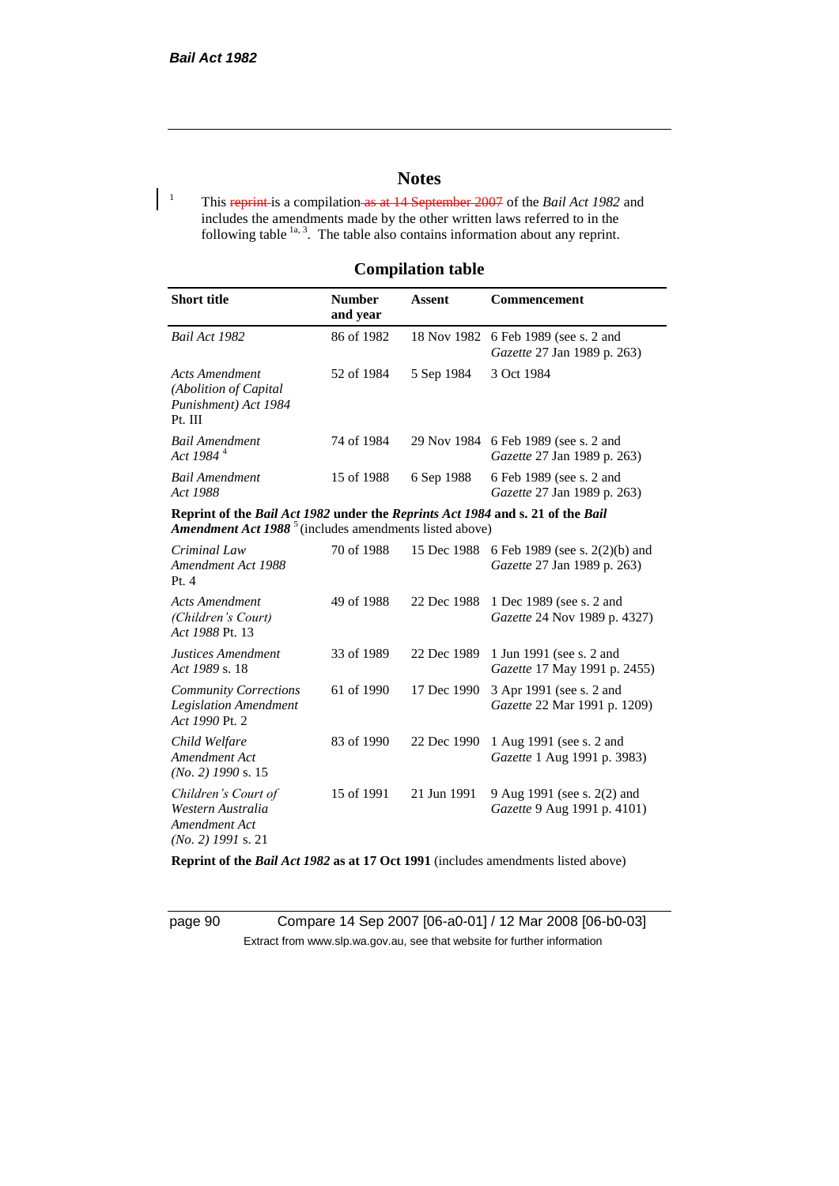# Notes

[1] This ~~reprint~~ is a compilation ~~as at 14 September 2007~~ of the *Bail Act 1982* and includes the amendments made by the other written laws referred to in the following table [1a, 3]. The table also contains information about any reprint.

## Compilation table

| Short title | Number and year | Assent | Commencement |
|---|---|---|---|
| *Bail Act 1982* | 86 of 1982 | 18 Nov 1982 | 6 Feb 1989 (see s. 2 and *Gazette* 27 Jan 1989 p. 263) |
| *Acts Amendment (Abolition of Capital Punishment) Act 1984* Pt. III | 52 of 1984 | 5 Sep 1984 | 3 Oct 1984 |
| *Bail Amendment Act 1984* [4] | 74 of 1984 | 29 Nov 1984 | 6 Feb 1989 (see s. 2 and *Gazette* 27 Jan 1989 p. 263) |
| *Bail Amendment Act 1988* | 15 of 1988 | 6 Sep 1988 | 6 Feb 1989 (see s. 2 and *Gazette* 27 Jan 1989 p. 263) |
| **Reprint of the *Bail Act 1982* under the *Reprints Act 1984* and s. 21 of the *Bail Amendment Act 1988*** [5] (includes amendments listed above) | | | |
| *Criminal Law Amendment Act 1988* Pt. 4 | 70 of 1988 | 15 Dec 1988 | 6 Feb 1989 (see s. 2(2)(b) and *Gazette* 27 Jan 1989 p. 263) |
| *Acts Amendment (Children's Court) Act 1988* Pt. 13 | 49 of 1988 | 22 Dec 1988 | 1 Dec 1989 (see s. 2 and *Gazette* 24 Nov 1989 p. 4327) |
| *Justices Amendment Act 1989* s. 18 | 33 of 1989 | 22 Dec 1989 | 1 Jun 1991 (see s. 2 and *Gazette* 17 May 1991 p. 2455) |
| *Community Corrections Legislation Amendment Act 1990* Pt. 2 | 61 of 1990 | 17 Dec 1990 | 3 Apr 1991 (see s. 2 and *Gazette* 22 Mar 1991 p. 1209) |
| *Child Welfare Amendment Act (No. 2) 1990* s. 15 | 83 of 1990 | 22 Dec 1990 | 1 Aug 1991 (see s. 2 and *Gazette* 1 Aug 1991 p. 3983) |
| *Children's Court of Western Australia Amendment Act (No. 2) 1991* s. 21 | 15 of 1991 | 21 Jun 1991 | 9 Aug 1991 (see s. 2(2) and *Gazette* 9 Aug 1991 p. 4101) |
| **Reprint of the *Bail Act 1982* as at 17 Oct 1991** (includes amendments listed above) | | | |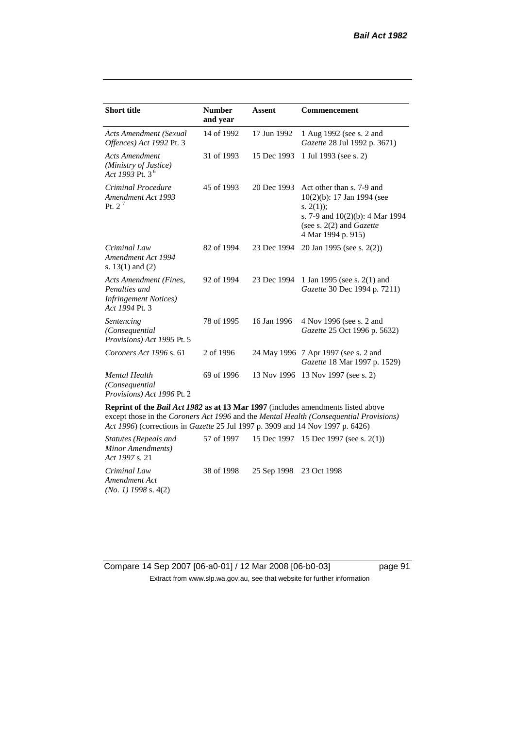| Short title | Number and year | Assent | Commencement |
|---|---|---|---|
| *Acts Amendment (Sexual Offences) Act 1992* Pt. 3 | 14 of 1992 | 17 Jun 1992 | 1 Aug 1992 (see s. 2 and *Gazette* 28 Jul 1992 p. 3671) |
| *Acts Amendment (Ministry of Justice) Act 1993* Pt. 3 [6] | 31 of 1993 | 15 Dec 1993 | 1 Jul 1993 (see s. 2) |
| *Criminal Procedure Amendment Act 1993* Pt. 2 [7] | 45 of 1993 | 20 Dec 1993 | Act other than s. 7-9 and 10(2)(b): 17 Jan 1994 (see s. 2(1)); s. 7-9 and 10(2)(b): 4 Mar 1994 (see s. 2(2) and *Gazette* 4 Mar 1994 p. 915) |
| *Criminal Law Amendment Act 1994* s. 13(1) and (2) | 82 of 1994 | 23 Dec 1994 | 20 Jan 1995 (see s. 2(2)) |
| *Acts Amendment (Fines, Penalties and Infringement Notices) Act 1994* Pt. 3 | 92 of 1994 | 23 Dec 1994 | 1 Jan 1995 (see s. 2(1) and *Gazette* 30 Dec 1994 p. 7211) |
| *Sentencing (Consequential Provisions) Act 1995* Pt. 5 | 78 of 1995 | 16 Jan 1996 | 4 Nov 1996 (see s. 2 and *Gazette* 25 Oct 1996 p. 5632) |
| *Coroners Act 1996* s. 61 | 2 of 1996 | 24 May 1996 | 7 Apr 1997 (see s. 2 and *Gazette* 18 Mar 1997 p. 1529) |
| *Mental Health (Consequential Provisions) Act 1996* Pt. 2 | 69 of 1996 | 13 Nov 1996 | 13 Nov 1997 (see s. 2) |
| **Reprint of the *Bail Act 1982* as at 13 Mar 1997** (includes amendments listed above except those in the *Coroners Act 1996* and the *Mental Health (Consequential Provisions) Act 1996*) (corrections in *Gazette* 25 Jul 1997 p. 3909 and 14 Nov 1997 p. 6426) | | | |
| *Statutes (Repeals and Minor Amendments) Act 1997* s. 21 | 57 of 1997 | 15 Dec 1997 | 15 Dec 1997 (see s. 2(1)) |
| *Criminal Law Amendment Act (No. 1) 1998* s. 4(2) | 38 of 1998 | 25 Sep 1998 | 23 Oct 1998 |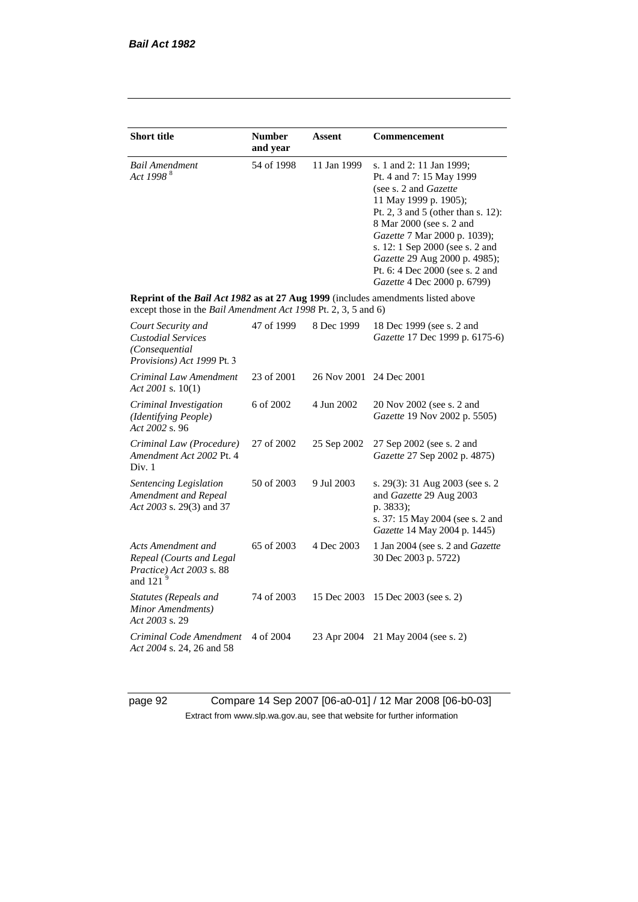| Short title | Number and year | Assent | Commencement |
|---|---|---|---|
| *Bail Amendment Act 1998* [8] | 54 of 1998 | 11 Jan 1999 | s. 1 and 2: 11 Jan 1999; Pt. 4 and 7: 15 May 1999 (see s. 2 and *Gazette* 11 May 1999 p. 1905); Pt. 2, 3 and 5 (other than s. 12): 8 Mar 2000 (see s. 2 and *Gazette* 7 Mar 2000 p. 1039); s. 12: 1 Sep 2000 (see s. 2 and *Gazette* 29 Aug 2000 p. 4985); Pt. 6: 4 Dec 2000 (see s. 2 and *Gazette* 4 Dec 2000 p. 6799) |
| **Reprint of the *Bail Act 1982* as at 27 Aug 1999** (includes amendments listed above except those in the *Bail Amendment Act 1998* Pt. 2, 3, 5 and 6) | | | |
| *Court Security and Custodial Services (Consequential Provisions) Act 1999* Pt. 3 | 47 of 1999 | 8 Dec 1999 | 18 Dec 1999 (see s. 2 and *Gazette* 17 Dec 1999 p. 6175-6) |
| *Criminal Law Amendment Act 2001* s. 10(1) | 23 of 2001 | 26 Nov 2001 | 24 Dec 2001 |
| *Criminal Investigation (Identifying People) Act 2002* s. 96 | 6 of 2002 | 4 Jun 2002 | 20 Nov 2002 (see s. 2 and *Gazette* 19 Nov 2002 p. 5505) |
| *Criminal Law (Procedure) Amendment Act 2002* Pt. 4 Div. 1 | 27 of 2002 | 25 Sep 2002 | 27 Sep 2002 (see s. 2 and *Gazette* 27 Sep 2002 p. 4875) |
| *Sentencing Legislation Amendment and Repeal Act 2003* s. 29(3) and 37 | 50 of 2003 | 9 Jul 2003 | s. 29(3): 31 Aug 2003 (see s. 2 and *Gazette* 29 Aug 2003 p. 3833); s. 37: 15 May 2004 (see s. 2 and *Gazette* 14 May 2004 p. 1445) |
| *Acts Amendment and Repeal (Courts and Legal Practice) Act 2003* s. 88 and 121 [9] | 65 of 2003 | 4 Dec 2003 | 1 Jan 2004 (see s. 2 and *Gazette* 30 Dec 2003 p. 5722) |
| *Statutes (Repeals and Minor Amendments) Act 2003* s. 29 | 74 of 2003 | 15 Dec 2003 | 15 Dec 2003 (see s. 2) |
| *Criminal Code Amendment Act 2004* s. 24, 26 and 58 | 4 of 2004 | 23 Apr 2004 | 21 May 2004 (see s. 2) |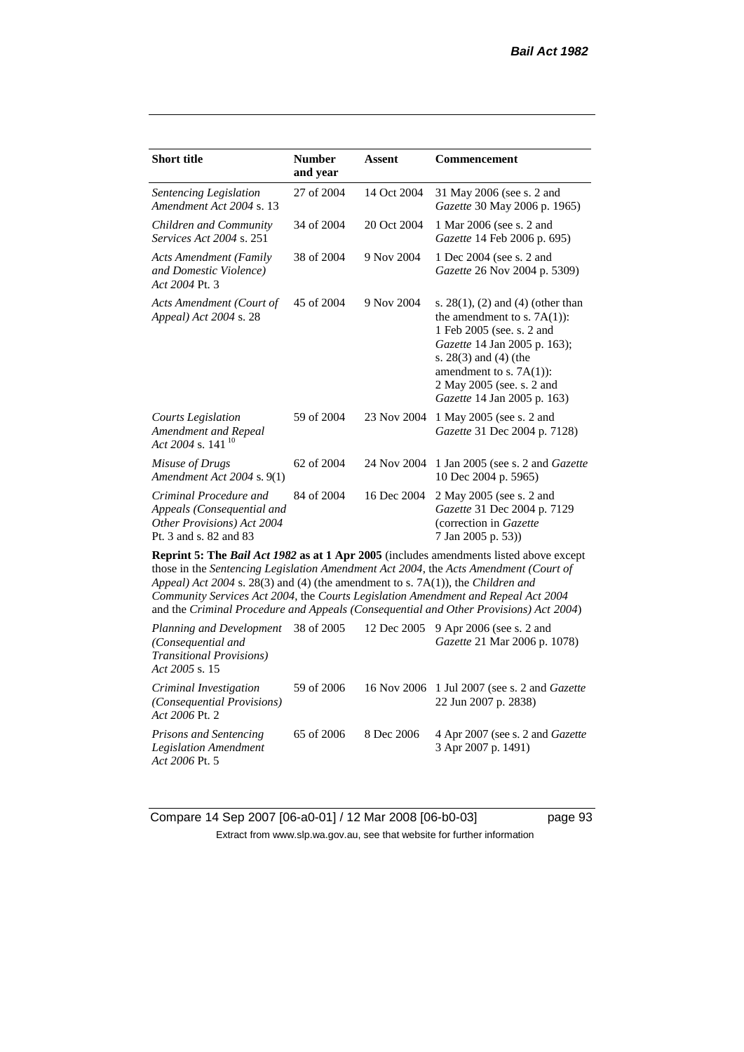| Short title | Number and year | Assent | Commencement |
|---|---|---|---|
| *Sentencing Legislation Amendment Act 2004* s. 13 | 27 of 2004 | 14 Oct 2004 | 31 May 2006 (see s. 2 and *Gazette* 30 May 2006 p. 1965) |
| *Children and Community Services Act 2004* s. 251 | 34 of 2004 | 20 Oct 2004 | 1 Mar 2006 (see s. 2 and *Gazette* 14 Feb 2006 p. 695) |
| *Acts Amendment (Family and Domestic Violence) Act 2004* Pt. 3 | 38 of 2004 | 9 Nov 2004 | 1 Dec 2004 (see s. 2 and *Gazette* 26 Nov 2004 p. 5309) |
| *Acts Amendment (Court of Appeal) Act 2004* s. 28 | 45 of 2004 | 9 Nov 2004 | s. 28(1), (2) and (4) (other than the amendment to s. 7A(1)): 1 Feb 2005 (see. s. 2 and *Gazette* 14 Jan 2005 p. 163); s. 28(3) and (4) (the amendment to s. 7A(1)): 2 May 2005 (see. s. 2 and *Gazette* 14 Jan 2005 p. 163) |
| *Courts Legislation Amendment and Repeal Act 2004* s. 141 [10] | 59 of 2004 | 23 Nov 2004 | 1 May 2005 (see s. 2 and *Gazette* 31 Dec 2004 p. 7128) |
| *Misuse of Drugs Amendment Act 2004* s. 9(1) | 62 of 2004 | 24 Nov 2004 | 1 Jan 2005 (see s. 2 and *Gazette* 10 Dec 2004 p. 5965) |
| *Criminal Procedure and Appeals (Consequential and Other Provisions) Act 2004* Pt. 3 and s. 82 and 83 | 84 of 2004 | 16 Dec 2004 | 2 May 2005 (see s. 2 and *Gazette* 31 Dec 2004 p. 7129 (correction in *Gazette* 7 Jan 2005 p. 53)) |
| **Reprint 5: The *Bail Act 1982* as at 1 Apr 2005** (includes amendments listed above except those in the *Sentencing Legislation Amendment Act 2004*, the *Acts Amendment (Court of Appeal) Act 2004* s. 28(3) and (4) (the amendment to s. 7A(1)), the *Children and Community Services Act 2004*, the *Courts Legislation Amendment and Repeal Act 2004* and the *Criminal Procedure and Appeals (Consequential and Other Provisions) Act 2004*) | | | |
| *Planning and Development (Consequential and Transitional Provisions) Act 2005* s. 15 | 38 of 2005 | 12 Dec 2005 | 9 Apr 2006 (see s. 2 and *Gazette* 21 Mar 2006 p. 1078) |
| *Criminal Investigation (Consequential Provisions) Act 2006* Pt. 2 | 59 of 2006 | 16 Nov 2006 | 1 Jul 2007 (see s. 2 and *Gazette* 22 Jun 2007 p. 2838) |
| *Prisons and Sentencing Legislation Amendment Act 2006* Pt. 5 | 65 of 2006 | 8 Dec 2006 | 4 Apr 2007 (see s. 2 and *Gazette* 3 Apr 2007 p. 1491) |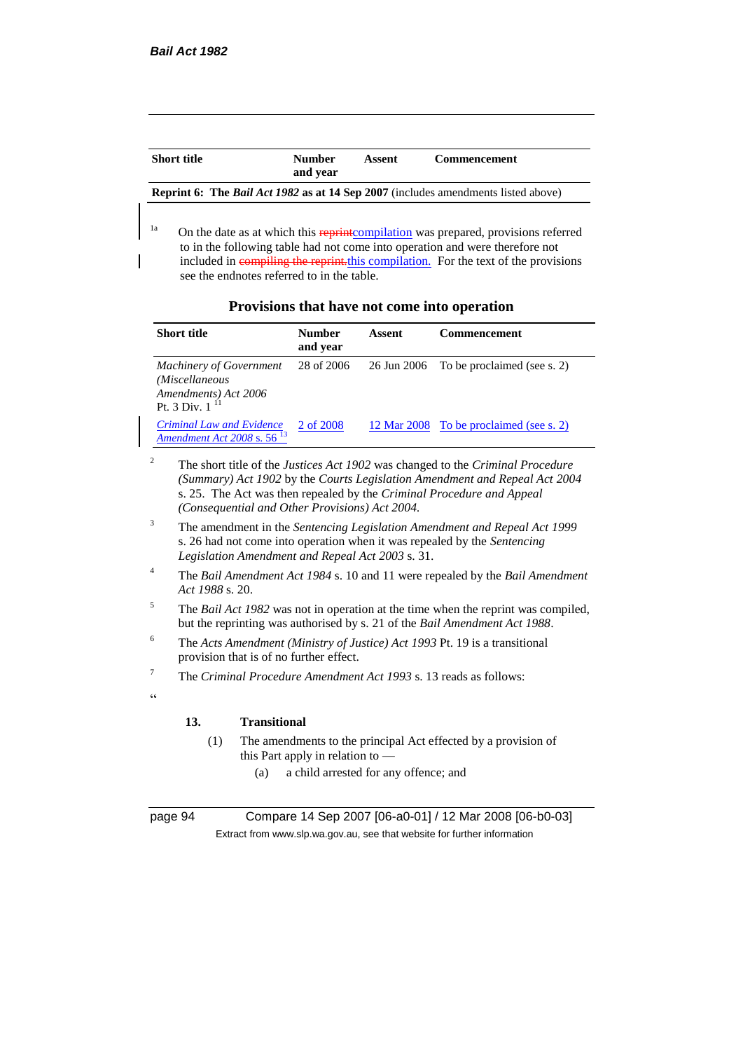| Short title | Number and year | Assent | Commencement |
|---|---|---|---|
| **Reprint 6: The *Bail Act 1982* as at 14 Sep 2007** (includes amendments listed above) | | | |

[1a] On the date as at which this ~~reprint~~compilation was prepared, provisions referred to in the following table had not come into operation and were therefore not included in ~~compiling the reprint.~~this compilation. For the text of the provisions see the endnotes referred to in the table.

### Provisions that have not come into operation

| Short title | Number and year | Assent | Commencement |
|---|---|---|---|
| *Machinery of Government (Miscellaneous Amendments) Act 2006* Pt. 3 Div. 1 [11] | 28 of 2006 | 26 Jun 2006 | To be proclaimed (see s. 2) |
| *Criminal Law and Evidence Amendment Act 2008* s. 56 [13] | 2 of 2008 | 12 Mar 2008 | To be proclaimed (see s. 2) |

[2] The short title of the *Justices Act 1902* was changed to the *Criminal Procedure (Summary) Act 1902* by the *Courts Legislation Amendment and Repeal Act 2004* s. 25. The Act was then repealed by the *Criminal Procedure and Appeal (Consequential and Other Provisions) Act 2004.*

[3] The amendment in the *Sentencing Legislation Amendment and Repeal Act 1999* s. 26 had not come into operation when it was repealed by the *Sentencing Legislation Amendment and Repeal Act 2003* s. 31.

[4] The *Bail Amendment Act 1984* s. 10 and 11 were repealed by the *Bail Amendment Act 1988* s. 20.

[5] The *Bail Act 1982* was not in operation at the time when the reprint was compiled, but the reprinting was authorised by s. 21 of the *Bail Amendment Act 1988*.

[6] The *Acts Amendment (Ministry of Justice) Act 1993* Pt. 19 is a transitional provision that is of no further effect.

[7] The *Criminal Procedure Amendment Act 1993* s. 13 reads as follows:

"

**13. Transitional**

(1) The amendments to the principal Act effected by a provision of this Part apply in relation to —

(a) a child arrested for any offence; and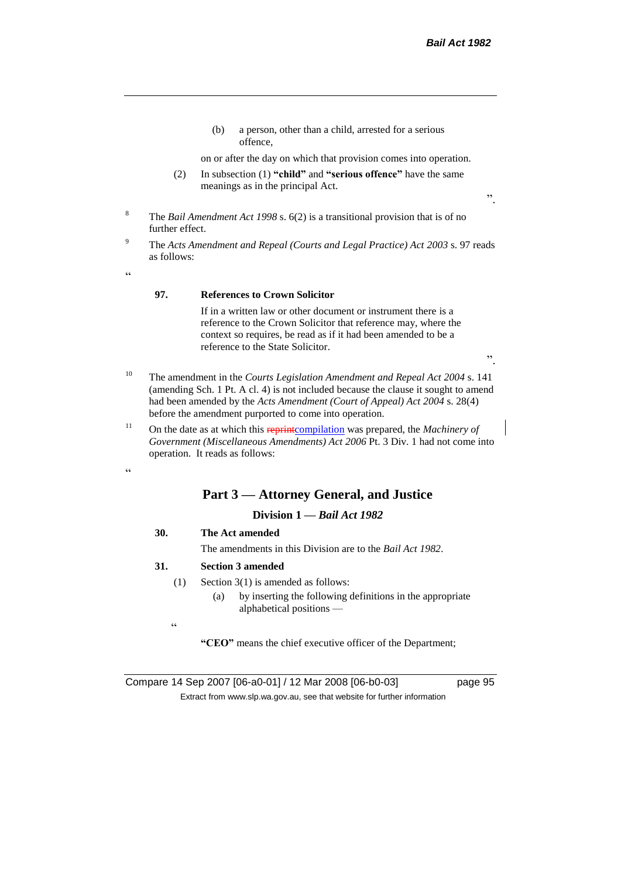(b) a person, other than a child, arrested for a serious offence,

on or after the day on which that provision comes into operation.

(2) In subsection (1) **"child"** and **"serious offence"** have the same meanings as in the principal Act.

".

[8] The *Bail Amendment Act 1998* s. 6(2) is a transitional provision that is of no further effect.

[9] The *Acts Amendment and Repeal (Courts and Legal Practice) Act 2003* s. 97 reads as follows:

"

**97. References to Crown Solicitor**

If in a written law or other document or instrument there is a reference to the Crown Solicitor that reference may, where the context so requires, be read as if it had been amended to be a reference to the State Solicitor.

".

[10] The amendment in the *Courts Legislation Amendment and Repeal Act 2004* s. 141 (amending Sch. 1 Pt. A cl. 4) is not included because the clause it sought to amend had been amended by the *Acts Amendment (Court of Appeal) Act 2004* s. 28(4) before the amendment purported to come into operation.

[11] On the date as at which this ~~reprint~~compilation was prepared, the *Machinery of Government (Miscellaneous Amendments) Act 2006* Pt. 3 Div. 1 had not come into operation. It reads as follows:

"

## Part 3 — Attorney General, and Justice

### Division 1 — *Bail Act 1982*

**30. The Act amended**

The amendments in this Division are to the *Bail Act 1982*.

**31. Section 3 amended**

(1) Section 3(1) is amended as follows:

(a) by inserting the following definitions in the appropriate alphabetical positions —

"

**"CEO"** means the chief executive officer of the Department;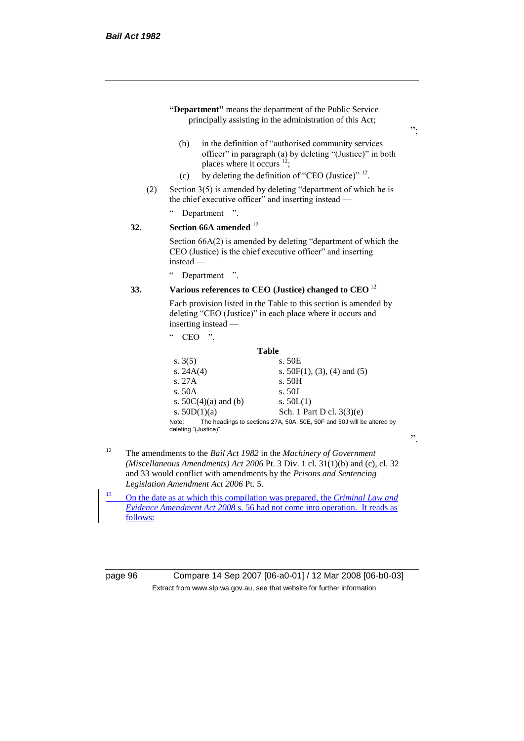**"Department"** means the department of the Public Service principally assisting in the administration of this Act;

";

(b) in the definition of "authorised community services officer" in paragraph (a) by deleting "(Justice)" in both places where it occurs [12];

(c) by deleting the definition of "CEO (Justice)" [12].

(2) Section 3(5) is amended by deleting "department of which he is the chief executive officer" and inserting instead —

" Department ".

**32. Section 66A amended** [12]

Section 66A(2) is amended by deleting "department of which the CEO (Justice) is the chief executive officer" and inserting instead —

" Department ".

**33. Various references to CEO (Justice) changed to CEO** [12]

Each provision listed in the Table to this section is amended by deleting "CEO (Justice)" in each place where it occurs and inserting instead —

" CEO ".

**Table**

| | |
|---|---|
| s. 3(5) | s. 50E |
| s. 24A(4) | s. 50F(1), (3), (4) and (5) |
| s. 27A | s. 50H |
| s. 50A | s. 50J |
| s. 50C(4)(a) and (b) | s. 50L(1) |
| s. 50D(1)(a) | Sch. 1 Part D cl. 3(3)(e) |

Note: The headings to sections 27A, 50A, 50E, 50F and 50J will be altered by deleting "(Justice)".

".

[12] The amendments to the *Bail Act 1982* in the *Machinery of Government (Miscellaneous Amendments) Act 2006* Pt. 3 Div. 1 cl. 31(1)(b) and (c), cl. 32 and 33 would conflict with amendments by the *Prisons and Sentencing Legislation Amendment Act 2006* Pt. 5.

[13] On the date as at which this compilation was prepared, the *Criminal Law and Evidence Amendment Act 2008* s. 56 had not come into operation. It reads as follows: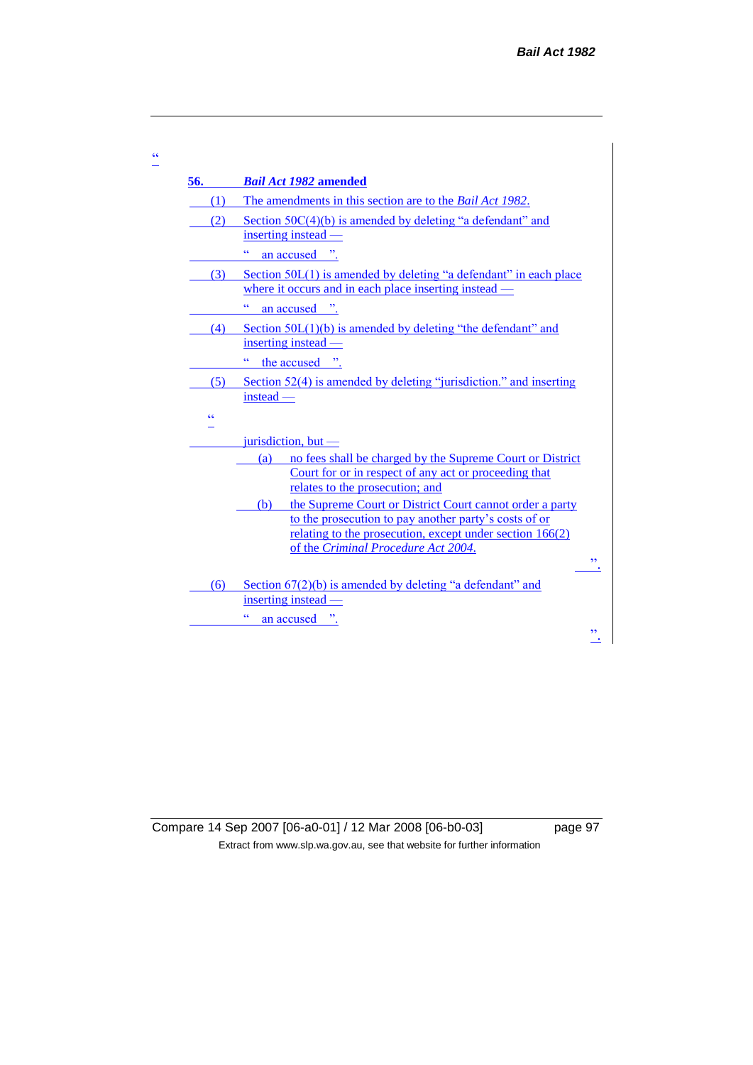"

**56. *Bail Act 1982* amended**

(1) The amendments in this section are to the *Bail Act 1982*.

(2) Section 50C(4)(b) is amended by deleting "a defendant" and inserting instead —

" an accused ".

(3) Section 50L(1) is amended by deleting "a defendant" in each place where it occurs and in each place inserting instead —

" an accused ".

(4) Section 50L(1)(b) is amended by deleting "the defendant" and inserting instead —

" the accused ".

(5) Section 52(4) is amended by deleting "jurisdiction." and inserting instead —

"

jurisdiction, but —

(a) no fees shall be charged by the Supreme Court or District Court for or in respect of any act or proceeding that relates to the prosecution; and

(b) the Supreme Court or District Court cannot order a party to the prosecution to pay another party's costs of or relating to the prosecution, except under section 166(2) of the *Criminal Procedure Act 2004*.

".

(6) Section 67(2)(b) is amended by deleting "a defendant" and inserting instead —

" an accused ".

".